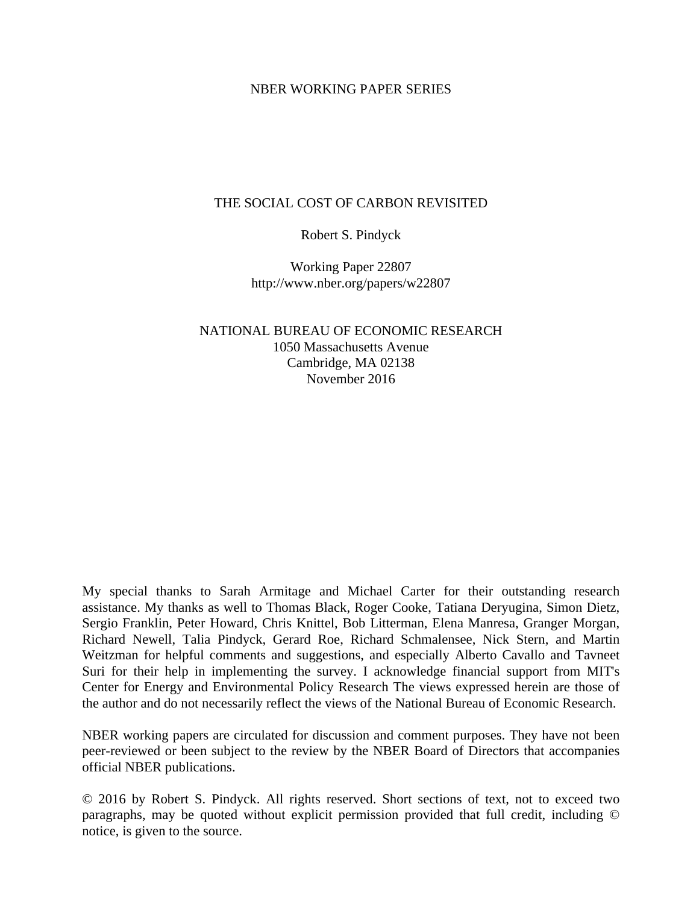NBER WORKING PAPER SERIES

# THE SOCIAL COST OF CARBON REVISITED

Robert S. Pindyck

Working Paper 22807
http://www.nber.org/papers/w22807

NATIONAL BUREAU OF ECONOMIC RESEARCH
1050 Massachusetts Avenue
Cambridge, MA 02138
November 2016

My special thanks to Sarah Armitage and Michael Carter for their outstanding research assistance. My thanks as well to Thomas Black, Roger Cooke, Tatiana Deryugina, Simon Dietz, Sergio Franklin, Peter Howard, Chris Knittel, Bob Litterman, Elena Manresa, Granger Morgan, Richard Newell, Talia Pindyck, Gerard Roe, Richard Schmalensee, Nick Stern, and Martin Weitzman for helpful comments and suggestions, and especially Alberto Cavallo and Tavneet Suri for their help in implementing the survey. I acknowledge financial support from MIT's Center for Energy and Environmental Policy Research The views expressed herein are those of the author and do not necessarily reflect the views of the National Bureau of Economic Research.

NBER working papers are circulated for discussion and comment purposes. They have not been peer-reviewed or been subject to the review by the NBER Board of Directors that accompanies official NBER publications.

© 2016 by Robert S. Pindyck. All rights reserved. Short sections of text, not to exceed two paragraphs, may be quoted without explicit permission provided that full credit, including © notice, is given to the source.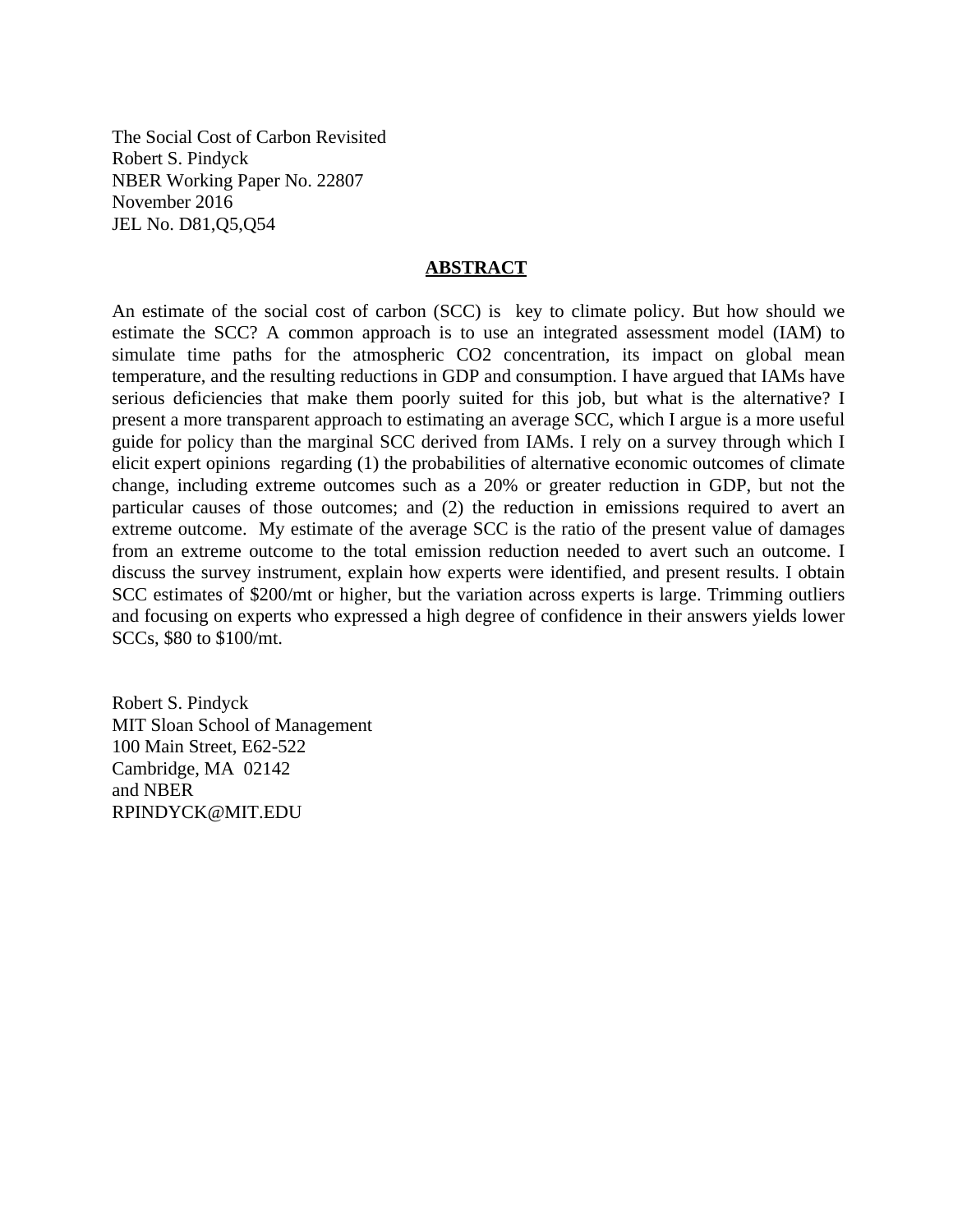The Social Cost of Carbon Revisited
Robert S. Pindyck
NBER Working Paper No. 22807
November 2016
JEL No. D81,Q5,Q54

## ABSTRACT

An estimate of the social cost of carbon (SCC) is key to climate policy. But how should we estimate the SCC? A common approach is to use an integrated assessment model (IAM) to simulate time paths for the atmospheric CO2 concentration, its impact on global mean temperature, and the resulting reductions in GDP and consumption. I have argued that IAMs have serious deficiencies that make them poorly suited for this job, but what is the alternative? I present a more transparent approach to estimating an average SCC, which I argue is a more useful guide for policy than the marginal SCC derived from IAMs. I rely on a survey through which I elicit expert opinions regarding (1) the probabilities of alternative economic outcomes of climate change, including extreme outcomes such as a 20% or greater reduction in GDP, but not the particular causes of those outcomes; and (2) the reduction in emissions required to avert an extreme outcome. My estimate of the average SCC is the ratio of the present value of damages from an extreme outcome to the total emission reduction needed to avert such an outcome. I discuss the survey instrument, explain how experts were identified, and present results. I obtain SCC estimates of $200/mt or higher, but the variation across experts is large. Trimming outliers and focusing on experts who expressed a high degree of confidence in their answers yields lower SCCs, $80 to $100/mt.

Robert S. Pindyck
MIT Sloan School of Management
100 Main Street, E62-522
Cambridge, MA 02142
and NBER
RPINDYCK@MIT.EDU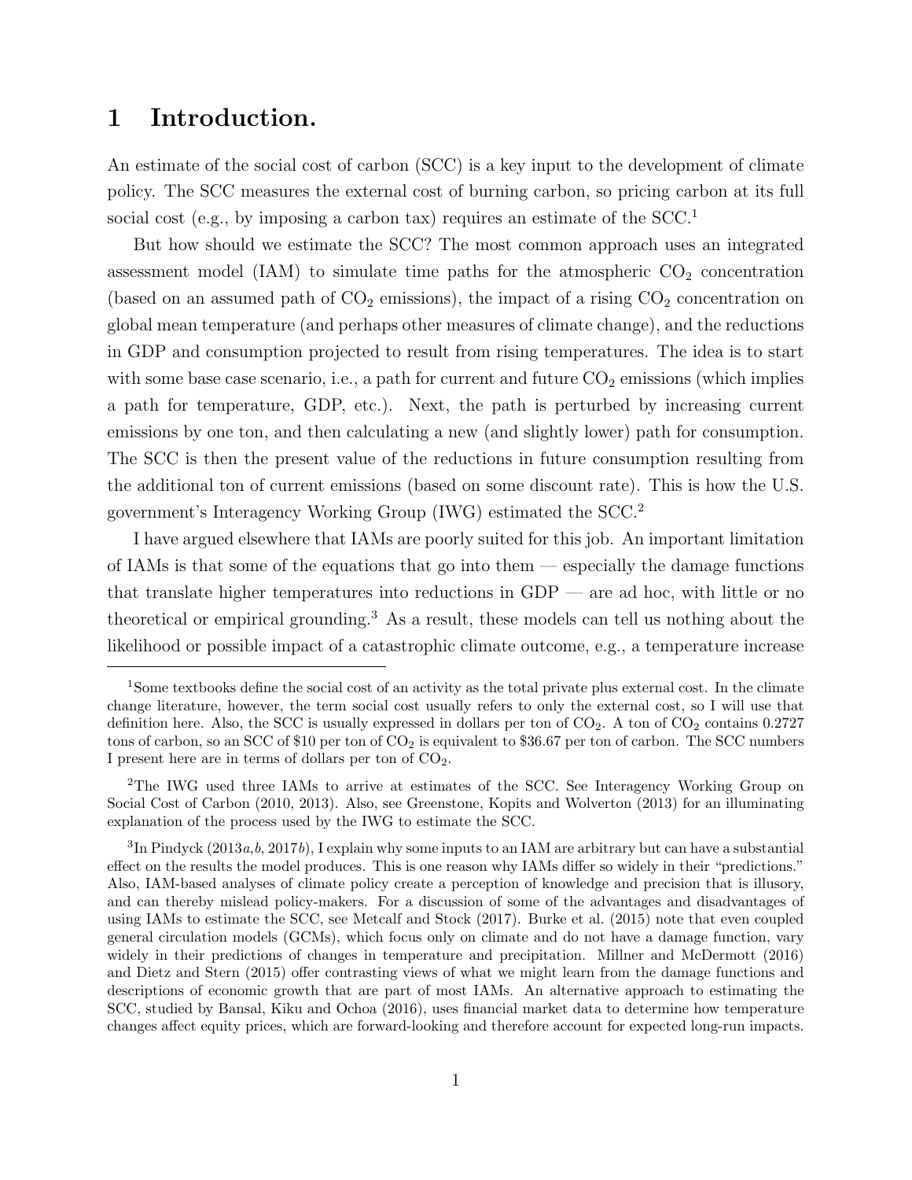# 1 Introduction.

An estimate of the social cost of carbon (SCC) is a key input to the development of climate policy. The SCC measures the external cost of burning carbon, so pricing carbon at its full social cost (e.g., by imposing a carbon tax) requires an estimate of the SCC.[1]

But how should we estimate the SCC? The most common approach uses an integrated assessment model (IAM) to simulate time paths for the atmospheric $CO_2$ concentration (based on an assumed path of $CO_2$ emissions), the impact of a rising $CO_2$ concentration on global mean temperature (and perhaps other measures of climate change), and the reductions in GDP and consumption projected to result from rising temperatures. The idea is to start with some base case scenario, i.e., a path for current and future $CO_2$ emissions (which implies a path for temperature, GDP, etc.). Next, the path is perturbed by increasing current emissions by one ton, and then calculating a new (and slightly lower) path for consumption. The SCC is then the present value of the reductions in future consumption resulting from the additional ton of current emissions (based on some discount rate). This is how the U.S. government's Interagency Working Group (IWG) estimated the SCC.[2]

I have argued elsewhere that IAMs are poorly suited for this job. An important limitation of IAMs is that some of the equations that go into them — especially the damage functions that translate higher temperatures into reductions in GDP — are ad hoc, with little or no theoretical or empirical grounding.[3] As a result, these models can tell us nothing about the likelihood or possible impact of a catastrophic climate outcome, e.g., a temperature increase

---

[1]Some textbooks define the social cost of an activity as the total private plus external cost. In the climate change literature, however, the term social cost usually refers to only the external cost, so I will use that definition here. Also, the SCC is usually expressed in dollars per ton of $CO_2$. A ton of $CO_2$ contains 0.2727 tons of carbon, so an SCC of \$10 per ton of $CO_2$ is equivalent to \$36.67 per ton of carbon. The SCC numbers I present here are in terms of dollars per ton of $CO_2$.

[2]The IWG used three IAMs to arrive at estimates of the SCC. See Interagency Working Group on Social Cost of Carbon (2010, 2013). Also, see Greenstone, Kopits and Wolverton (2013) for an illuminating explanation of the process used by the IWG to estimate the SCC.

[3]In Pindyck (2013*a*,*b*, 2017*b*), I explain why some inputs to an IAM are arbitrary but can have a substantial effect on the results the model produces. This is one reason why IAMs differ so widely in their "predictions." Also, IAM-based analyses of climate policy create a perception of knowledge and precision that is illusory, and can thereby mislead policy-makers. For a discussion of some of the advantages and disadvantages of using IAMs to estimate the SCC, see Metcalf and Stock (2017). Burke et al. (2015) note that even coupled general circulation models (GCMs), which focus only on climate and do not have a damage function, vary widely in their predictions of changes in temperature and precipitation. Millner and McDermott (2016) and Dietz and Stern (2015) offer contrasting views of what we might learn from the damage functions and descriptions of economic growth that are part of most IAMs. An alternative approach to estimating the SCC, studied by Bansal, Kiku and Ochoa (2016), uses financial market data to determine how temperature changes affect equity prices, which are forward-looking and therefore account for expected long-run impacts.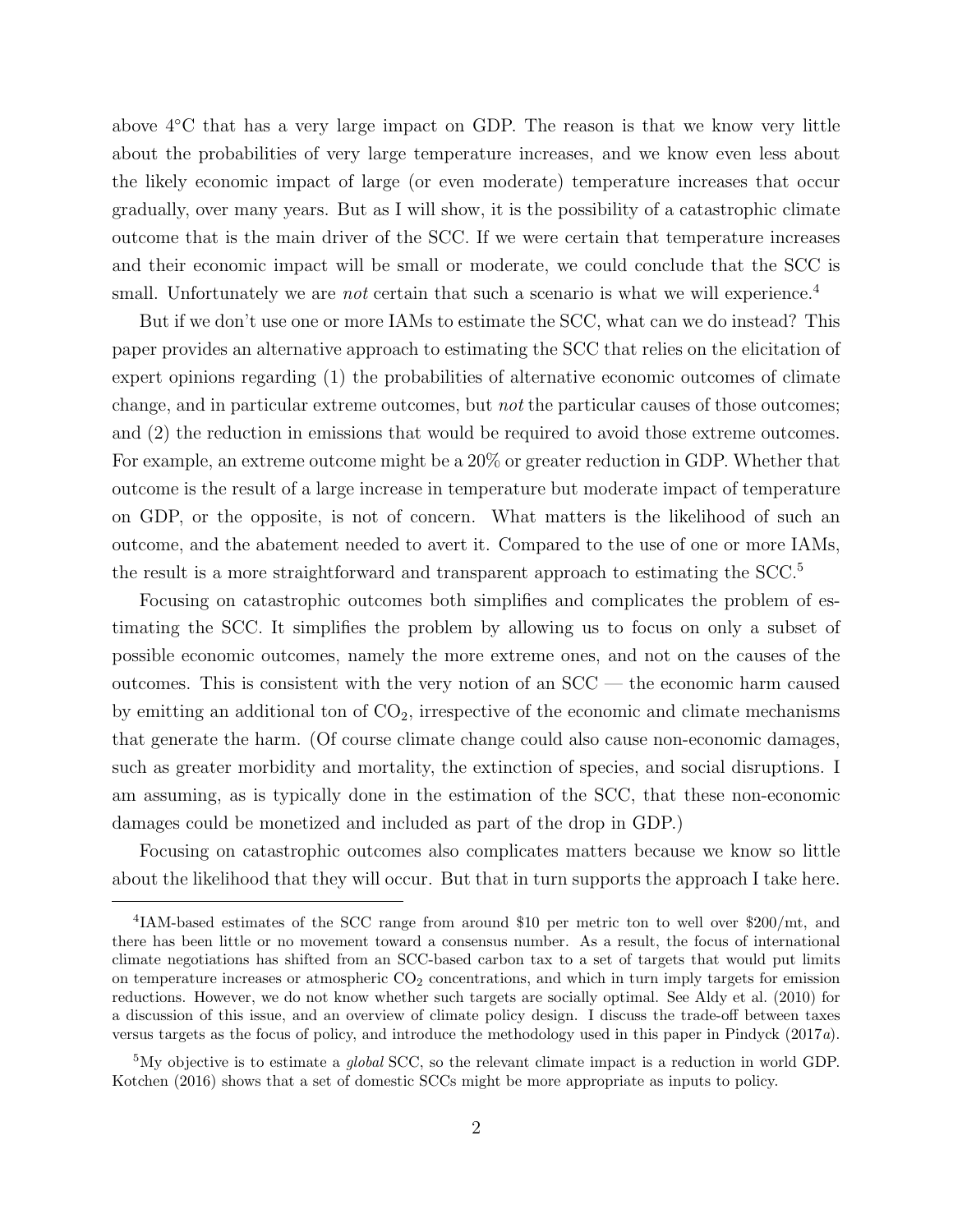above 4°C that has a very large impact on GDP. The reason is that we know very little about the probabilities of very large temperature increases, and we know even less about the likely economic impact of large (or even moderate) temperature increases that occur gradually, over many years. But as I will show, it is the possibility of a catastrophic climate outcome that is the main driver of the SCC. If we were certain that temperature increases and their economic impact will be small or moderate, we could conclude that the SCC is small. Unfortunately we are *not* certain that such a scenario is what we will experience.[4]

But if we don't use one or more IAMs to estimate the SCC, what can we do instead? This paper provides an alternative approach to estimating the SCC that relies on the elicitation of expert opinions regarding (1) the probabilities of alternative economic outcomes of climate change, and in particular extreme outcomes, but *not* the particular causes of those outcomes; and (2) the reduction in emissions that would be required to avoid those extreme outcomes. For example, an extreme outcome might be a 20% or greater reduction in GDP. Whether that outcome is the result of a large increase in temperature but moderate impact of temperature on GDP, or the opposite, is not of concern. What matters is the likelihood of such an outcome, and the abatement needed to avert it. Compared to the use of one or more IAMs, the result is a more straightforward and transparent approach to estimating the SCC.[5]

Focusing on catastrophic outcomes both simplifies and complicates the problem of estimating the SCC. It simplifies the problem by allowing us to focus on only a subset of possible economic outcomes, namely the more extreme ones, and not on the causes of the outcomes. This is consistent with the very notion of an SCC — the economic harm caused by emitting an additional ton of $CO_2$, irrespective of the economic and climate mechanisms that generate the harm. (Of course climate change could also cause non-economic damages, such as greater morbidity and mortality, the extinction of species, and social disruptions. I am assuming, as is typically done in the estimation of the SCC, that these non-economic damages could be monetized and included as part of the drop in GDP.)

Focusing on catastrophic outcomes also complicates matters because we know so little about the likelihood that they will occur. But that in turn supports the approach I take here.

[4]IAM-based estimates of the SCC range from around $10 per metric ton to well over $200/mt, and there has been little or no movement toward a consensus number. As a result, the focus of international climate negotiations has shifted from an SCC-based carbon tax to a set of targets that would put limits on temperature increases or atmospheric $CO_2$ concentrations, and which in turn imply targets for emission reductions. However, we do not know whether such targets are socially optimal. See Aldy et al. (2010) for a discussion of this issue, and an overview of climate policy design. I discuss the trade-off between taxes versus targets as the focus of policy, and introduce the methodology used in this paper in Pindyck (2017*a*).

[5]My objective is to estimate a *global* SCC, so the relevant climate impact is a reduction in world GDP. Kotchen (2016) shows that a set of domestic SCCs might be more appropriate as inputs to policy.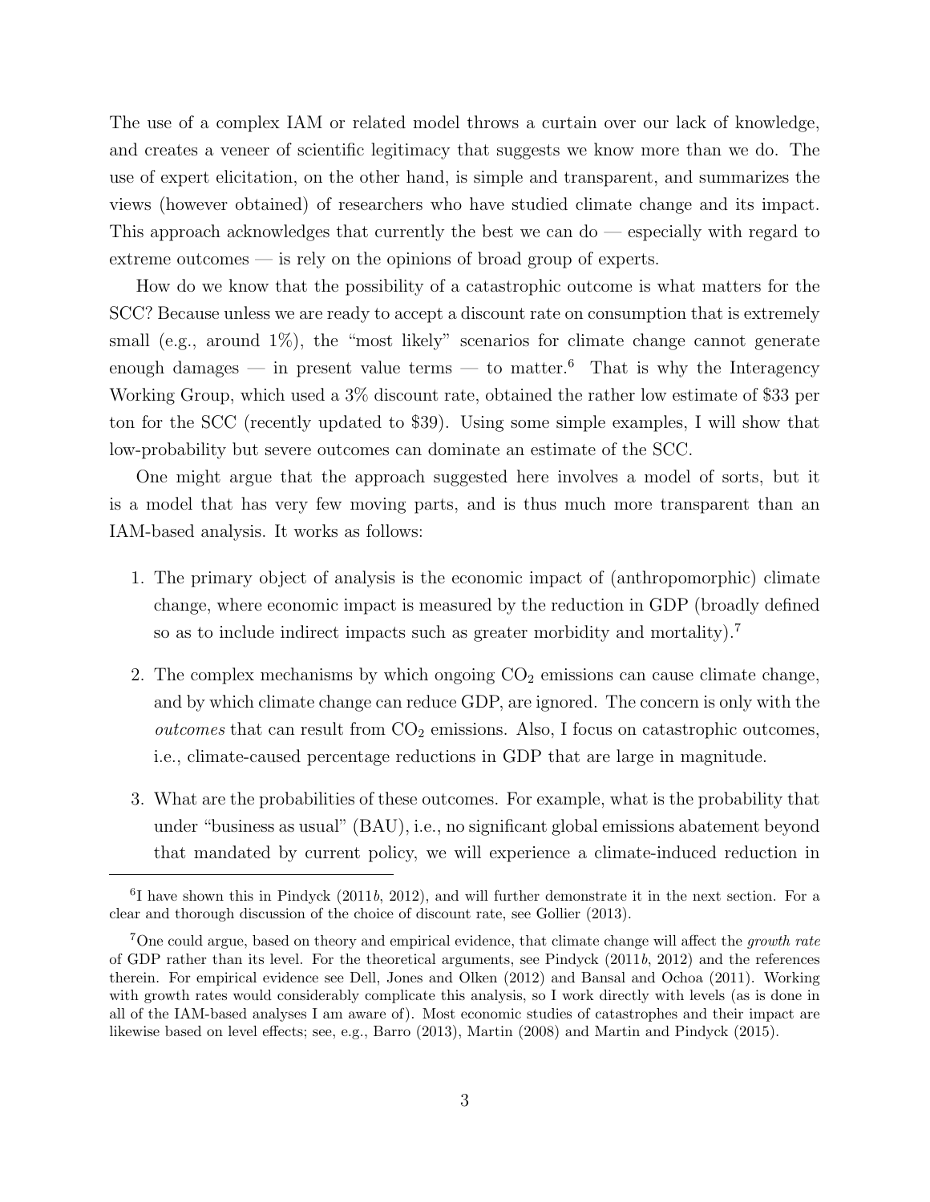The use of a complex IAM or related model throws a curtain over our lack of knowledge, and creates a veneer of scientific legitimacy that suggests we know more than we do. The use of expert elicitation, on the other hand, is simple and transparent, and summarizes the views (however obtained) of researchers who have studied climate change and its impact. This approach acknowledges that currently the best we can do — especially with regard to extreme outcomes — is rely on the opinions of broad group of experts.

How do we know that the possibility of a catastrophic outcome is what matters for the SCC? Because unless we are ready to accept a discount rate on consumption that is extremely small (e.g., around 1%), the "most likely" scenarios for climate change cannot generate enough damages — in present value terms — to matter.[6] That is why the Interagency Working Group, which used a 3% discount rate, obtained the rather low estimate of \$33 per ton for the SCC (recently updated to \$39). Using some simple examples, I will show that low-probability but severe outcomes can dominate an estimate of the SCC.

One might argue that the approach suggested here involves a model of sorts, but it is a model that has very few moving parts, and is thus much more transparent than an IAM-based analysis. It works as follows:

1. The primary object of analysis is the economic impact of (anthropomorphic) climate change, where economic impact is measured by the reduction in GDP (broadly defined so as to include indirect impacts such as greater morbidity and mortality).[7]

2. The complex mechanisms by which ongoing $CO_2$ emissions can cause climate change, and by which climate change can reduce GDP, are ignored. The concern is only with the *outcomes* that can result from $CO_2$ emissions. Also, I focus on catastrophic outcomes, i.e., climate-caused percentage reductions in GDP that are large in magnitude.

3. What are the probabilities of these outcomes. For example, what is the probability that under "business as usual" (BAU), i.e., no significant global emissions abatement beyond that mandated by current policy, we will experience a climate-induced reduction in

---

[6] I have shown this in Pindyck (2011*b*, 2012), and will further demonstrate it in the next section. For a clear and thorough discussion of the choice of discount rate, see Gollier (2013).

[7] One could argue, based on theory and empirical evidence, that climate change will affect the *growth rate* of GDP rather than its level. For the theoretical arguments, see Pindyck (2011*b*, 2012) and the references therein. For empirical evidence see Dell, Jones and Olken (2012) and Bansal and Ochoa (2011). Working with growth rates would considerably complicate this analysis, so I work directly with levels (as is done in all of the IAM-based analyses I am aware of). Most economic studies of catastrophes and their impact are likewise based on level effects; see, e.g., Barro (2013), Martin (2008) and Martin and Pindyck (2015).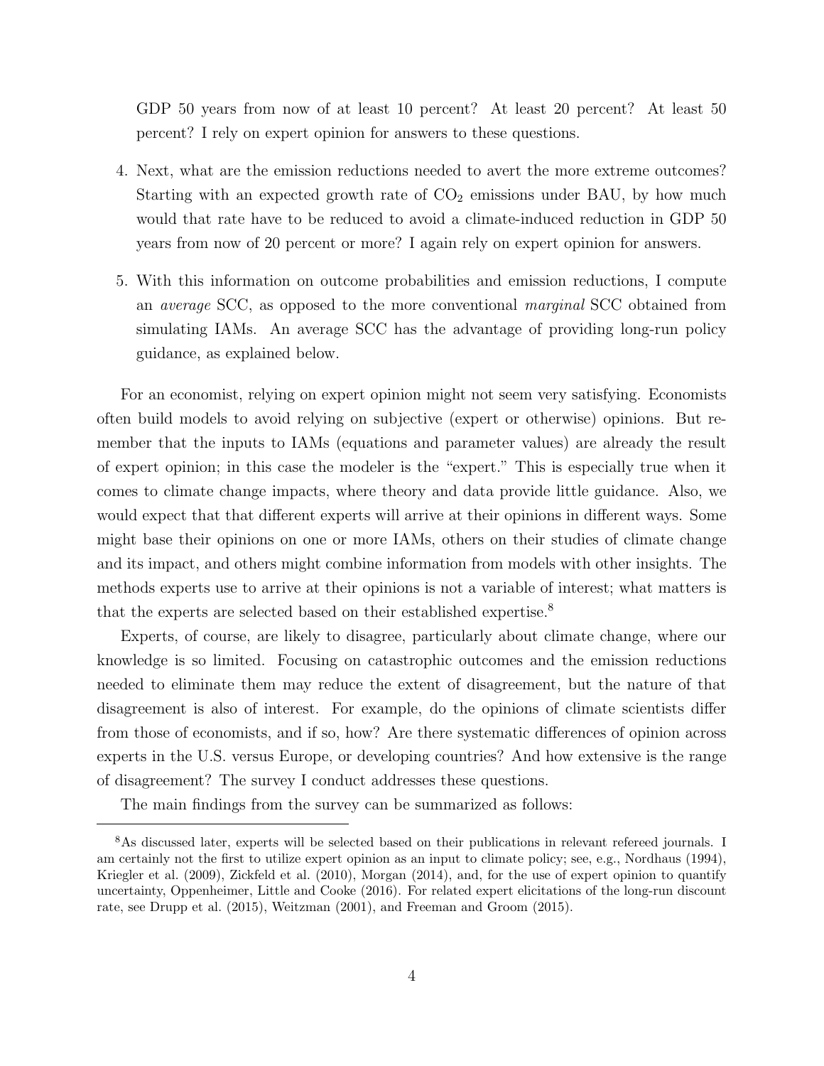GDP 50 years from now of at least 10 percent? At least 20 percent? At least 50 percent? I rely on expert opinion for answers to these questions.

4. Next, what are the emission reductions needed to avert the more extreme outcomes? Starting with an expected growth rate of $CO_2$ emissions under BAU, by how much would that rate have to be reduced to avoid a climate-induced reduction in GDP 50 years from now of 20 percent or more? I again rely on expert opinion for answers.

5. With this information on outcome probabilities and emission reductions, I compute an *average* SCC, as opposed to the more conventional *marginal* SCC obtained from simulating IAMs. An average SCC has the advantage of providing long-run policy guidance, as explained below.

For an economist, relying on expert opinion might not seem very satisfying. Economists often build models to avoid relying on subjective (expert or otherwise) opinions. But remember that the inputs to IAMs (equations and parameter values) are already the result of expert opinion; in this case the modeler is the "expert." This is especially true when it comes to climate change impacts, where theory and data provide little guidance. Also, we would expect that that different experts will arrive at their opinions in different ways. Some might base their opinions on one or more IAMs, others on their studies of climate change and its impact, and others might combine information from models with other insights. The methods experts use to arrive at their opinions is not a variable of interest; what matters is that the experts are selected based on their established expertise.[8]

Experts, of course, are likely to disagree, particularly about climate change, where our knowledge is so limited. Focusing on catastrophic outcomes and the emission reductions needed to eliminate them may reduce the extent of disagreement, but the nature of that disagreement is also of interest. For example, do the opinions of climate scientists differ from those of economists, and if so, how? Are there systematic differences of opinion across experts in the U.S. versus Europe, or developing countries? And how extensive is the range of disagreement? The survey I conduct addresses these questions.

The main findings from the survey can be summarized as follows:

[8]As discussed later, experts will be selected based on their publications in relevant refereed journals. I am certainly not the first to utilize expert opinion as an input to climate policy; see, e.g., Nordhaus (1994), Kriegler et al. (2009), Zickfeld et al. (2010), Morgan (2014), and, for the use of expert opinion to quantify uncertainty, Oppenheimer, Little and Cooke (2016). For related expert elicitations of the long-run discount rate, see Drupp et al. (2015), Weitzman (2001), and Freeman and Groom (2015).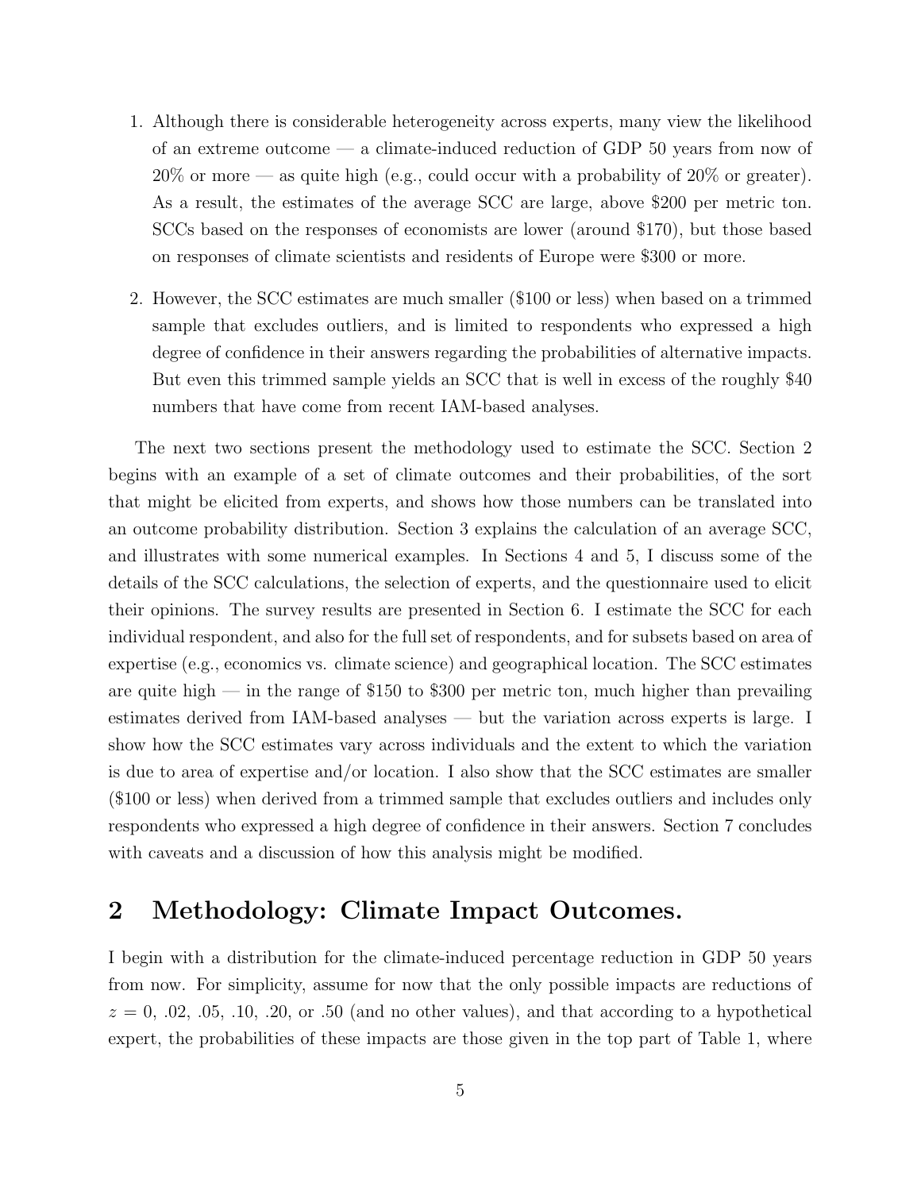1. Although there is considerable heterogeneity across experts, many view the likelihood of an extreme outcome — a climate-induced reduction of GDP 50 years from now of 20% or more — as quite high (e.g., could occur with a probability of 20% or greater). As a result, the estimates of the average SCC are large, above $200 per metric ton. SCCs based on the responses of economists are lower (around $170), but those based on responses of climate scientists and residents of Europe were $300 or more.

2. However, the SCC estimates are much smaller ($100 or less) when based on a trimmed sample that excludes outliers, and is limited to respondents who expressed a high degree of confidence in their answers regarding the probabilities of alternative impacts. But even this trimmed sample yields an SCC that is well in excess of the roughly $40 numbers that have come from recent IAM-based analyses.

The next two sections present the methodology used to estimate the SCC. Section 2 begins with an example of a set of climate outcomes and their probabilities, of the sort that might be elicited from experts, and shows how those numbers can be translated into an outcome probability distribution. Section 3 explains the calculation of an average SCC, and illustrates with some numerical examples. In Sections 4 and 5, I discuss some of the details of the SCC calculations, the selection of experts, and the questionnaire used to elicit their opinions. The survey results are presented in Section 6. I estimate the SCC for each individual respondent, and also for the full set of respondents, and for subsets based on area of expertise (e.g., economics vs. climate science) and geographical location. The SCC estimates are quite high — in the range of $150 to $300 per metric ton, much higher than prevailing estimates derived from IAM-based analyses — but the variation across experts is large. I show how the SCC estimates vary across individuals and the extent to which the variation is due to area of expertise and/or location. I also show that the SCC estimates are smaller ($100 or less) when derived from a trimmed sample that excludes outliers and includes only respondents who expressed a high degree of confidence in their answers. Section 7 concludes with caveats and a discussion of how this analysis might be modified.

## 2 Methodology: Climate Impact Outcomes.

I begin with a distribution for the climate-induced percentage reduction in GDP 50 years from now. For simplicity, assume for now that the only possible impacts are reductions of $z = 0$, .02, .05, .10, .20, or .50 (and no other values), and that according to a hypothetical expert, the probabilities of these impacts are those given in the top part of Table 1, where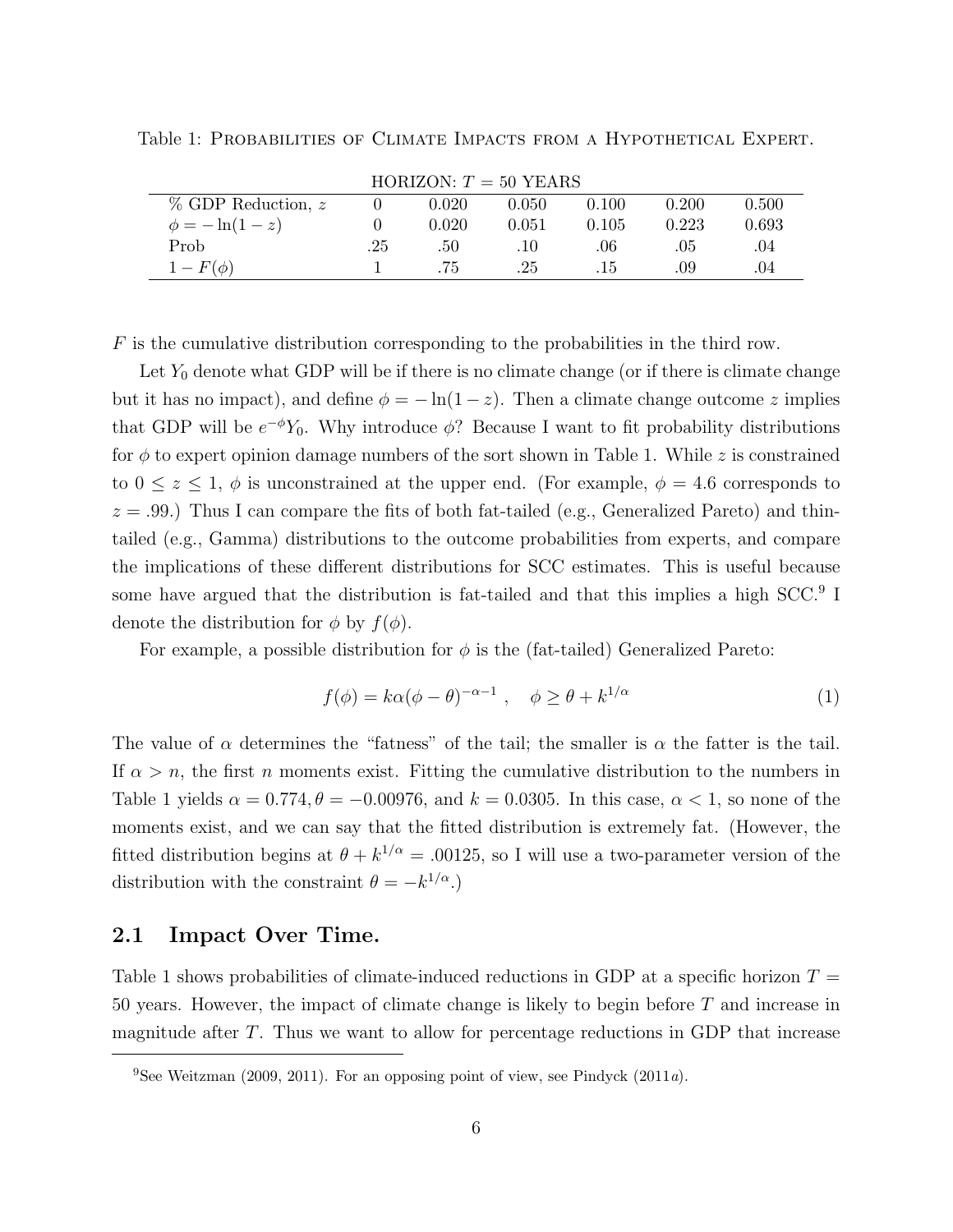Table 1: Probabilities of Climate Impacts from a Hypothetical Expert.

| HORIZON: $T = 50$ YEARS | | | | | | |
|---|---|---|---|---|---|---|
| % GDP Reduction, $z$ | 0 | 0.020 | 0.050 | 0.100 | 0.200 | 0.500 |
| $\phi = -\ln(1-z)$ | 0 | 0.020 | 0.051 | 0.105 | 0.223 | 0.693 |
| Prob | .25 | .50 | .10 | .06 | .05 | .04 |
| $1 - F(\phi)$ | 1 | .75 | .25 | .15 | .09 | .04 |

$F$ is the cumulative distribution corresponding to the probabilities in the third row.

Let $Y_0$ denote what GDP will be if there is no climate change (or if there is climate change but it has no impact), and define $\phi = -\ln(1-z)$. Then a climate change outcome $z$ implies that GDP will be $e^{-\phi}Y_0$. Why introduce $\phi$? Because I want to fit probability distributions for $\phi$ to expert opinion damage numbers of the sort shown in Table 1. While $z$ is constrained to $0 \leq z \leq 1$, $\phi$ is unconstrained at the upper end. (For example, $\phi = 4.6$ corresponds to $z = .99$.) Thus I can compare the fits of both fat-tailed (e.g., Generalized Pareto) and thin-tailed (e.g., Gamma) distributions to the outcome probabilities from experts, and compare the implications of these different distributions for SCC estimates. This is useful because some have argued that the distribution is fat-tailed and that this implies a high SCC.[9] I denote the distribution for $\phi$ by $f(\phi)$.

For example, a possible distribution for $\phi$ is the (fat-tailed) Generalized Pareto:

$$f(\phi) = k\alpha(\phi - \theta)^{-\alpha-1} \ , \quad \phi \geq \theta + k^{1/\alpha} \tag{1}$$

The value of $\alpha$ determines the "fatness" of the tail; the smaller is $\alpha$ the fatter is the tail. If $\alpha > n$, the first $n$ moments exist. Fitting the cumulative distribution to the numbers in Table 1 yields $\alpha = 0.774, \theta = -0.00976$, and $k = 0.0305$. In this case, $\alpha < 1$, so none of the moments exist, and we can say that the fitted distribution is extremely fat. (However, the fitted distribution begins at $\theta + k^{1/\alpha} = .00125$, so I will use a two-parameter version of the distribution with the constraint $\theta = -k^{1/\alpha}$.)

## 2.1 Impact Over Time.

Table 1 shows probabilities of climate-induced reductions in GDP at a specific horizon $T =$ 50 years. However, the impact of climate change is likely to begin before $T$ and increase in magnitude after $T$. Thus we want to allow for percentage reductions in GDP that increase

[9] See Weitzman (2009, 2011). For an opposing point of view, see Pindyck (2011*a*).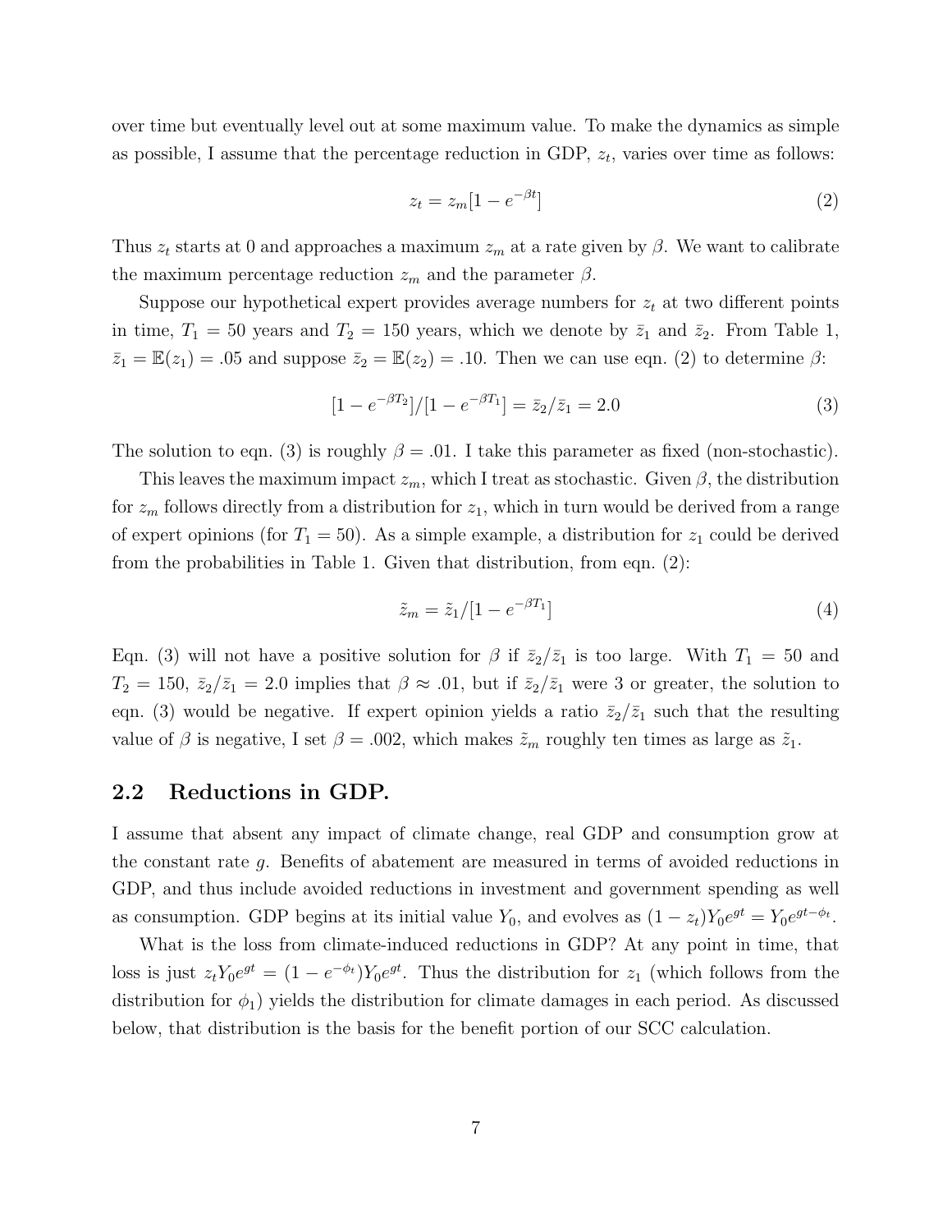over time but eventually level out at some maximum value. To make the dynamics as simple as possible, I assume that the percentage reduction in GDP, $z_t$, varies over time as follows:

$$z_t = z_m[1 - e^{-\beta t}] \tag{2}$$

Thus $z_t$ starts at 0 and approaches a maximum $z_m$ at a rate given by $\beta$. We want to calibrate the maximum percentage reduction $z_m$ and the parameter $\beta$.

Suppose our hypothetical expert provides average numbers for $z_t$ at two different points in time, $T_1 = 50$ years and $T_2 = 150$ years, which we denote by $\bar{z}_1$ and $\bar{z}_2$. From Table 1, $\bar{z}_1 = \mathbb{E}(z_1) = .05$ and suppose $\bar{z}_2 = \mathbb{E}(z_2) = .10$. Then we can use eqn. (2) to determine $\beta$:

$$[1 - e^{-\beta T_2}]/[1 - e^{-\beta T_1}] = \bar{z}_2/\bar{z}_1 = 2.0 \tag{3}$$

The solution to eqn. (3) is roughly $\beta = .01$. I take this parameter as fixed (non-stochastic).

This leaves the maximum impact $z_m$, which I treat as stochastic. Given $\beta$, the distribution for $z_m$ follows directly from a distribution for $z_1$, which in turn would be derived from a range of expert opinions (for $T_1 = 50$). As a simple example, a distribution for $z_1$ could be derived from the probabilities in Table 1. Given that distribution, from eqn. (2):

$$\tilde{z}_m = \tilde{z}_1/[1 - e^{-\beta T_1}] \tag{4}$$

Eqn. (3) will not have a positive solution for $\beta$ if $\bar{z}_2/\bar{z}_1$ is too large. With $T_1 = 50$ and $T_2 = 150$, $\bar{z}_2/\bar{z}_1 = 2.0$ implies that $\beta \approx .01$, but if $\bar{z}_2/\bar{z}_1$ were 3 or greater, the solution to eqn. (3) would be negative. If expert opinion yields a ratio $\bar{z}_2/\bar{z}_1$ such that the resulting value of $\beta$ is negative, I set $\beta = .002$, which makes $\tilde{z}_m$ roughly ten times as large as $\tilde{z}_1$.

## 2.2 Reductions in GDP.

I assume that absent any impact of climate change, real GDP and consumption grow at the constant rate $g$. Benefits of abatement are measured in terms of avoided reductions in GDP, and thus include avoided reductions in investment and government spending as well as consumption. GDP begins at its initial value $Y_0$, and evolves as $(1 - z_t)Y_0e^{gt} = Y_0e^{gt-\phi_t}$.

What is the loss from climate-induced reductions in GDP? At any point in time, that loss is just $z_tY_0e^{gt} = (1 - e^{-\phi_t})Y_0e^{gt}$. Thus the distribution for $z_1$ (which follows from the distribution for $\phi_1$) yields the distribution for climate damages in each period. As discussed below, that distribution is the basis for the benefit portion of our SCC calculation.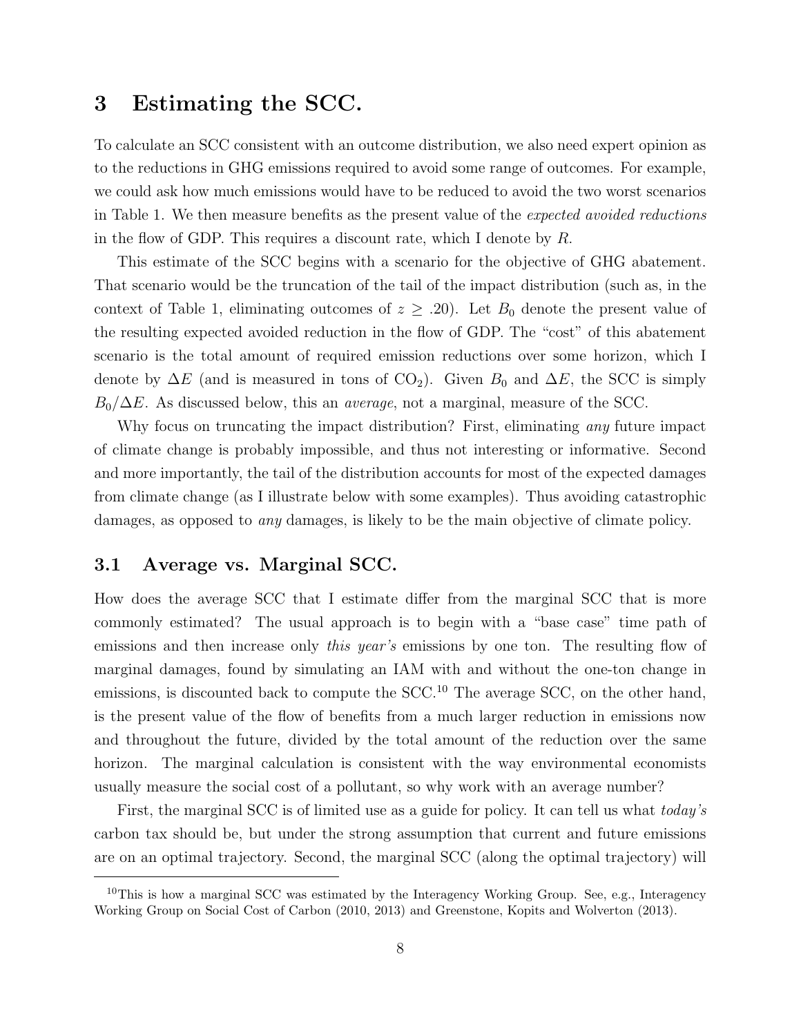## 3 Estimating the SCC.

To calculate an SCC consistent with an outcome distribution, we also need expert opinion as to the reductions in GHG emissions required to avoid some range of outcomes. For example, we could ask how much emissions would have to be reduced to avoid the two worst scenarios in Table 1. We then measure benefits as the present value of the *expected avoided reductions* in the flow of GDP. This requires a discount rate, which I denote by $R$.

This estimate of the SCC begins with a scenario for the objective of GHG abatement. That scenario would be the truncation of the tail of the impact distribution (such as, in the context of Table 1, eliminating outcomes of $z \geq .20$). Let $B_0$ denote the present value of the resulting expected avoided reduction in the flow of GDP. The "cost" of this abatement scenario is the total amount of required emission reductions over some horizon, which I denote by $\Delta E$ (and is measured in tons of $CO_2$). Given $B_0$ and $\Delta E$, the SCC is simply $B_0/\Delta E$. As discussed below, this an *average*, not a marginal, measure of the SCC.

Why focus on truncating the impact distribution? First, eliminating *any* future impact of climate change is probably impossible, and thus not interesting or informative. Second and more importantly, the tail of the distribution accounts for most of the expected damages from climate change (as I illustrate below with some examples). Thus avoiding catastrophic damages, as opposed to *any* damages, is likely to be the main objective of climate policy.

### 3.1 Average vs. Marginal SCC.

How does the average SCC that I estimate differ from the marginal SCC that is more commonly estimated? The usual approach is to begin with a "base case" time path of emissions and then increase only *this year's* emissions by one ton. The resulting flow of marginal damages, found by simulating an IAM with and without the one-ton change in emissions, is discounted back to compute the SCC.[10] The average SCC, on the other hand, is the present value of the flow of benefits from a much larger reduction in emissions now and throughout the future, divided by the total amount of the reduction over the same horizon. The marginal calculation is consistent with the way environmental economists usually measure the social cost of a pollutant, so why work with an average number?

First, the marginal SCC is of limited use as a guide for policy. It can tell us what *today's* carbon tax should be, but under the strong assumption that current and future emissions are on an optimal trajectory. Second, the marginal SCC (along the optimal trajectory) will

[10] This is how a marginal SCC was estimated by the Interagency Working Group. See, e.g., Interagency Working Group on Social Cost of Carbon (2010, 2013) and Greenstone, Kopits and Wolverton (2013).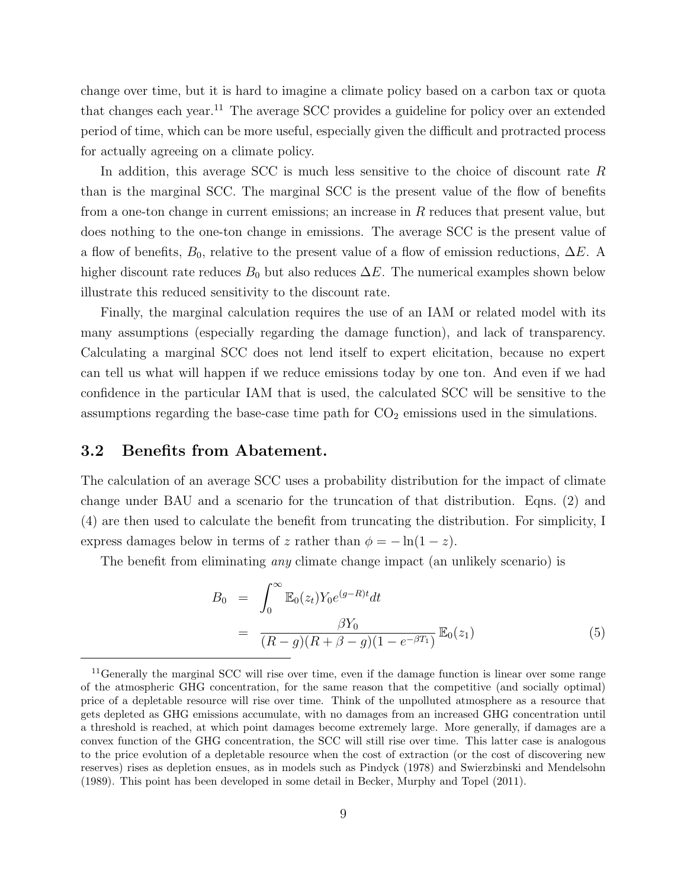change over time, but it is hard to imagine a climate policy based on a carbon tax or quota that changes each year.[11] The average SCC provides a guideline for policy over an extended period of time, which can be more useful, especially given the difficult and protracted process for actually agreeing on a climate policy.

In addition, this average SCC is much less sensitive to the choice of discount rate $R$ than is the marginal SCC. The marginal SCC is the present value of the flow of benefits from a one-ton change in current emissions; an increase in $R$ reduces that present value, but does nothing to the one-ton change in emissions. The average SCC is the present value of a flow of benefits, $B_0$, relative to the present value of a flow of emission reductions, $\Delta E$. A higher discount rate reduces $B_0$ but also reduces $\Delta E$. The numerical examples shown below illustrate this reduced sensitivity to the discount rate.

Finally, the marginal calculation requires the use of an IAM or related model with its many assumptions (especially regarding the damage function), and lack of transparency. Calculating a marginal SCC does not lend itself to expert elicitation, because no expert can tell us what will happen if we reduce emissions today by one ton. And even if we had confidence in the particular IAM that is used, the calculated SCC will be sensitive to the assumptions regarding the base-case time path for $CO_2$ emissions used in the simulations.

### 3.2 Benefits from Abatement.

The calculation of an average SCC uses a probability distribution for the impact of climate change under BAU and a scenario for the truncation of that distribution. Eqns. (2) and (4) are then used to calculate the benefit from truncating the distribution. For simplicity, I express damages below in terms of $z$ rather than $\phi = -\ln(1-z)$.

The benefit from eliminating *any* climate change impact (an unlikely scenario) is

$$
\begin{aligned}
B_0 &= \int_0^{\infty} \mathbb{E}_0(z_t) Y_0 e^{(g-R)t} dt \\
&= \frac{\beta Y_0}{(R-g)(R+\beta-g)(1-e^{-\beta T_1})} \mathbb{E}_0(z_1) \qquad (5)
\end{aligned}
$$

[11] Generally the marginal SCC will rise over time, even if the damage function is linear over some range of the atmospheric GHG concentration, for the same reason that the competitive (and socially optimal) price of a depletable resource will rise over time. Think of the unpolluted atmosphere as a resource that gets depleted as GHG emissions accumulate, with no damages from an increased GHG concentration until a threshold is reached, at which point damages become extremely large. More generally, if damages are a convex function of the GHG concentration, the SCC will still rise over time. This latter case is analogous to the price evolution of a depletable resource when the cost of extraction (or the cost of discovering new reserves) rises as depletion ensues, as in models such as Pindyck (1978) and Swierzbinski and Mendelsohn (1989). This point has been developed in some detail in Becker, Murphy and Topel (2011).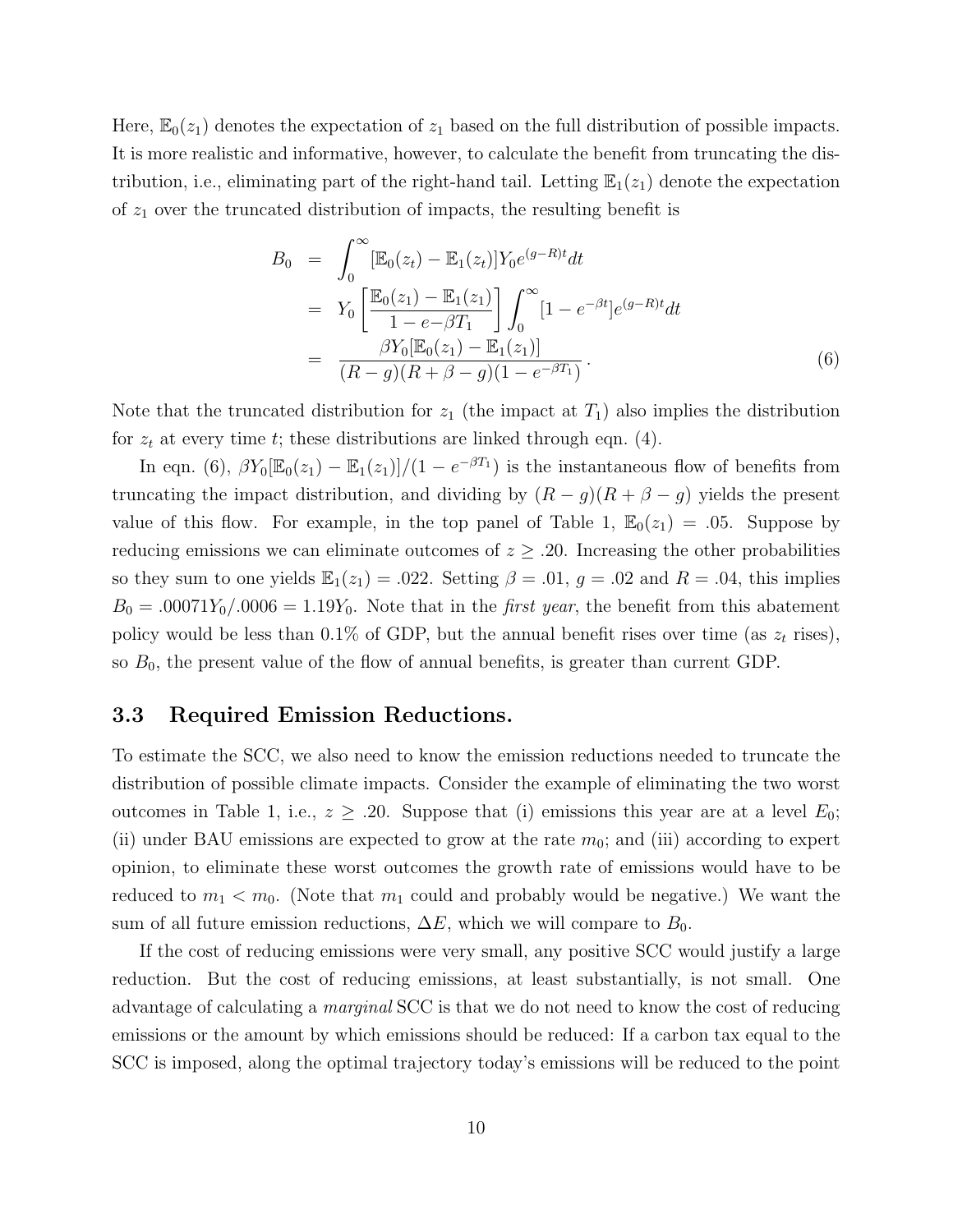Here, $\mathbb{E}_0(z_1)$ denotes the expectation of $z_1$ based on the full distribution of possible impacts. It is more realistic and informative, however, to calculate the benefit from truncating the distribution, i.e., eliminating part of the right-hand tail. Letting $\mathbb{E}_1(z_1)$ denote the expectation of $z_1$ over the truncated distribution of impacts, the resulting benefit is

$$
\begin{aligned}
B_0 &= \int_0^\infty [\mathbb{E}_0(z_t) - \mathbb{E}_1(z_t)] Y_0 e^{(g-R)t} dt \\
&= Y_0 \left[ \frac{\mathbb{E}_0(z_1) - \mathbb{E}_1(z_1)}{1 - e{-}\beta T_1} \right] \int_0^\infty [1 - e^{-\beta t}] e^{(g-R)t} dt \\
&= \frac{\beta Y_0 [\mathbb{E}_0(z_1) - \mathbb{E}_1(z_1)]}{(R-g)(R+\beta-g)(1-e^{-\beta T_1})} \,. \qquad (6)
\end{aligned}
$$

Note that the truncated distribution for $z_1$ (the impact at $T_1$) also implies the distribution for $z_t$ at every time $t$; these distributions are linked through eqn. (4).

In eqn. (6), $\beta Y_0[\mathbb{E}_0(z_1) - \mathbb{E}_1(z_1)]/(1 - e^{-\beta T_1})$ is the instantaneous flow of benefits from truncating the impact distribution, and dividing by $(R-g)(R+\beta-g)$ yields the present value of this flow. For example, in the top panel of Table 1, $\mathbb{E}_0(z_1) = .05$. Suppose by reducing emissions we can eliminate outcomes of $z \geq .20$. Increasing the other probabilities so they sum to one yields $\mathbb{E}_1(z_1) = .022$. Setting $\beta = .01$, $g = .02$ and $R = .04$, this implies $B_0 = .00071Y_0/.0006 = 1.19Y_0$. Note that in the *first year*, the benefit from this abatement policy would be less than 0.1% of GDP, but the annual benefit rises over time (as $z_t$ rises), so $B_0$, the present value of the flow of annual benefits, is greater than current GDP.

### 3.3 Required Emission Reductions.

To estimate the SCC, we also need to know the emission reductions needed to truncate the distribution of possible climate impacts. Consider the example of eliminating the two worst outcomes in Table 1, i.e., $z \geq .20$. Suppose that (i) emissions this year are at a level $E_0$; (ii) under BAU emissions are expected to grow at the rate $m_0$; and (iii) according to expert opinion, to eliminate these worst outcomes the growth rate of emissions would have to be reduced to $m_1 < m_0$. (Note that $m_1$ could and probably would be negative.) We want the sum of all future emission reductions, $\Delta E$, which we will compare to $B_0$.

If the cost of reducing emissions were very small, any positive SCC would justify a large reduction. But the cost of reducing emissions, at least substantially, is not small. One advantage of calculating a *marginal* SCC is that we do not need to know the cost of reducing emissions or the amount by which emissions should be reduced: If a carbon tax equal to the SCC is imposed, along the optimal trajectory today's emissions will be reduced to the point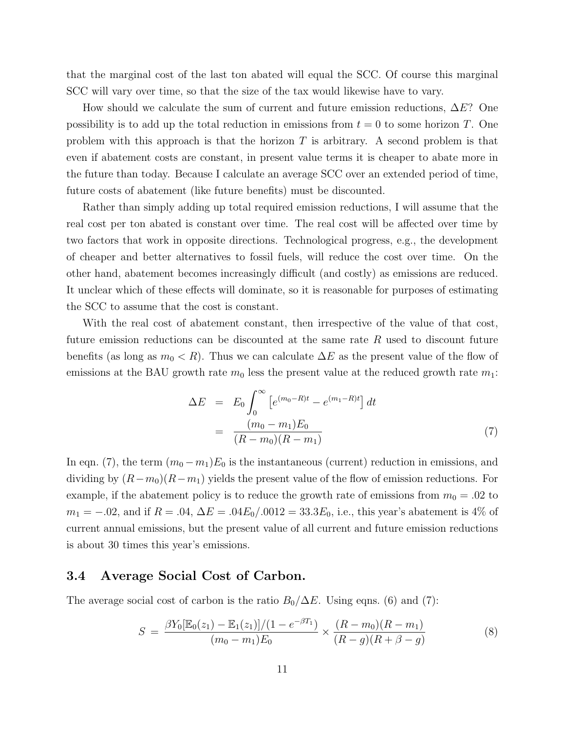that the marginal cost of the last ton abated will equal the SCC. Of course this marginal SCC will vary over time, so that the size of the tax would likewise have to vary.

How should we calculate the sum of current and future emission reductions, $\Delta E$? One possibility is to add up the total reduction in emissions from $t = 0$ to some horizon $T$. One problem with this approach is that the horizon $T$ is arbitrary. A second problem is that even if abatement costs are constant, in present value terms it is cheaper to abate more in the future than today. Because I calculate an average SCC over an extended period of time, future costs of abatement (like future benefits) must be discounted.

Rather than simply adding up total required emission reductions, I will assume that the real cost per ton abated is constant over time. The real cost will be affected over time by two factors that work in opposite directions. Technological progress, e.g., the development of cheaper and better alternatives to fossil fuels, will reduce the cost over time. On the other hand, abatement becomes increasingly difficult (and costly) as emissions are reduced. It unclear which of these effects will dominate, so it is reasonable for purposes of estimating the SCC to assume that the cost is constant.

With the real cost of abatement constant, then irrespective of the value of that cost, future emission reductions can be discounted at the same rate $R$ used to discount future benefits (as long as $m_0 < R$). Thus we can calculate $\Delta E$ as the present value of the flow of emissions at the BAU growth rate $m_0$ less the present value at the reduced growth rate $m_1$:

$$
\begin{aligned}
\Delta E &= E_0 \int_0^\infty \left[ e^{(m_0 - R)t} - e^{(m_1 - R)t} \right] dt \\
&= \frac{(m_0 - m_1)E_0}{(R - m_0)(R - m_1)}
\end{aligned}
\tag{7}
$$

In eqn. (7), the term $(m_0 - m_1)E_0$ is the instantaneous (current) reduction in emissions, and dividing by $(R - m_0)(R - m_1)$ yields the present value of the flow of emission reductions. For example, if the abatement policy is to reduce the growth rate of emissions from $m_0 = .02$ to $m_1 = -.02$, and if $R = .04$, $\Delta E = .04E_0/.0012 = 33.3E_0$, i.e., this year's abatement is 4% of current annual emissions, but the present value of all current and future emission reductions is about 30 times this year's emissions.

### 3.4 Average Social Cost of Carbon.

The average social cost of carbon is the ratio $B_0/\Delta E$. Using eqns. (6) and (7):

$$
S = \frac{\beta Y_0 [\mathbb{E}_0(z_1) - \mathbb{E}_1(z_1)]/(1 - e^{-\beta T_1})}{(m_0 - m_1)E_0} \times \frac{(R - m_0)(R - m_1)}{(R - g)(R + \beta - g)}
\tag{8}
$$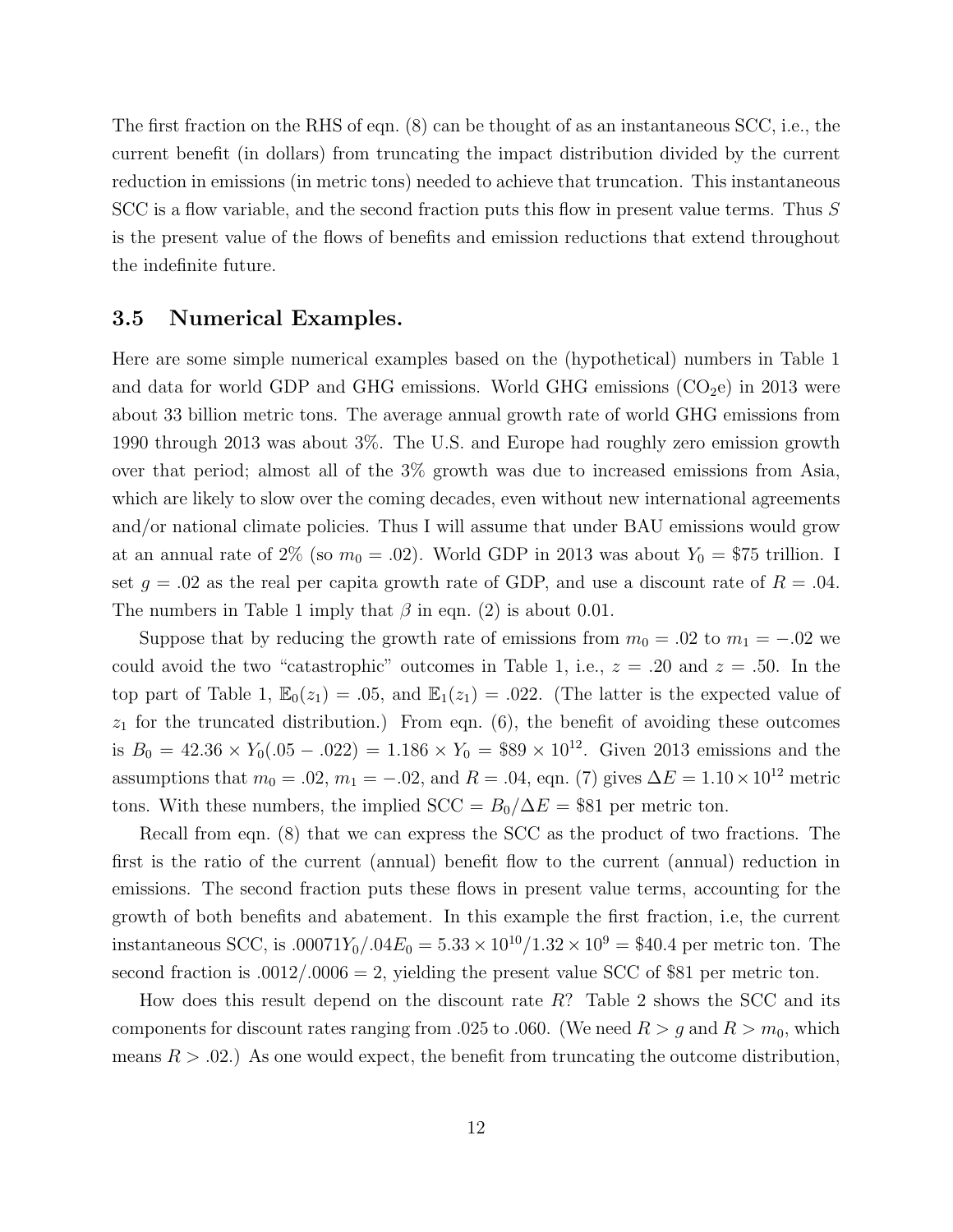The first fraction on the RHS of eqn. (8) can be thought of as an instantaneous SCC, i.e., the current benefit (in dollars) from truncating the impact distribution divided by the current reduction in emissions (in metric tons) needed to achieve that truncation. This instantaneous SCC is a flow variable, and the second fraction puts this flow in present value terms. Thus $S$ is the present value of the flows of benefits and emission reductions that extend throughout the indefinite future.

### 3.5 Numerical Examples.

Here are some simple numerical examples based on the (hypothetical) numbers in Table 1 and data for world GDP and GHG emissions. World GHG emissions ($CO_2$e) in 2013 were about 33 billion metric tons. The average annual growth rate of world GHG emissions from 1990 through 2013 was about 3%. The U.S. and Europe had roughly zero emission growth over that period; almost all of the 3% growth was due to increased emissions from Asia, which are likely to slow over the coming decades, even without new international agreements and/or national climate policies. Thus I will assume that under BAU emissions would grow at an annual rate of 2% (so $m_0 = .02$). World GDP in 2013 was about $Y_0 = \$75$ trillion. I set $g = .02$ as the real per capita growth rate of GDP, and use a discount rate of $R = .04$. The numbers in Table 1 imply that $\beta$ in eqn. (2) is about 0.01.

Suppose that by reducing the growth rate of emissions from $m_0 = .02$ to $m_1 = -.02$ we could avoid the two "catastrophic" outcomes in Table 1, i.e., $z = .20$ and $z = .50$. In the top part of Table 1, $\mathbb{E}_0(z_1) = .05$, and $\mathbb{E}_1(z_1) = .022$. (The latter is the expected value of $z_1$ for the truncated distribution.) From eqn. (6), the benefit of avoiding these outcomes is $B_0 = 42.36 \times Y_0(.05 - .022) = 1.186 \times Y_0 = \$89 \times 10^{12}$. Given 2013 emissions and the assumptions that $m_0 = .02$, $m_1 = -.02$, and $R = .04$, eqn. (7) gives $\Delta E = 1.10 \times 10^{12}$ metric tons. With these numbers, the implied SCC $= B_0/\Delta E = \$81$ per metric ton.

Recall from eqn. (8) that we can express the SCC as the product of two fractions. The first is the ratio of the current (annual) benefit flow to the current (annual) reduction in emissions. The second fraction puts these flows in present value terms, accounting for the growth of both benefits and abatement. In this example the first fraction, i.e, the current instantaneous SCC, is $.00071Y_0/.04E_0 = 5.33 \times 10^{10}/1.32 \times 10^9 = \$40.4$ per metric ton. The second fraction is $.0012/.0006 = 2$, yielding the present value SCC of \$81 per metric ton.

How does this result depend on the discount rate $R$? Table 2 shows the SCC and its components for discount rates ranging from .025 to .060. (We need $R > g$ and $R > m_0$, which means $R > .02$.) As one would expect, the benefit from truncating the outcome distribution,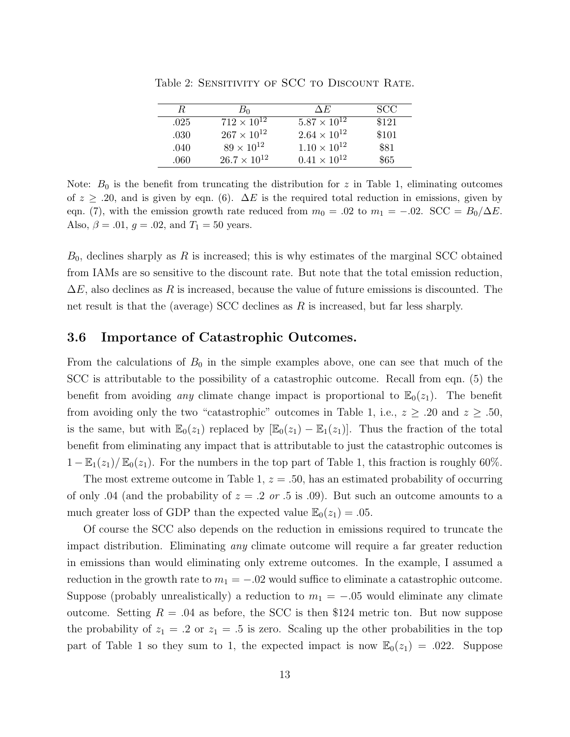Table 2: Sensitivity of SCC to Discount Rate.

| $R$ | $B_0$ | $\Delta E$ | SCC |
|---|---|---|---|
| .025 | $712 \times 10^{12}$ | $5.87 \times 10^{12}$ | \$121 |
| .030 | $267 \times 10^{12}$ | $2.64 \times 10^{12}$ | \$101 |
| .040 | $89 \times 10^{12}$ | $1.10 \times 10^{12}$ | \$81 |
| .060 | $26.7 \times 10^{12}$ | $0.41 \times 10^{12}$ | \$65 |

Note: $B_0$ is the benefit from truncating the distribution for $z$ in Table 1, eliminating outcomes of $z \geq .20$, and is given by eqn. (6). $\Delta E$ is the required total reduction in emissions, given by eqn. (7), with the emission growth rate reduced from $m_0 = .02$ to $m_1 = -.02$. SCC $= B_0/\Delta E$. Also, $\beta = .01$, $g = .02$, and $T_1 = 50$ years.

$B_0$, declines sharply as $R$ is increased; this is why estimates of the marginal SCC obtained from IAMs are so sensitive to the discount rate. But note that the total emission reduction, $\Delta E$, also declines as $R$ is increased, because the value of future emissions is discounted. The net result is that the (average) SCC declines as $R$ is increased, but far less sharply.

### 3.6 Importance of Catastrophic Outcomes.

From the calculations of $B_0$ in the simple examples above, one can see that much of the SCC is attributable to the possibility of a catastrophic outcome. Recall from eqn. (5) the benefit from avoiding *any* climate change impact is proportional to $\mathbb{E}_0(z_1)$. The benefit from avoiding only the two "catastrophic" outcomes in Table 1, i.e., $z \geq .20$ and $z \geq .50$, is the same, but with $\mathbb{E}_0(z_1)$ replaced by $[\mathbb{E}_0(z_1) - \mathbb{E}_1(z_1)]$. Thus the fraction of the total benefit from eliminating any impact that is attributable to just the catastrophic outcomes is $1 - \mathbb{E}_1(z_1)/\mathbb{E}_0(z_1)$. For the numbers in the top part of Table 1, this fraction is roughly 60%.

The most extreme outcome in Table 1, $z = .50$, has an estimated probability of occurring of only .04 (and the probability of $z = .2$ *or* .5 is .09). But such an outcome amounts to a much greater loss of GDP than the expected value $\mathbb{E}_0(z_1) = .05$.

Of course the SCC also depends on the reduction in emissions required to truncate the impact distribution. Eliminating *any* climate outcome will require a far greater reduction in emissions than would eliminating only extreme outcomes. In the example, I assumed a reduction in the growth rate to $m_1 = -.02$ would suffice to eliminate a catastrophic outcome. Suppose (probably unrealistically) a reduction to $m_1 = -.05$ would eliminate any climate outcome. Setting $R = .04$ as before, the SCC is then \$124 metric ton. But now suppose the probability of $z_1 = .2$ or $z_1 = .5$ is zero. Scaling up the other probabilities in the top part of Table 1 so they sum to 1, the expected impact is now $\mathbb{E}_0(z_1) = .022$. Suppose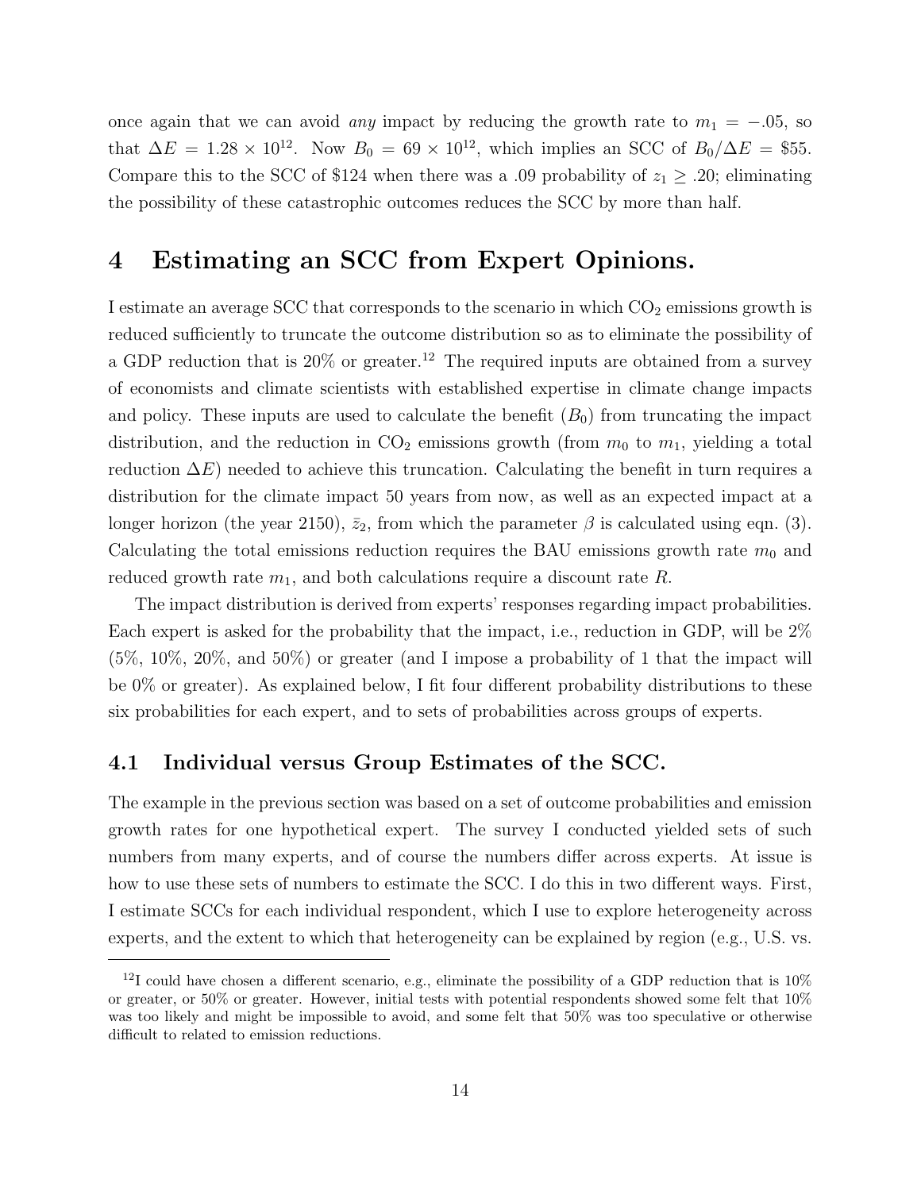once again that we can avoid *any* impact by reducing the growth rate to $m_1 = -.05$, so that $\Delta E = 1.28 \times 10^{12}$. Now $B_0 = 69 \times 10^{12}$, which implies an SCC of $B_0/\Delta E = \$55$. Compare this to the SCC of \$124 when there was a .09 probability of $z_1 \geq .20$; eliminating the possibility of these catastrophic outcomes reduces the SCC by more than half.

# 4 Estimating an SCC from Expert Opinions.

I estimate an average SCC that corresponds to the scenario in which $CO_2$ emissions growth is reduced sufficiently to truncate the outcome distribution so as to eliminate the possibility of a GDP reduction that is 20% or greater.[12] The required inputs are obtained from a survey of economists and climate scientists with established expertise in climate change impacts and policy. These inputs are used to calculate the benefit ($B_0$) from truncating the impact distribution, and the reduction in $CO_2$ emissions growth (from $m_0$ to $m_1$, yielding a total reduction $\Delta E$) needed to achieve this truncation. Calculating the benefit in turn requires a distribution for the climate impact 50 years from now, as well as an expected impact at a longer horizon (the year 2150), $\bar{z}_2$, from which the parameter $\beta$ is calculated using eqn. (3). Calculating the total emissions reduction requires the BAU emissions growth rate $m_0$ and reduced growth rate $m_1$, and both calculations require a discount rate $R$.

The impact distribution is derived from experts' responses regarding impact probabilities. Each expert is asked for the probability that the impact, i.e., reduction in GDP, will be 2% (5%, 10%, 20%, and 50%) or greater (and I impose a probability of 1 that the impact will be 0% or greater). As explained below, I fit four different probability distributions to these six probabilities for each expert, and to sets of probabilities across groups of experts.

## 4.1 Individual versus Group Estimates of the SCC.

The example in the previous section was based on a set of outcome probabilities and emission growth rates for one hypothetical expert. The survey I conducted yielded sets of such numbers from many experts, and of course the numbers differ across experts. At issue is how to use these sets of numbers to estimate the SCC. I do this in two different ways. First, I estimate SCCs for each individual respondent, which I use to explore heterogeneity across experts, and the extent to which that heterogeneity can be explained by region (e.g., U.S. vs.

[12] I could have chosen a different scenario, e.g., eliminate the possibility of a GDP reduction that is 10% or greater, or 50% or greater. However, initial tests with potential respondents showed some felt that 10% was too likely and might be impossible to avoid, and some felt that 50% was too speculative or otherwise difficult to related to emission reductions.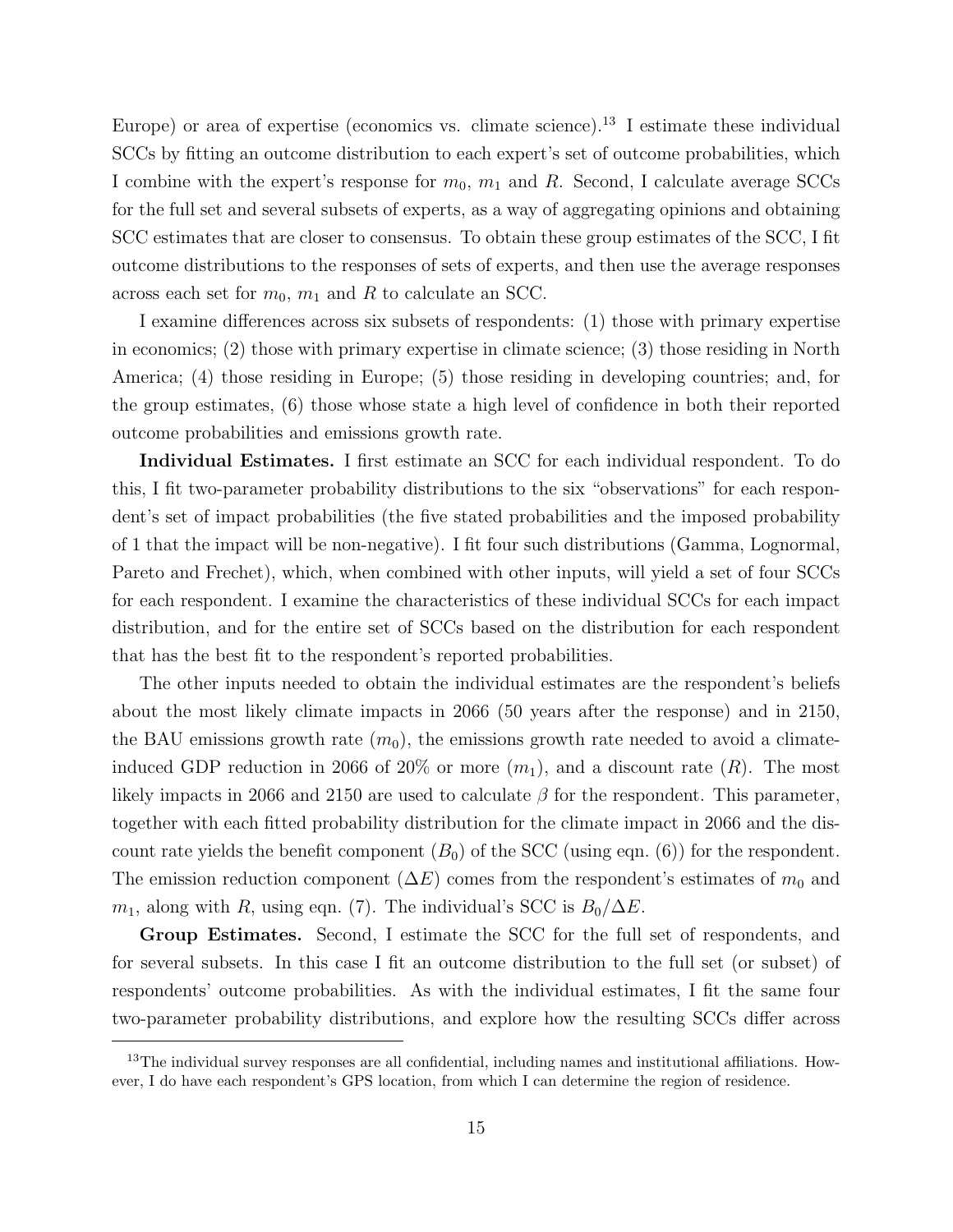Europe) or area of expertise (economics vs. climate science).[13] I estimate these individual SCCs by fitting an outcome distribution to each expert's set of outcome probabilities, which I combine with the expert's response for $m_0$, $m_1$ and $R$. Second, I calculate average SCCs for the full set and several subsets of experts, as a way of aggregating opinions and obtaining SCC estimates that are closer to consensus. To obtain these group estimates of the SCC, I fit outcome distributions to the responses of sets of experts, and then use the average responses across each set for $m_0$, $m_1$ and $R$ to calculate an SCC.

I examine differences across six subsets of respondents: (1) those with primary expertise in economics; (2) those with primary expertise in climate science; (3) those residing in North America; (4) those residing in Europe; (5) those residing in developing countries; and, for the group estimates, (6) those whose state a high level of confidence in both their reported outcome probabilities and emissions growth rate.

**Individual Estimates.** I first estimate an SCC for each individual respondent. To do this, I fit two-parameter probability distributions to the six "observations" for each respondent's set of impact probabilities (the five stated probabilities and the imposed probability of 1 that the impact will be non-negative). I fit four such distributions (Gamma, Lognormal, Pareto and Frechet), which, when combined with other inputs, will yield a set of four SCCs for each respondent. I examine the characteristics of these individual SCCs for each impact distribution, and for the entire set of SCCs based on the distribution for each respondent that has the best fit to the respondent's reported probabilities.

The other inputs needed to obtain the individual estimates are the respondent's beliefs about the most likely climate impacts in 2066 (50 years after the response) and in 2150, the BAU emissions growth rate ($m_0$), the emissions growth rate needed to avoid a climate-induced GDP reduction in 2066 of 20% or more ($m_1$), and a discount rate ($R$). The most likely impacts in 2066 and 2150 are used to calculate $\beta$ for the respondent. This parameter, together with each fitted probability distribution for the climate impact in 2066 and the discount rate yields the benefit component ($B_0$) of the SCC (using eqn. (6)) for the respondent. The emission reduction component ($\Delta E$) comes from the respondent's estimates of $m_0$ and $m_1$, along with $R$, using eqn. (7). The individual's SCC is $B_0/\Delta E$.

**Group Estimates.** Second, I estimate the SCC for the full set of respondents, and for several subsets. In this case I fit an outcome distribution to the full set (or subset) of respondents' outcome probabilities. As with the individual estimates, I fit the same four two-parameter probability distributions, and explore how the resulting SCCs differ across

---

[13]The individual survey responses are all confidential, including names and institutional affiliations. However, I do have each respondent's GPS location, from which I can determine the region of residence.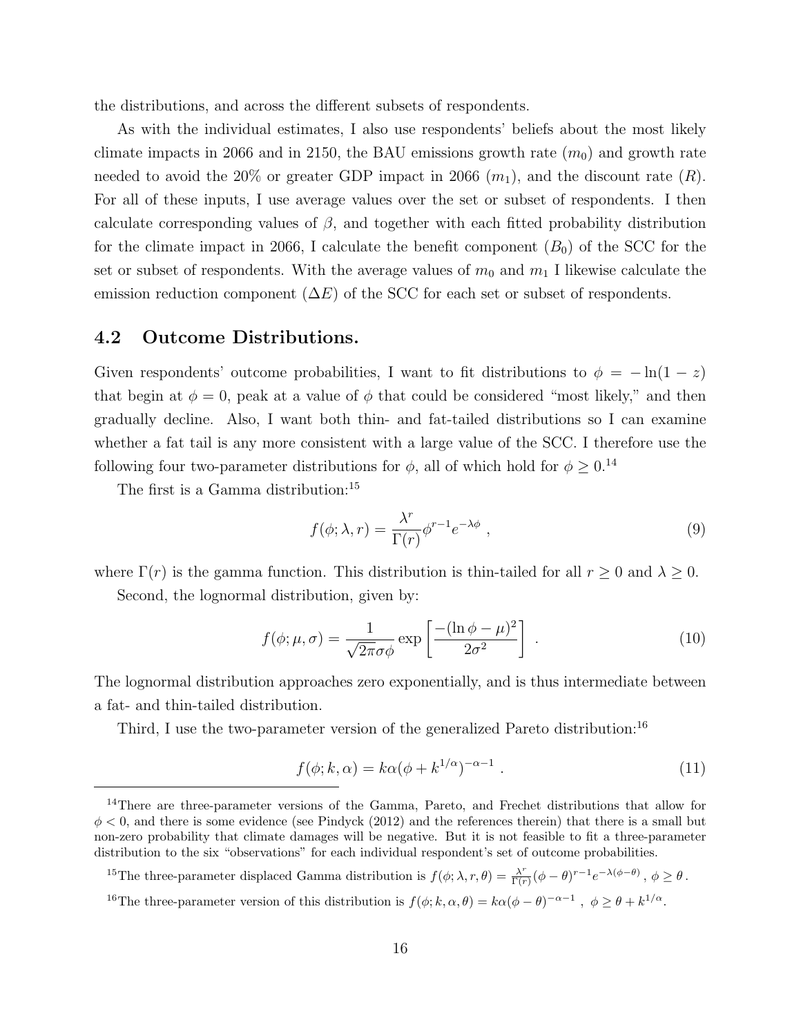the distributions, and across the different subsets of respondents.

As with the individual estimates, I also use respondents' beliefs about the most likely climate impacts in 2066 and in 2150, the BAU emissions growth rate ($m_0$) and growth rate needed to avoid the 20% or greater GDP impact in 2066 ($m_1$), and the discount rate ($R$). For all of these inputs, I use average values over the set or subset of respondents. I then calculate corresponding values of $\beta$, and together with each fitted probability distribution for the climate impact in 2066, I calculate the benefit component ($B_0$) of the SCC for the set or subset of respondents. With the average values of $m_0$ and $m_1$ I likewise calculate the emission reduction component ($\Delta E$) of the SCC for each set or subset of respondents.

## 4.2 Outcome Distributions.

Given respondents' outcome probabilities, I want to fit distributions to $\phi = -\ln(1-z)$ that begin at $\phi = 0$, peak at a value of $\phi$ that could be considered "most likely," and then gradually decline. Also, I want both thin- and fat-tailed distributions so I can examine whether a fat tail is any more consistent with a large value of the SCC. I therefore use the following four two-parameter distributions for $\phi$, all of which hold for $\phi \geq 0$.[14]

The first is a Gamma distribution:[15]

$$f(\phi; \lambda, r) = \frac{\lambda^r}{\Gamma(r)} \phi^{r-1} e^{-\lambda \phi} \ , \tag{9}$$

where $\Gamma(r)$ is the gamma function. This distribution is thin-tailed for all $r \geq 0$ and $\lambda \geq 0$.

Second, the lognormal distribution, given by:

$$f(\phi; \mu, \sigma) = \frac{1}{\sqrt{2\pi}\sigma\phi} \exp\left[\frac{-(\ln \phi - \mu)^2}{2\sigma^2}\right] \ . \tag{10}$$

The lognormal distribution approaches zero exponentially, and is thus intermediate between a fat- and thin-tailed distribution.

Third, I use the two-parameter version of the generalized Pareto distribution:[16]

$$f(\phi; k, \alpha) = k\alpha(\phi + k^{1/\alpha})^{-\alpha-1} \ . \tag{11}$$

[14] There are three-parameter versions of the Gamma, Pareto, and Frechet distributions that allow for $\phi < 0$, and there is some evidence (see Pindyck (2012) and the references therein) that there is a small but non-zero probability that climate damages will be negative. But it is not feasible to fit a three-parameter distribution to the six "observations" for each individual respondent's set of outcome probabilities.

[15] The three-parameter displaced Gamma distribution is $f(\phi; \lambda, r, \theta) = \frac{\lambda^r}{\Gamma(r)}(\phi - \theta)^{r-1} e^{-\lambda(\phi-\theta)}$ , $\phi \geq \theta$ .

[16] The three-parameter version of this distribution is $f(\phi; k, \alpha, \theta) = k\alpha(\phi - \theta)^{-\alpha-1}$ , $\phi \geq \theta + k^{1/\alpha}$.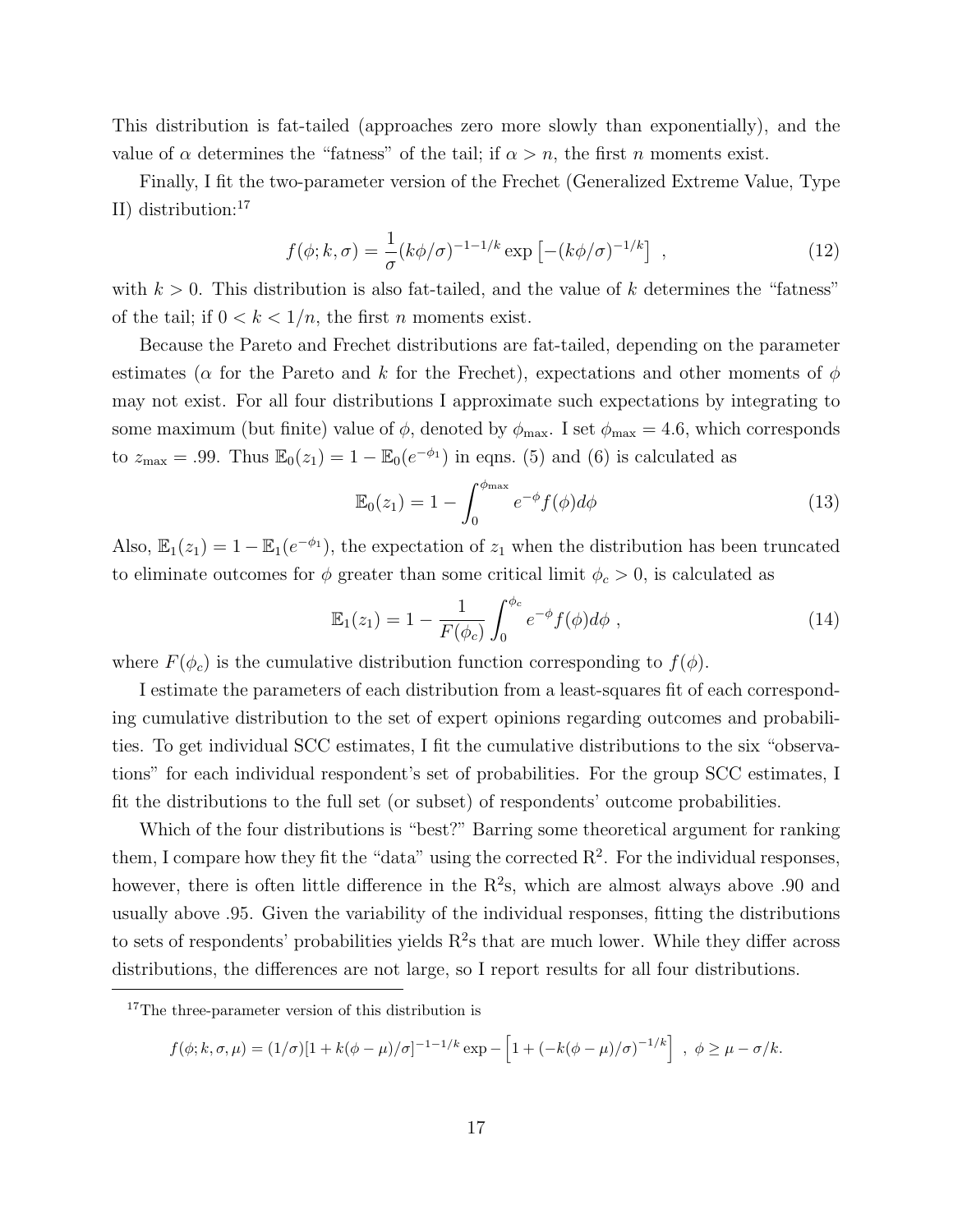This distribution is fat-tailed (approaches zero more slowly than exponentially), and the value of $\alpha$ determines the "fatness" of the tail; if $\alpha > n$, the first $n$ moments exist.

Finally, I fit the two-parameter version of the Frechet (Generalized Extreme Value, Type II) distribution:[17]

$$f(\phi; k, \sigma) = \frac{1}{\sigma}(k\phi/\sigma)^{-1-1/k} \exp\left[-(k\phi/\sigma)^{-1/k}\right] \ , \tag{12}$$

with $k > 0$. This distribution is also fat-tailed, and the value of $k$ determines the "fatness" of the tail; if $0 < k < 1/n$, the first $n$ moments exist.

Because the Pareto and Frechet distributions are fat-tailed, depending on the parameter estimates ($\alpha$ for the Pareto and $k$ for the Frechet), expectations and other moments of $\phi$ may not exist. For all four distributions I approximate such expectations by integrating to some maximum (but finite) value of $\phi$, denoted by $\phi_{\max}$. I set $\phi_{\max} = 4.6$, which corresponds to $z_{\max} = .99$. Thus $\mathbb{E}_0(z_1) = 1 - \mathbb{E}_0(e^{-\phi_1})$ in eqns. (5) and (6) is calculated as

$$\mathbb{E}_0(z_1) = 1 - \int_0^{\phi_{\max}} e^{-\phi} f(\phi) d\phi \tag{13}$$

Also, $\mathbb{E}_1(z_1) = 1 - \mathbb{E}_1(e^{-\phi_1})$, the expectation of $z_1$ when the distribution has been truncated to eliminate outcomes for $\phi$ greater than some critical limit $\phi_c > 0$, is calculated as

$$\mathbb{E}_1(z_1) = 1 - \frac{1}{F(\phi_c)} \int_0^{\phi_c} e^{-\phi} f(\phi) d\phi \ , \tag{14}$$

where $F(\phi_c)$ is the cumulative distribution function corresponding to $f(\phi)$.

I estimate the parameters of each distribution from a least-squares fit of each corresponding cumulative distribution to the set of expert opinions regarding outcomes and probabilities. To get individual SCC estimates, I fit the cumulative distributions to the six "observations" for each individual respondent's set of probabilities. For the group SCC estimates, I fit the distributions to the full set (or subset) of respondents' outcome probabilities.

Which of the four distributions is "best?" Barring some theoretical argument for ranking them, I compare how they fit the "data" using the corrected $R^2$. For the individual responses, however, there is often little difference in the $R^2$s, which are almost always above .90 and usually above .95. Given the variability of the individual responses, fitting the distributions to sets of respondents' probabilities yields $R^2$s that are much lower. While they differ across distributions, the differences are not large, so I report results for all four distributions.

---

[17] The three-parameter version of this distribution is

$$f(\phi; k, \sigma, \mu) = (1/\sigma)[1 + k(\phi - \mu)/\sigma]^{-1-1/k} \exp - \left[1 + (-k(\phi - \mu)/\sigma)^{-1/k}\right] \ , \ \phi \geq \mu - \sigma/k.$$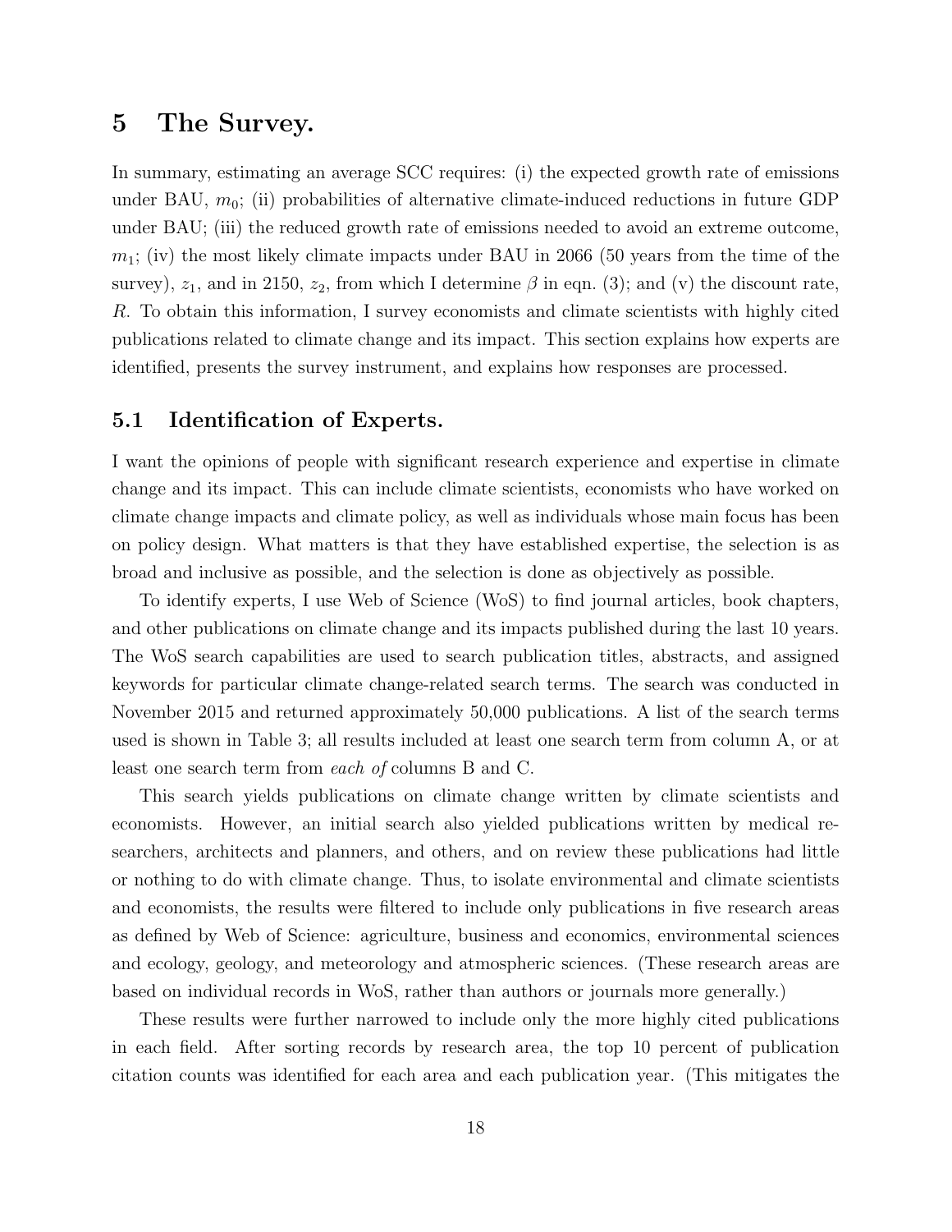# 5 The Survey.

In summary, estimating an average SCC requires: (i) the expected growth rate of emissions under BAU, $m_0$; (ii) probabilities of alternative climate-induced reductions in future GDP under BAU; (iii) the reduced growth rate of emissions needed to avoid an extreme outcome, $m_1$; (iv) the most likely climate impacts under BAU in 2066 (50 years from the time of the survey), $z_1$, and in 2150, $z_2$, from which I determine $\beta$ in eqn. (3); and (v) the discount rate, $R$. To obtain this information, I survey economists and climate scientists with highly cited publications related to climate change and its impact. This section explains how experts are identified, presents the survey instrument, and explains how responses are processed.

## 5.1 Identification of Experts.

I want the opinions of people with significant research experience and expertise in climate change and its impact. This can include climate scientists, economists who have worked on climate change impacts and climate policy, as well as individuals whose main focus has been on policy design. What matters is that they have established expertise, the selection is as broad and inclusive as possible, and the selection is done as objectively as possible.

To identify experts, I use Web of Science (WoS) to find journal articles, book chapters, and other publications on climate change and its impacts published during the last 10 years. The WoS search capabilities are used to search publication titles, abstracts, and assigned keywords for particular climate change-related search terms. The search was conducted in November 2015 and returned approximately 50,000 publications. A list of the search terms used is shown in Table 3; all results included at least one search term from column A, or at least one search term from *each of* columns B and C.

This search yields publications on climate change written by climate scientists and economists. However, an initial search also yielded publications written by medical researchers, architects and planners, and others, and on review these publications had little or nothing to do with climate change. Thus, to isolate environmental and climate scientists and economists, the results were filtered to include only publications in five research areas as defined by Web of Science: agriculture, business and economics, environmental sciences and ecology, geology, and meteorology and atmospheric sciences. (These research areas are based on individual records in WoS, rather than authors or journals more generally.)

These results were further narrowed to include only the more highly cited publications in each field. After sorting records by research area, the top 10 percent of publication citation counts was identified for each area and each publication year. (This mitigates the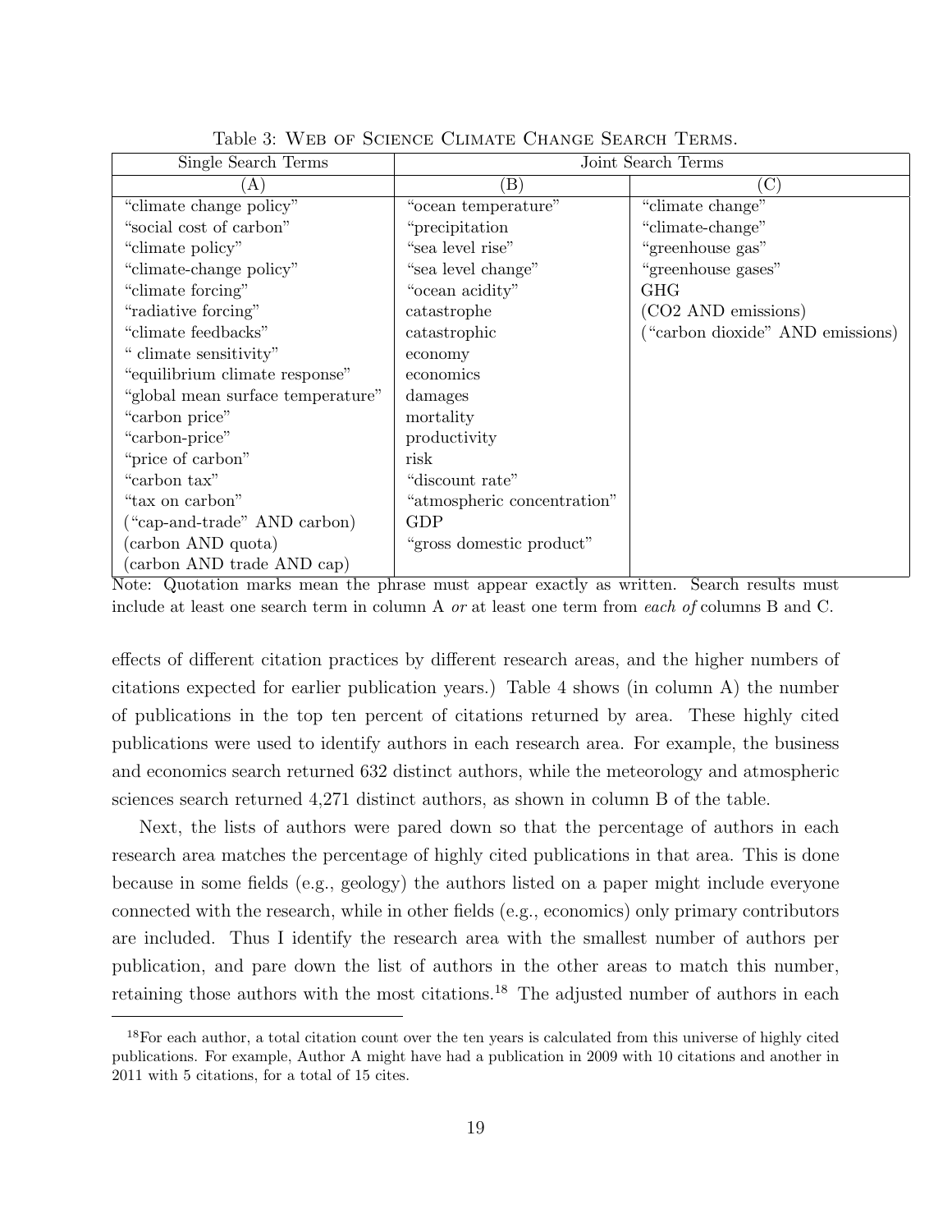Table 3: Web of Science Climate Change Search Terms.

| Single Search Terms | Joint Search Terms | |
|---|---|---|
| (A) | (B) | (C) |
| "climate change policy" | "ocean temperature" | "climate change" |
| "social cost of carbon" | "precipitation | "climate-change" |
| "climate policy" | "sea level rise" | "greenhouse gas" |
| "climate-change policy" | "sea level change" | "greenhouse gases" |
| "climate forcing" | "ocean acidity" | GHG |
| "radiative forcing" | catastrophe | (CO2 AND emissions) |
| "climate feedbacks" | catastrophic | ("carbon dioxide" AND emissions) |
| " climate sensitivity" | economy | |
| "equilibrium climate response" | economics | |
| "global mean surface temperature" | damages | |
| "carbon price" | mortality | |
| "carbon-price" | productivity | |
| "price of carbon" | risk | |
| "carbon tax" | "discount rate" | |
| "tax on carbon" | "atmospheric concentration" | |
| ("cap-and-trade" AND carbon) | GDP | |
| (carbon AND quota) | "gross domestic product" | |
| (carbon AND trade AND cap) | | |

Note: Quotation marks mean the phrase must appear exactly as written. Search results must include at least one search term in column A *or* at least one term from *each of* columns B and C.

effects of different citation practices by different research areas, and the higher numbers of citations expected for earlier publication years.) Table 4 shows (in column A) the number of publications in the top ten percent of citations returned by area. These highly cited publications were used to identify authors in each research area. For example, the business and economics search returned 632 distinct authors, while the meteorology and atmospheric sciences search returned 4,271 distinct authors, as shown in column B of the table.

Next, the lists of authors were pared down so that the percentage of authors in each research area matches the percentage of highly cited publications in that area. This is done because in some fields (e.g., geology) the authors listed on a paper might include everyone connected with the research, while in other fields (e.g., economics) only primary contributors are included. Thus I identify the research area with the smallest number of authors per publication, and pare down the list of authors in the other areas to match this number, retaining those authors with the most citations.[18] The adjusted number of authors in each

[18]For each author, a total citation count over the ten years is calculated from this universe of highly cited publications. For example, Author A might have had a publication in 2009 with 10 citations and another in 2011 with 5 citations, for a total of 15 cites.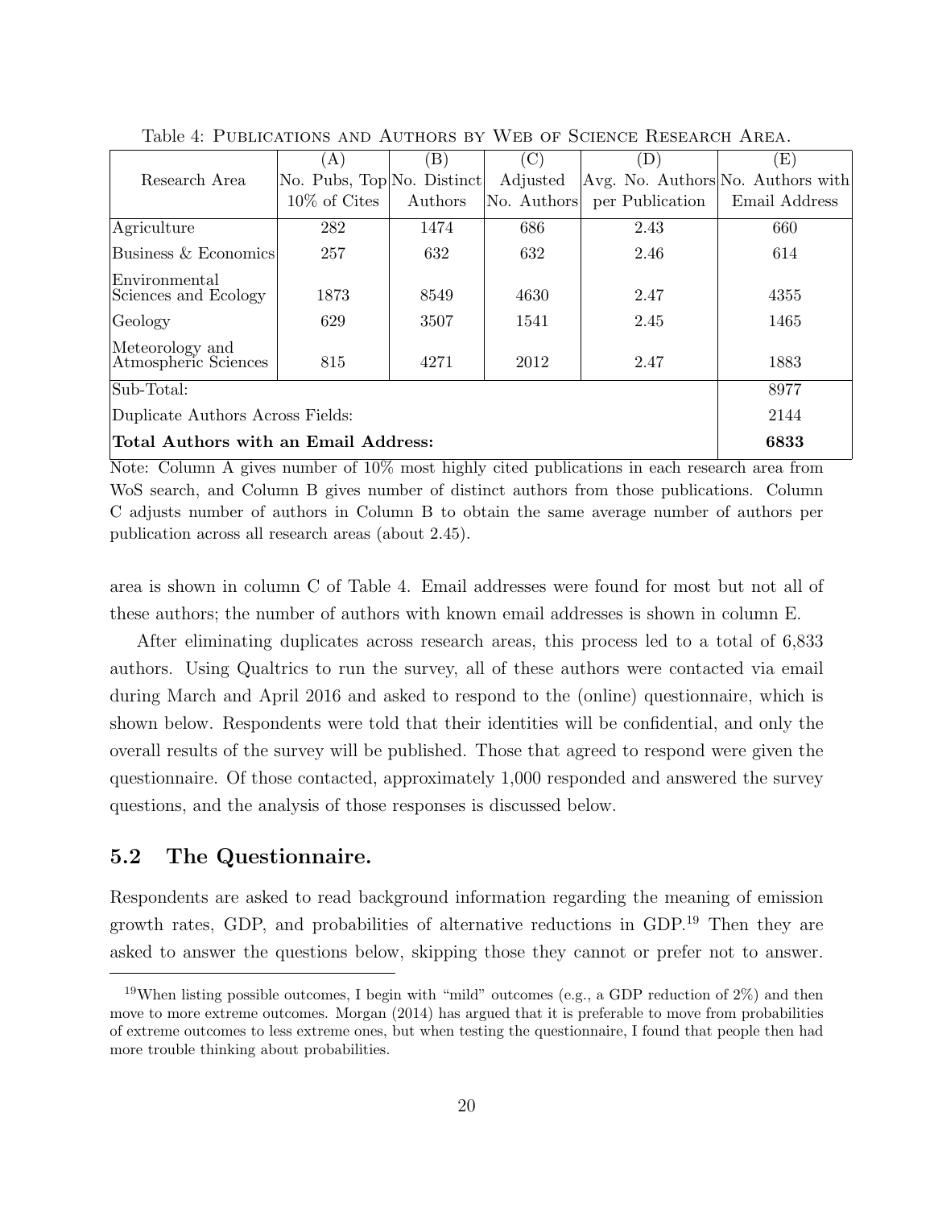Table 4: PUBLICATIONS AND AUTHORS BY WEB OF SCIENCE RESEARCH AREA.

| Research Area | (A) No. Pubs, Top 10% of Cites | (B) No. Distinct Authors | (C) Adjusted No. Authors | (D) Avg. No. Authors per Publication | (E) No. Authors with Email Address |
|---|---|---|---|---|---|
| Agriculture | 282 | 1474 | 686 | 2.43 | 660 |
| Business & Economics | 257 | 632 | 632 | 2.46 | 614 |
| Environmental Sciences and Ecology | 1873 | 8549 | 4630 | 2.47 | 4355 |
| Geology | 629 | 3507 | 1541 | 2.45 | 1465 |
| Meteorology and Atmospheric Sciences | 815 | 4271 | 2012 | 2.47 | 1883 |
| Sub-Total: | | | | | 8977 |
| Duplicate Authors Across Fields: | | | | | 2144 |
| **Total Authors with an Email Address:** | | | | | **6833** |

Note: Column A gives number of 10% most highly cited publications in each research area from WoS search, and Column B gives number of distinct authors from those publications. Column C adjusts number of authors in Column B to obtain the same average number of authors per publication across all research areas (about 2.45).

area is shown in column C of Table 4. Email addresses were found for most but not all of these authors; the number of authors with known email addresses is shown in column E.

After eliminating duplicates across research areas, this process led to a total of 6,833 authors. Using Qualtrics to run the survey, all of these authors were contacted via email during March and April 2016 and asked to respond to the (online) questionnaire, which is shown below. Respondents were told that their identities will be confidential, and only the overall results of the survey will be published. Those that agreed to respond were given the questionnaire. Of those contacted, approximately 1,000 responded and answered the survey questions, and the analysis of those responses is discussed below.

## 5.2 The Questionnaire.

Respondents are asked to read background information regarding the meaning of emission growth rates, GDP, and probabilities of alternative reductions in GDP.[19] Then they are asked to answer the questions below, skipping those they cannot or prefer not to answer.

[19] When listing possible outcomes, I begin with "mild" outcomes (e.g., a GDP reduction of 2%) and then move to more extreme outcomes. Morgan (2014) has argued that it is preferable to move from probabilities of extreme outcomes to less extreme ones, but when testing the questionnaire, I found that people then had more trouble thinking about probabilities.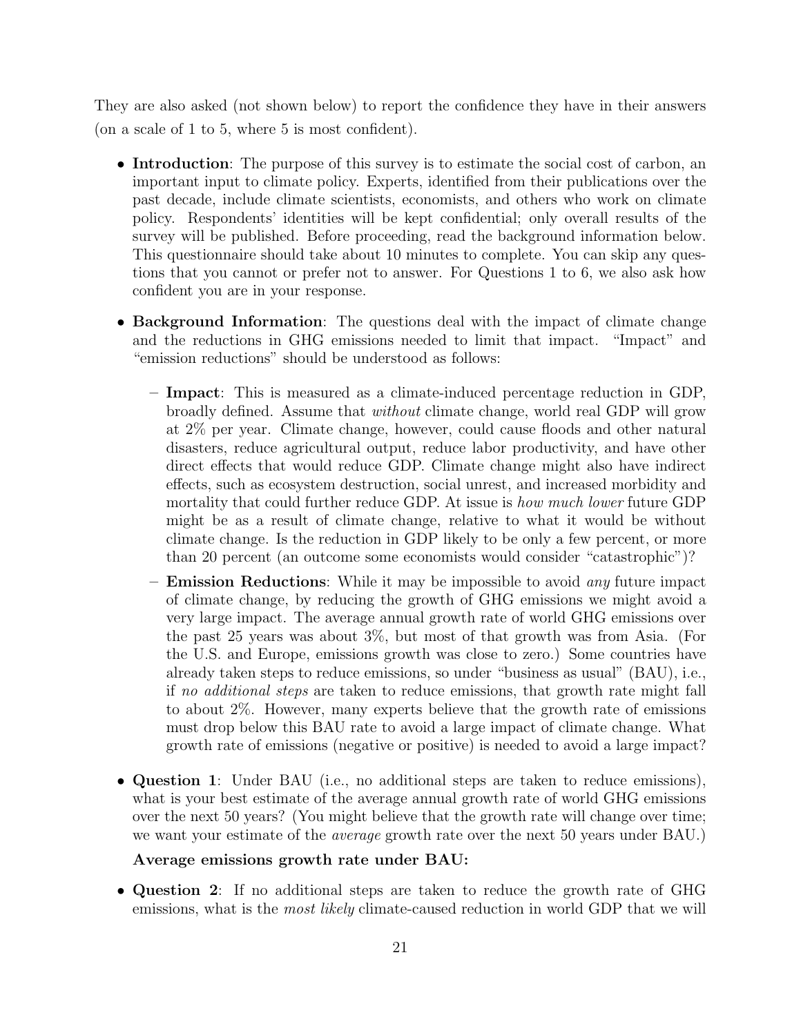They are also asked (not shown below) to report the confidence they have in their answers (on a scale of 1 to 5, where 5 is most confident).

- **Introduction**: The purpose of this survey is to estimate the social cost of carbon, an important input to climate policy. Experts, identified from their publications over the past decade, include climate scientists, economists, and others who work on climate policy. Respondents' identities will be kept confidential; only overall results of the survey will be published. Before proceeding, read the background information below. This questionnaire should take about 10 minutes to complete. You can skip any questions that you cannot or prefer not to answer. For Questions 1 to 6, we also ask how confident you are in your response.

- **Background Information**: The questions deal with the impact of climate change and the reductions in GHG emissions needed to limit that impact. "Impact" and "emission reductions" should be understood as follows:

  - **Impact**: This is measured as a climate-induced percentage reduction in GDP, broadly defined. Assume that *without* climate change, world real GDP will grow at 2% per year. Climate change, however, could cause floods and other natural disasters, reduce agricultural output, reduce labor productivity, and have other direct effects that would reduce GDP. Climate change might also have indirect effects, such as ecosystem destruction, social unrest, and increased morbidity and mortality that could further reduce GDP. At issue is *how much lower* future GDP might be as a result of climate change, relative to what it would be without climate change. Is the reduction in GDP likely to be only a few percent, or more than 20 percent (an outcome some economists would consider "catastrophic")?

  - **Emission Reductions**: While it may be impossible to avoid *any* future impact of climate change, by reducing the growth of GHG emissions we might avoid a very large impact. The average annual growth rate of world GHG emissions over the past 25 years was about 3%, but most of that growth was from Asia. (For the U.S. and Europe, emissions growth was close to zero.) Some countries have already taken steps to reduce emissions, so under "business as usual" (BAU), i.e., if *no additional steps* are taken to reduce emissions, that growth rate might fall to about 2%. However, many experts believe that the growth rate of emissions must drop below this BAU rate to avoid a large impact of climate change. What growth rate of emissions (negative or positive) is needed to avoid a large impact?

- **Question 1**: Under BAU (i.e., no additional steps are taken to reduce emissions), what is your best estimate of the average annual growth rate of world GHG emissions over the next 50 years? (You might believe that the growth rate will change over time; we want your estimate of the *average* growth rate over the next 50 years under BAU.)

  **Average emissions growth rate under BAU:**

- **Question 2**: If no additional steps are taken to reduce the growth rate of GHG emissions, what is the *most likely* climate-caused reduction in world GDP that we will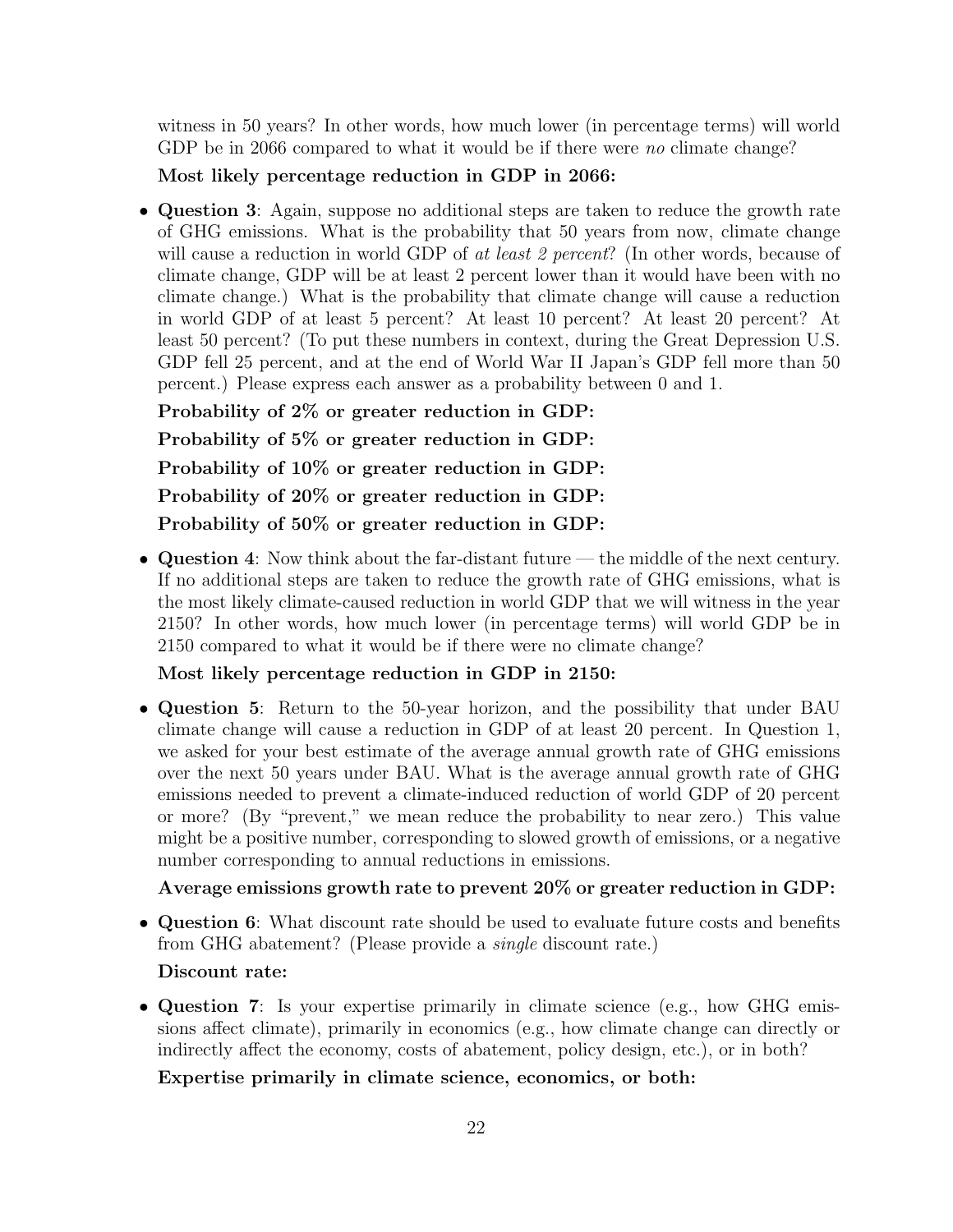witness in 50 years? In other words, how much lower (in percentage terms) will world GDP be in 2066 compared to what it would be if there were *no* climate change?

**Most likely percentage reduction in GDP in 2066:**

- **Question 3**: Again, suppose no additional steps are taken to reduce the growth rate of GHG emissions. What is the probability that 50 years from now, climate change will cause a reduction in world GDP of *at least 2 percent*? (In other words, because of climate change, GDP will be at least 2 percent lower than it would have been with no climate change.) What is the probability that climate change will cause a reduction in world GDP of at least 5 percent? At least 10 percent? At least 20 percent? At least 50 percent? (To put these numbers in context, during the Great Depression U.S. GDP fell 25 percent, and at the end of World War II Japan's GDP fell more than 50 percent.) Please express each answer as a probability between 0 and 1.

  **Probability of 2% or greater reduction in GDP:**

  **Probability of 5% or greater reduction in GDP:**

  **Probability of 10% or greater reduction in GDP:**

  **Probability of 20% or greater reduction in GDP:**

  **Probability of 50% or greater reduction in GDP:**

- **Question 4**: Now think about the far-distant future — the middle of the next century. If no additional steps are taken to reduce the growth rate of GHG emissions, what is the most likely climate-caused reduction in world GDP that we will witness in the year 2150? In other words, how much lower (in percentage terms) will world GDP be in 2150 compared to what it would be if there were no climate change?

  **Most likely percentage reduction in GDP in 2150:**

- **Question 5**: Return to the 50-year horizon, and the possibility that under BAU climate change will cause a reduction in GDP of at least 20 percent. In Question 1, we asked for your best estimate of the average annual growth rate of GHG emissions over the next 50 years under BAU. What is the average annual growth rate of GHG emissions needed to prevent a climate-induced reduction of world GDP of 20 percent or more? (By "prevent," we mean reduce the probability to near zero.) This value might be a positive number, corresponding to slowed growth of emissions, or a negative number corresponding to annual reductions in emissions.

  **Average emissions growth rate to prevent 20% or greater reduction in GDP:**

- **Question 6**: What discount rate should be used to evaluate future costs and benefits from GHG abatement? (Please provide a *single* discount rate.)

  **Discount rate:**

- **Question 7**: Is your expertise primarily in climate science (e.g., how GHG emissions affect climate), primarily in economics (e.g., how climate change can directly or indirectly affect the economy, costs of abatement, policy design, etc.), or in both?

  **Expertise primarily in climate science, economics, or both:**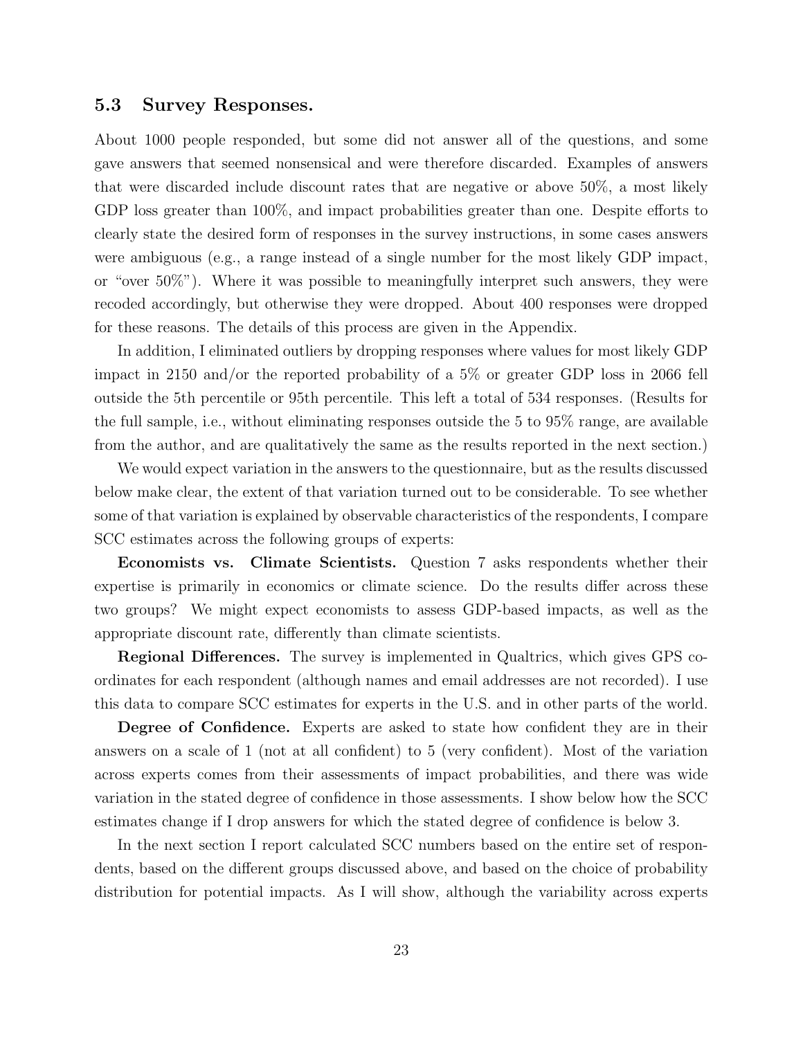### 5.3 Survey Responses.

About 1000 people responded, but some did not answer all of the questions, and some gave answers that seemed nonsensical and were therefore discarded. Examples of answers that were discarded include discount rates that are negative or above 50%, a most likely GDP loss greater than 100%, and impact probabilities greater than one. Despite efforts to clearly state the desired form of responses in the survey instructions, in some cases answers were ambiguous (e.g., a range instead of a single number for the most likely GDP impact, or "over 50%"). Where it was possible to meaningfully interpret such answers, they were recoded accordingly, but otherwise they were dropped. About 400 responses were dropped for these reasons. The details of this process are given in the Appendix.

In addition, I eliminated outliers by dropping responses where values for most likely GDP impact in 2150 and/or the reported probability of a 5% or greater GDP loss in 2066 fell outside the 5th percentile or 95th percentile. This left a total of 534 responses. (Results for the full sample, i.e., without eliminating responses outside the 5 to 95% range, are available from the author, and are qualitatively the same as the results reported in the next section.)

We would expect variation in the answers to the questionnaire, but as the results discussed below make clear, the extent of that variation turned out to be considerable. To see whether some of that variation is explained by observable characteristics of the respondents, I compare SCC estimates across the following groups of experts:

**Economists vs. Climate Scientists.** Question 7 asks respondents whether their expertise is primarily in economics or climate science. Do the results differ across these two groups? We might expect economists to assess GDP-based impacts, as well as the appropriate discount rate, differently than climate scientists.

**Regional Differences.** The survey is implemented in Qualtrics, which gives GPS coordinates for each respondent (although names and email addresses are not recorded). I use this data to compare SCC estimates for experts in the U.S. and in other parts of the world.

**Degree of Confidence.** Experts are asked to state how confident they are in their answers on a scale of 1 (not at all confident) to 5 (very confident). Most of the variation across experts comes from their assessments of impact probabilities, and there was wide variation in the stated degree of confidence in those assessments. I show below how the SCC estimates change if I drop answers for which the stated degree of confidence is below 3.

In the next section I report calculated SCC numbers based on the entire set of respondents, based on the different groups discussed above, and based on the choice of probability distribution for potential impacts. As I will show, although the variability across experts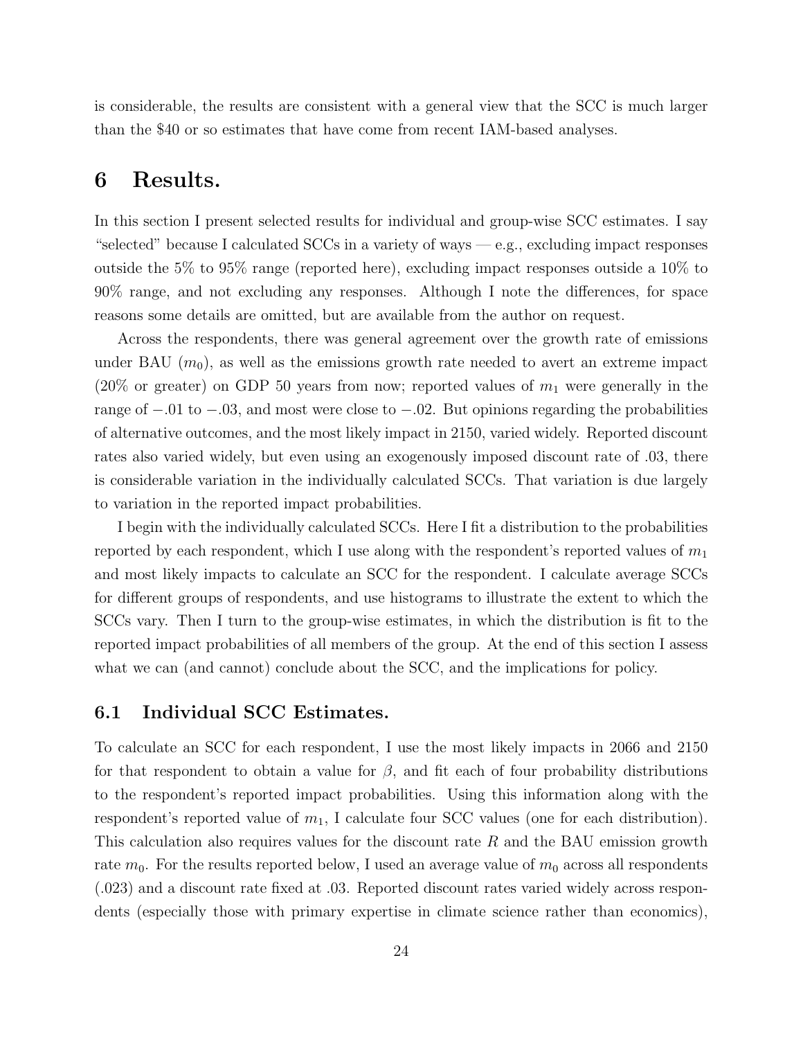is considerable, the results are consistent with a general view that the SCC is much larger than the $40 or so estimates that have come from recent IAM-based analyses.

# 6 Results.

In this section I present selected results for individual and group-wise SCC estimates. I say "selected" because I calculated SCCs in a variety of ways — e.g., excluding impact responses outside the 5% to 95% range (reported here), excluding impact responses outside a 10% to 90% range, and not excluding any responses. Although I note the differences, for space reasons some details are omitted, but are available from the author on request.

Across the respondents, there was general agreement over the growth rate of emissions under BAU ($m_0$), as well as the emissions growth rate needed to avert an extreme impact (20% or greater) on GDP 50 years from now; reported values of $m_1$ were generally in the range of $-.01$ to $-.03$, and most were close to $-.02$. But opinions regarding the probabilities of alternative outcomes, and the most likely impact in 2150, varied widely. Reported discount rates also varied widely, but even using an exogenously imposed discount rate of .03, there is considerable variation in the individually calculated SCCs. That variation is due largely to variation in the reported impact probabilities.

I begin with the individually calculated SCCs. Here I fit a distribution to the probabilities reported by each respondent, which I use along with the respondent's reported values of $m_1$ and most likely impacts to calculate an SCC for the respondent. I calculate average SCCs for different groups of respondents, and use histograms to illustrate the extent to which the SCCs vary. Then I turn to the group-wise estimates, in which the distribution is fit to the reported impact probabilities of all members of the group. At the end of this section I assess what we can (and cannot) conclude about the SCC, and the implications for policy.

## 6.1 Individual SCC Estimates.

To calculate an SCC for each respondent, I use the most likely impacts in 2066 and 2150 for that respondent to obtain a value for $\beta$, and fit each of four probability distributions to the respondent's reported impact probabilities. Using this information along with the respondent's reported value of $m_1$, I calculate four SCC values (one for each distribution). This calculation also requires values for the discount rate $R$ and the BAU emission growth rate $m_0$. For the results reported below, I used an average value of $m_0$ across all respondents (.023) and a discount rate fixed at .03. Reported discount rates varied widely across respondents (especially those with primary expertise in climate science rather than economics),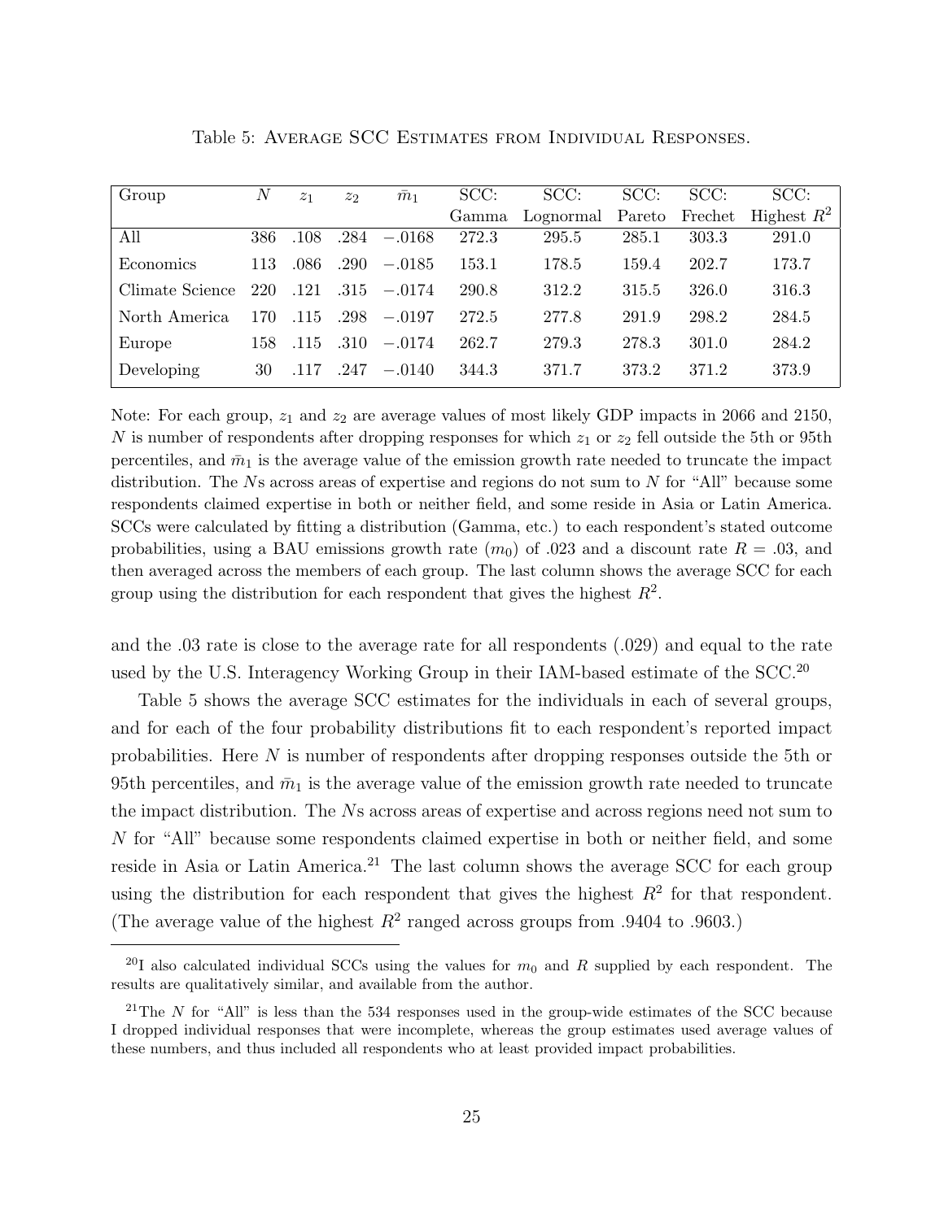Table 5: Average SCC Estimates from Individual Responses.

| Group | $N$ | $z_1$ | $z_2$ | $\bar{m}_1$ | SCC: Gamma | SCC: Lognormal | SCC: Pareto | SCC: Frechet | SCC: Highest $R^2$ |
|---|---|---|---|---|---|---|---|---|---|
| All | 386 | .108 | .284 | $-.0168$ | 272.3 | 295.5 | 285.1 | 303.3 | 291.0 |
| Economics | 113 | .086 | .290 | $-.0185$ | 153.1 | 178.5 | 159.4 | 202.7 | 173.7 |
| Climate Science | 220 | .121 | .315 | $-.0174$ | 290.8 | 312.2 | 315.5 | 326.0 | 316.3 |
| North America | 170 | .115 | .298 | $-.0197$ | 272.5 | 277.8 | 291.9 | 298.2 | 284.5 |
| Europe | 158 | .115 | .310 | $-.0174$ | 262.7 | 279.3 | 278.3 | 301.0 | 284.2 |
| Developing | 30 | .117 | .247 | $-.0140$ | 344.3 | 371.7 | 373.2 | 371.2 | 373.9 |

Note: For each group, $z_1$ and $z_2$ are average values of most likely GDP impacts in 2066 and 2150, $N$ is number of respondents after dropping responses for which $z_1$ or $z_2$ fell outside the 5th or 95th percentiles, and $\bar{m}_1$ is the average value of the emission growth rate needed to truncate the impact distribution. The $N$s across areas of expertise and regions do not sum to $N$ for "All" because some respondents claimed expertise in both or neither field, and some reside in Asia or Latin America. SCCs were calculated by fitting a distribution (Gamma, etc.) to each respondent's stated outcome probabilities, using a BAU emissions growth rate ($m_0$) of .023 and a discount rate $R = .03$, and then averaged across the members of each group. The last column shows the average SCC for each group using the distribution for each respondent that gives the highest $R^2$.

and the .03 rate is close to the average rate for all respondents (.029) and equal to the rate used by the U.S. Interagency Working Group in their IAM-based estimate of the SCC.[20]

Table 5 shows the average SCC estimates for the individuals in each of several groups, and for each of the four probability distributions fit to each respondent's reported impact probabilities. Here $N$ is number of respondents after dropping responses outside the 5th or 95th percentiles, and $\bar{m}_1$ is the average value of the emission growth rate needed to truncate the impact distribution. The $N$s across areas of expertise and across regions need not sum to $N$ for "All" because some respondents claimed expertise in both or neither field, and some reside in Asia or Latin America.[21] The last column shows the average SCC for each group using the distribution for each respondent that gives the highest $R^2$ for that respondent. (The average value of the highest $R^2$ ranged across groups from .9404 to .9603.)

[20] I also calculated individual SCCs using the values for $m_0$ and $R$ supplied by each respondent. The results are qualitatively similar, and available from the author.

[21] The $N$ for "All" is less than the 534 responses used in the group-wide estimates of the SCC because I dropped individual responses that were incomplete, whereas the group estimates used average values of these numbers, and thus included all respondents who at least provided impact probabilities.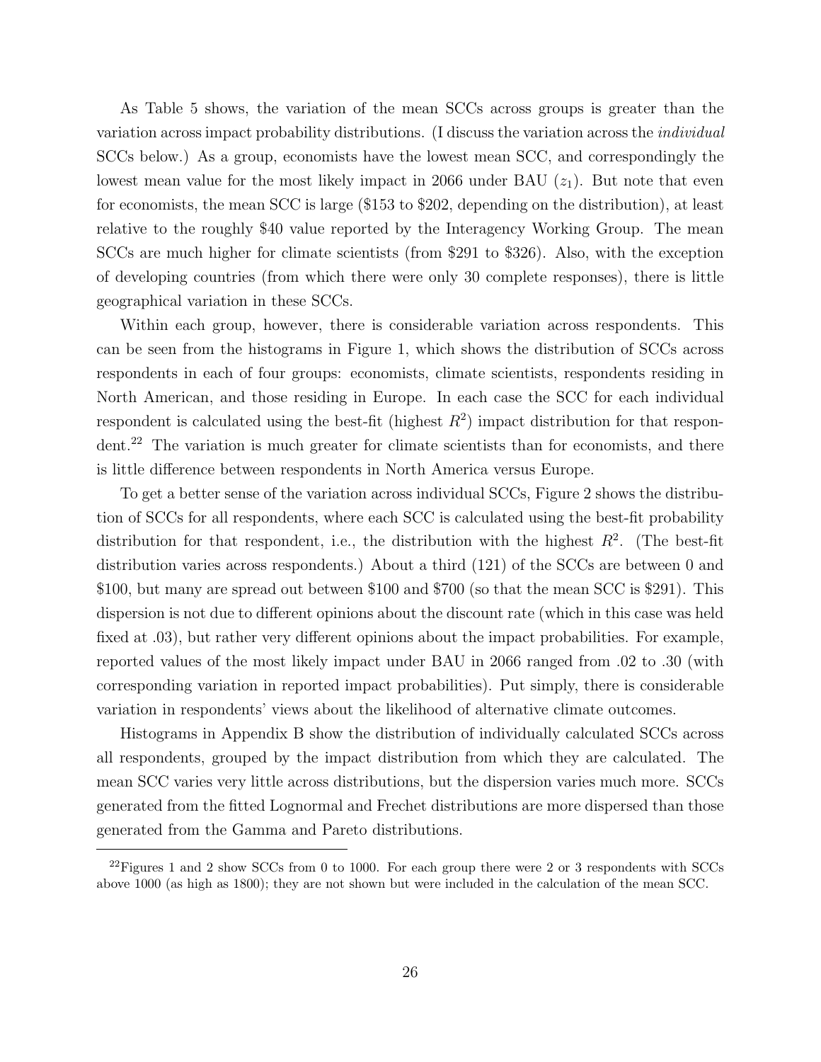As Table 5 shows, the variation of the mean SCCs across groups is greater than the variation across impact probability distributions. (I discuss the variation across the *individual* SCCs below.) As a group, economists have the lowest mean SCC, and correspondingly the lowest mean value for the most likely impact in 2066 under BAU ($z_1$). But note that even for economists, the mean SCC is large ($153 to $202, depending on the distribution), at least relative to the roughly $40 value reported by the Interagency Working Group. The mean SCCs are much higher for climate scientists (from $291 to $326). Also, with the exception of developing countries (from which there were only 30 complete responses), there is little geographical variation in these SCCs.

Within each group, however, there is considerable variation across respondents. This can be seen from the histograms in Figure 1, which shows the distribution of SCCs across respondents in each of four groups: economists, climate scientists, respondents residing in North American, and those residing in Europe. In each case the SCC for each individual respondent is calculated using the best-fit (highest $R^2$) impact distribution for that respondent.[22] The variation is much greater for climate scientists than for economists, and there is little difference between respondents in North America versus Europe.

To get a better sense of the variation across individual SCCs, Figure 2 shows the distribution of SCCs for all respondents, where each SCC is calculated using the best-fit probability distribution for that respondent, i.e., the distribution with the highest $R^2$. (The best-fit distribution varies across respondents.) About a third (121) of the SCCs are between 0 and $100, but many are spread out between $100 and $700 (so that the mean SCC is $291). This dispersion is not due to different opinions about the discount rate (which in this case was held fixed at .03), but rather very different opinions about the impact probabilities. For example, reported values of the most likely impact under BAU in 2066 ranged from .02 to .30 (with corresponding variation in reported impact probabilities). Put simply, there is considerable variation in respondents' views about the likelihood of alternative climate outcomes.

Histograms in Appendix B show the distribution of individually calculated SCCs across all respondents, grouped by the impact distribution from which they are calculated. The mean SCC varies very little across distributions, but the dispersion varies much more. SCCs generated from the fitted Lognormal and Frechet distributions are more dispersed than those generated from the Gamma and Pareto distributions.

[22] Figures 1 and 2 show SCCs from 0 to 1000. For each group there were 2 or 3 respondents with SCCs above 1000 (as high as 1800); they are not shown but were included in the calculation of the mean SCC.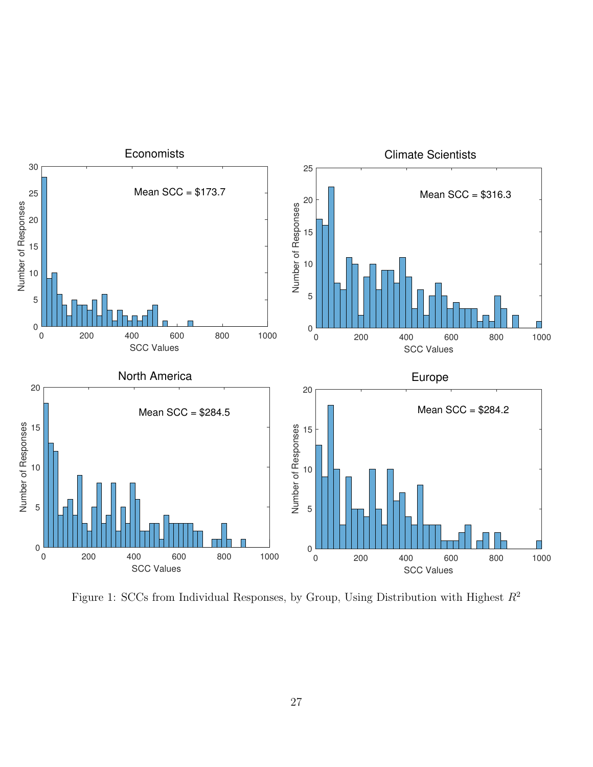Figure 1: SCCs from Individual Responses, by Group, Using Distribution with Highest $R^2$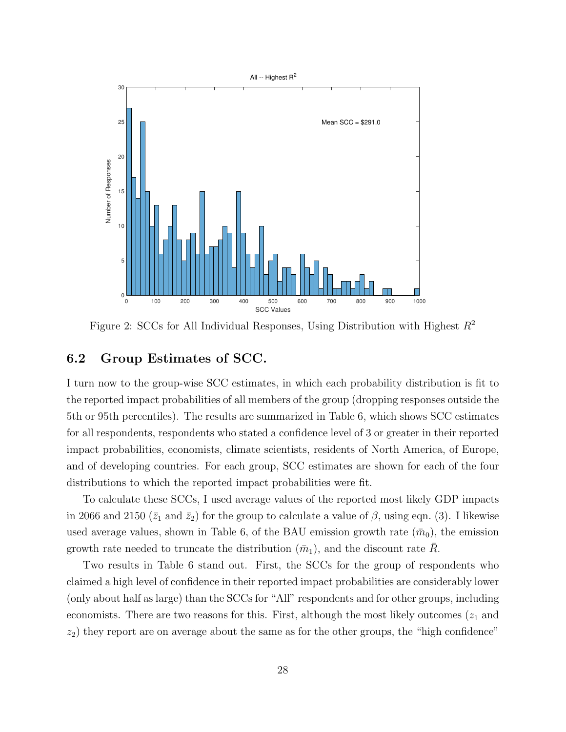Figure 2: SCCs for All Individual Responses, Using Distribution with Highest $R^2$

### 6.2 Group Estimates of SCC.

I turn now to the group-wise SCC estimates, in which each probability distribution is fit to the reported impact probabilities of all members of the group (dropping responses outside the 5th or 95th percentiles). The results are summarized in Table 6, which shows SCC estimates for all respondents, respondents who stated a confidence level of 3 or greater in their reported impact probabilities, economists, climate scientists, residents of North America, of Europe, and of developing countries. For each group, SCC estimates are shown for each of the four distributions to which the reported impact probabilities were fit.

To calculate these SCCs, I used average values of the reported most likely GDP impacts in 2066 and 2150 ($\bar{z}_1$ and $\bar{z}_2$) for the group to calculate a value of $\beta$, using eqn. (3). I likewise used average values, shown in Table 6, of the BAU emission growth rate ($\bar{m}_0$), the emission growth rate needed to truncate the distribution ($\bar{m}_1$), and the discount rate $\bar{R}$.

Two results in Table 6 stand out. First, the SCCs for the group of respondents who claimed a high level of confidence in their reported impact probabilities are considerably lower (only about half as large) than the SCCs for "All" respondents and for other groups, including economists. There are two reasons for this. First, although the most likely outcomes ($z_1$ and $z_2$) they report are on average about the same as for the other groups, the "high confidence"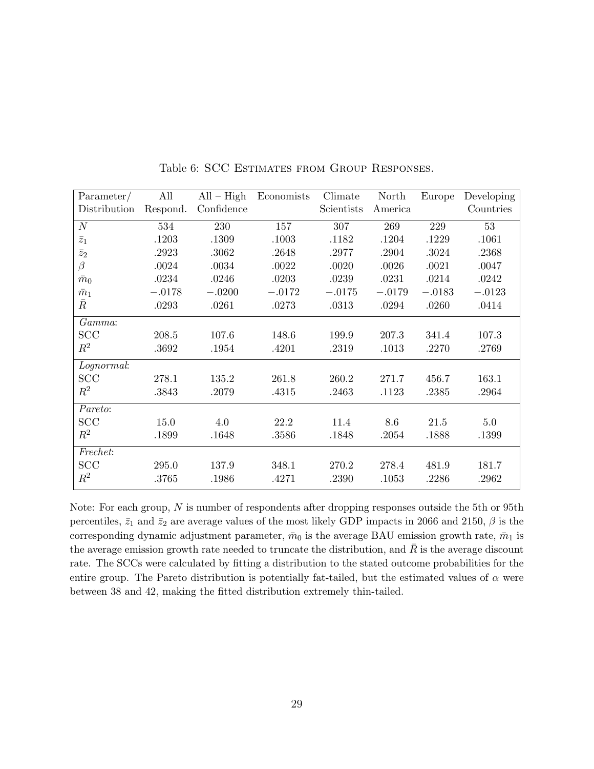Table 6: SCC Estimates from Group Responses.

| Parameter/ Distribution | All Respond. | All – High Confidence | Economists | Climate Scientists | North America | Europe | Developing Countries |
|---|---|---|---|---|---|---|---|
| $N$ | 534 | 230 | 157 | 307 | 269 | 229 | 53 |
| $\bar{z}_1$ | .1203 | .1309 | .1003 | .1182 | .1204 | .1229 | .1061 |
| $\bar{z}_2$ | .2923 | .3062 | .2648 | .2977 | .2904 | .3024 | .2368 |
| $\beta$ | .0024 | .0034 | .0022 | .0020 | .0026 | .0021 | .0047 |
| $\bar{m}_0$ | .0234 | .0246 | .0203 | .0239 | .0231 | .0214 | .0242 |
| $\bar{m}_1$ | $-.0178$ | $-.0200$ | $-.0172$ | $-.0175$ | $-.0179$ | $-.0183$ | $-.0123$ |
| $\bar{R}$ | .0293 | .0261 | .0273 | .0313 | .0294 | .0260 | .0414 |
| *Gamma*: | | | | | | | |
| SCC | 208.5 | 107.6 | 148.6 | 199.9 | 207.3 | 341.4 | 107.3 |
| $R^2$ | .3692 | .1954 | .4201 | .2319 | .1013 | .2270 | .2769 |
| *Lognormal*: | | | | | | | |
| SCC | 278.1 | 135.2 | 261.8 | 260.2 | 271.7 | 456.7 | 163.1 |
| $R^2$ | .3843 | .2079 | .4315 | .2463 | .1123 | .2385 | .2964 |
| *Pareto*: | | | | | | | |
| SCC | 15.0 | 4.0 | 22.2 | 11.4 | 8.6 | 21.5 | 5.0 |
| $R^2$ | .1899 | .1648 | .3586 | .1848 | .2054 | .1888 | .1399 |
| *Frechet*: | | | | | | | |
| SCC | 295.0 | 137.9 | 348.1 | 270.2 | 278.4 | 481.9 | 181.7 |
| $R^2$ | .3765 | .1986 | .4271 | .2390 | .1053 | .2286 | .2962 |

Note: For each group, $N$ is number of respondents after dropping responses outside the 5th or 95th percentiles, $\bar{z}_1$ and $\bar{z}_2$ are average values of the most likely GDP impacts in 2066 and 2150, $\beta$ is the corresponding dynamic adjustment parameter, $\bar{m}_0$ is the average BAU emission growth rate, $\bar{m}_1$ is the average emission growth rate needed to truncate the distribution, and $\bar{R}$ is the average discount rate. The SCCs were calculated by fitting a distribution to the stated outcome probabilities for the entire group. The Pareto distribution is potentially fat-tailed, but the estimated values of $\alpha$ were between 38 and 42, making the fitted distribution extremely thin-tailed.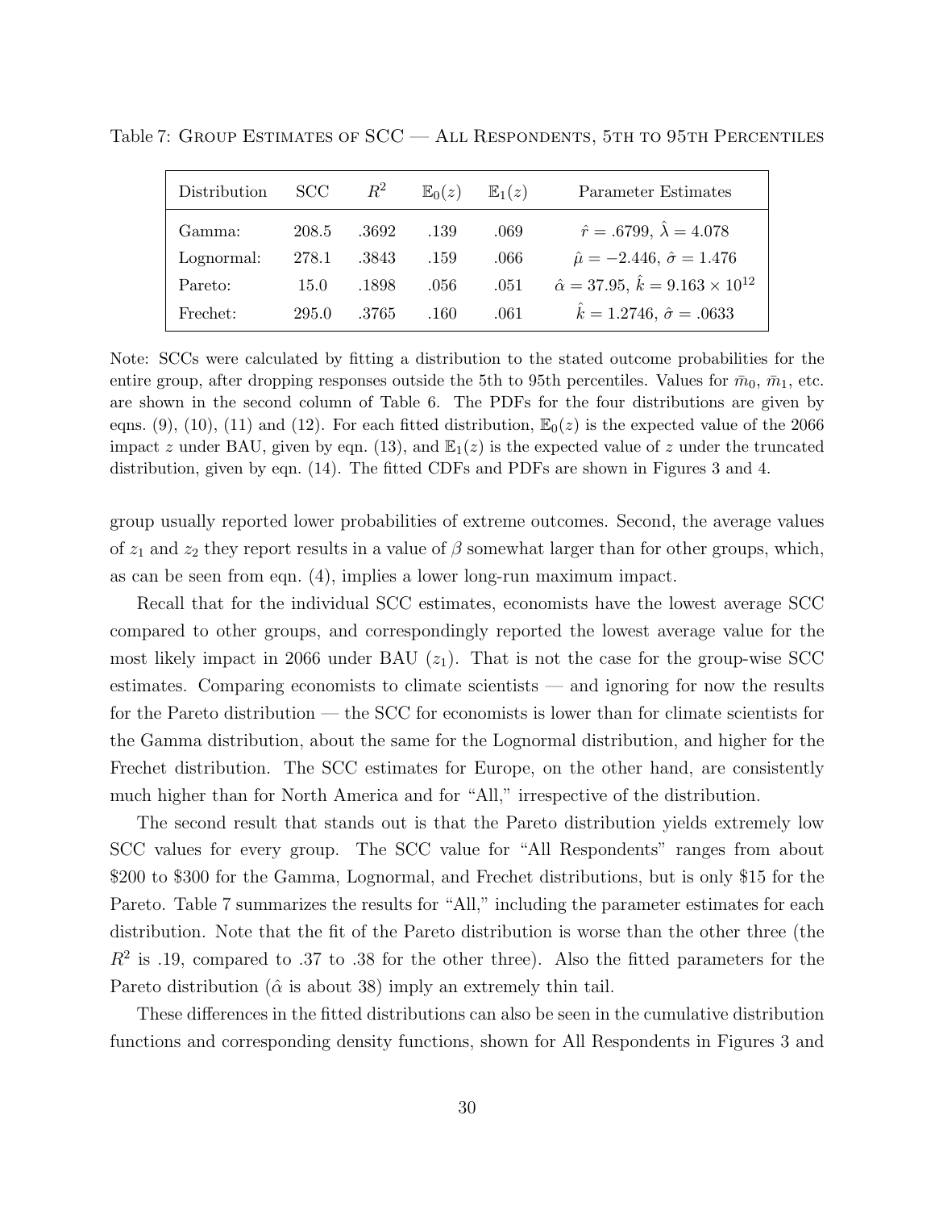Table 7: Group Estimates of SCC — All Respondents, 5th to 95th Percentiles

| Distribution | SCC | $R^2$ | $\mathbb{E}_0(z)$ | $\mathbb{E}_1(z)$ | Parameter Estimates |
|---|---|---|---|---|---|
| Gamma: | 208.5 | .3692 | .139 | .069 | $\hat{r} = .6799$, $\hat{\lambda} = 4.078$ |
| Lognormal: | 278.1 | .3843 | .159 | .066 | $\hat{\mu} = -2.446$, $\hat{\sigma} = 1.476$ |
| Pareto: | 15.0 | .1898 | .056 | .051 | $\hat{\alpha} = 37.95$, $\hat{k} = 9.163 \times 10^{12}$ |
| Frechet: | 295.0 | .3765 | .160 | .061 | $\hat{k} = 1.2746$, $\hat{\sigma} = .0633$ |

Note: SCCs were calculated by fitting a distribution to the stated outcome probabilities for the entire group, after dropping responses outside the 5th to 95th percentiles. Values for $\bar{m}_0$, $\bar{m}_1$, etc. are shown in the second column of Table 6. The PDFs for the four distributions are given by eqns. (9), (10), (11) and (12). For each fitted distribution, $\mathbb{E}_0(z)$ is the expected value of the 2066 impact $z$ under BAU, given by eqn. (13), and $\mathbb{E}_1(z)$ is the expected value of $z$ under the truncated distribution, given by eqn. (14). The fitted CDFs and PDFs are shown in Figures 3 and 4.

group usually reported lower probabilities of extreme outcomes. Second, the average values of $z_1$ and $z_2$ they report results in a value of $\beta$ somewhat larger than for other groups, which, as can be seen from eqn. (4), implies a lower long-run maximum impact.

Recall that for the individual SCC estimates, economists have the lowest average SCC compared to other groups, and correspondingly reported the lowest average value for the most likely impact in 2066 under BAU ($z_1$). That is not the case for the group-wise SCC estimates. Comparing economists to climate scientists — and ignoring for now the results for the Pareto distribution — the SCC for economists is lower than for climate scientists for the Gamma distribution, about the same for the Lognormal distribution, and higher for the Frechet distribution. The SCC estimates for Europe, on the other hand, are consistently much higher than for North America and for "All," irrespective of the distribution.

The second result that stands out is that the Pareto distribution yields extremely low SCC values for every group. The SCC value for "All Respondents" ranges from about \$200 to \$300 for the Gamma, Lognormal, and Frechet distributions, but is only \$15 for the Pareto. Table 7 summarizes the results for "All," including the parameter estimates for each distribution. Note that the fit of the Pareto distribution is worse than the other three (the $R^2$ is .19, compared to .37 to .38 for the other three). Also the fitted parameters for the Pareto distribution ($\hat{\alpha}$ is about 38) imply an extremely thin tail.

These differences in the fitted distributions can also be seen in the cumulative distribution functions and corresponding density functions, shown for All Respondents in Figures 3 and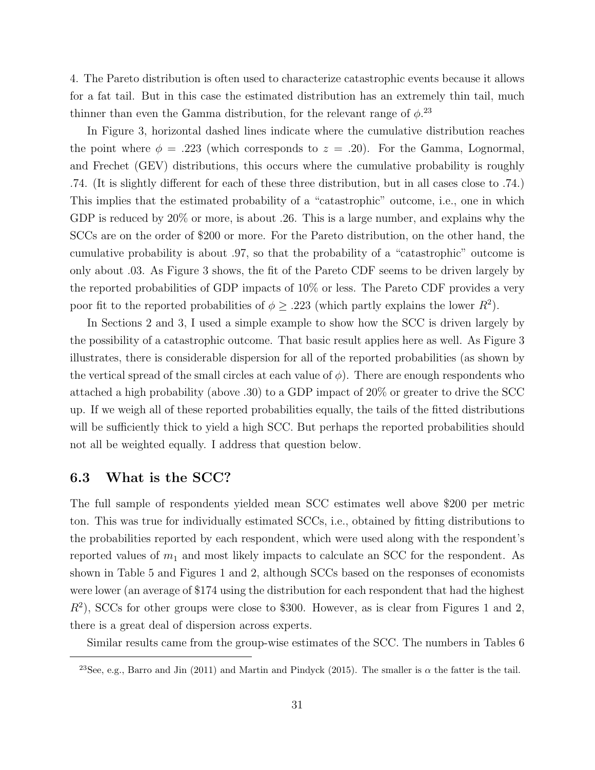4. The Pareto distribution is often used to characterize catastrophic events because it allows for a fat tail. But in this case the estimated distribution has an extremely thin tail, much thinner than even the Gamma distribution, for the relevant range of $\phi$.[23]

In Figure 3, horizontal dashed lines indicate where the cumulative distribution reaches the point where $\phi = .223$ (which corresponds to $z = .20$). For the Gamma, Lognormal, and Frechet (GEV) distributions, this occurs where the cumulative probability is roughly .74. (It is slightly different for each of these three distribution, but in all cases close to .74.) This implies that the estimated probability of a "catastrophic" outcome, i.e., one in which GDP is reduced by 20% or more, is about .26. This is a large number, and explains why the SCCs are on the order of $200 or more. For the Pareto distribution, on the other hand, the cumulative probability is about .97, so that the probability of a "catastrophic" outcome is only about .03. As Figure 3 shows, the fit of the Pareto CDF seems to be driven largely by the reported probabilities of GDP impacts of 10% or less. The Pareto CDF provides a very poor fit to the reported probabilities of $\phi \geq .223$ (which partly explains the lower $R^2$).

In Sections 2 and 3, I used a simple example to show how the SCC is driven largely by the possibility of a catastrophic outcome. That basic result applies here as well. As Figure 3 illustrates, there is considerable dispersion for all of the reported probabilities (as shown by the vertical spread of the small circles at each value of $\phi$). There are enough respondents who attached a high probability (above .30) to a GDP impact of 20% or greater to drive the SCC up. If we weigh all of these reported probabilities equally, the tails of the fitted distributions will be sufficiently thick to yield a high SCC. But perhaps the reported probabilities should not all be weighted equally. I address that question below.

### 6.3 What is the SCC?

The full sample of respondents yielded mean SCC estimates well above $200 per metric ton. This was true for individually estimated SCCs, i.e., obtained by fitting distributions to the probabilities reported by each respondent, which were used along with the respondent's reported values of $m_1$ and most likely impacts to calculate an SCC for the respondent. As shown in Table 5 and Figures 1 and 2, although SCCs based on the responses of economists were lower (an average of $174 using the distribution for each respondent that had the highest $R^2$), SCCs for other groups were close to $300. However, as is clear from Figures 1 and 2, there is a great deal of dispersion across experts.

Similar results came from the group-wise estimates of the SCC. The numbers in Tables 6

[23] See, e.g., Barro and Jin (2011) and Martin and Pindyck (2015). The smaller is $\alpha$ the fatter is the tail.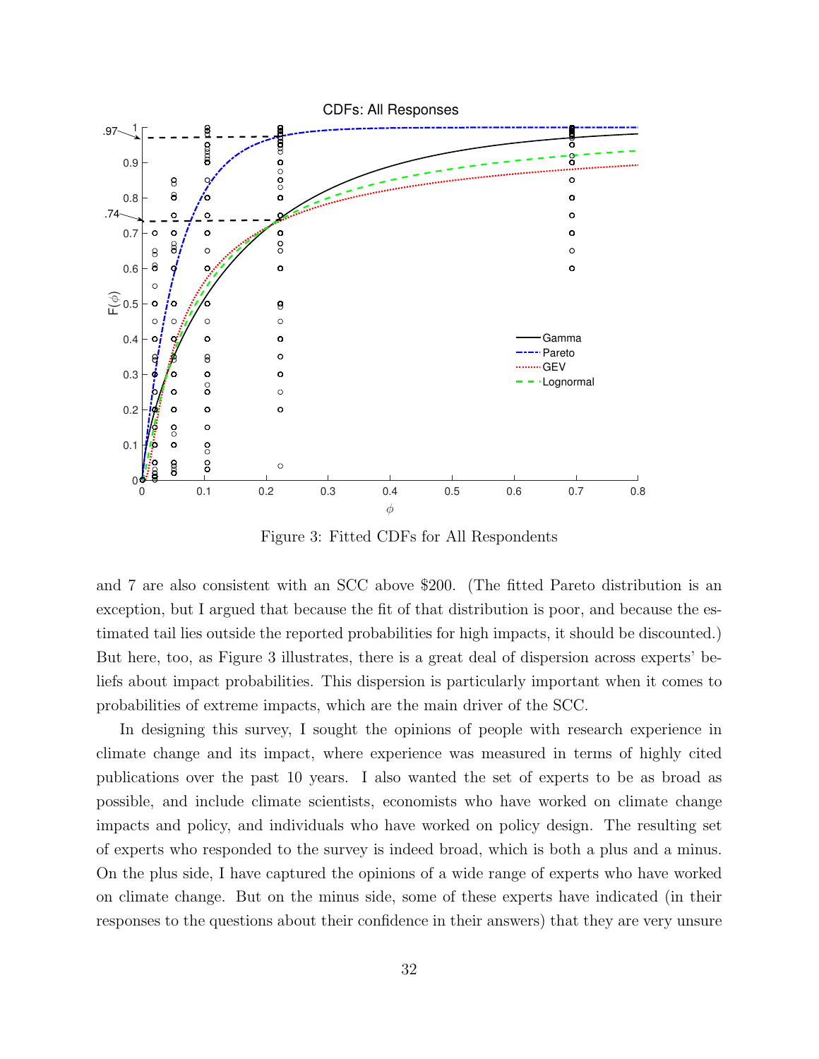Figure 3: Fitted CDFs for All Respondents

and 7 are also consistent with an SCC above \$200. (The fitted Pareto distribution is an exception, but I argued that because the fit of that distribution is poor, and because the estimated tail lies outside the reported probabilities for high impacts, it should be discounted.) But here, too, as Figure 3 illustrates, there is a great deal of dispersion across experts' beliefs about impact probabilities. This dispersion is particularly important when it comes to probabilities of extreme impacts, which are the main driver of the SCC.

In designing this survey, I sought the opinions of people with research experience in climate change and its impact, where experience was measured in terms of highly cited publications over the past 10 years. I also wanted the set of experts to be as broad as possible, and include climate scientists, economists who have worked on climate change impacts and policy, and individuals who have worked on policy design. The resulting set of experts who responded to the survey is indeed broad, which is both a plus and a minus. On the plus side, I have captured the opinions of a wide range of experts who have worked on climate change. But on the minus side, some of these experts have indicated (in their responses to the questions about their confidence in their answers) that they are very unsure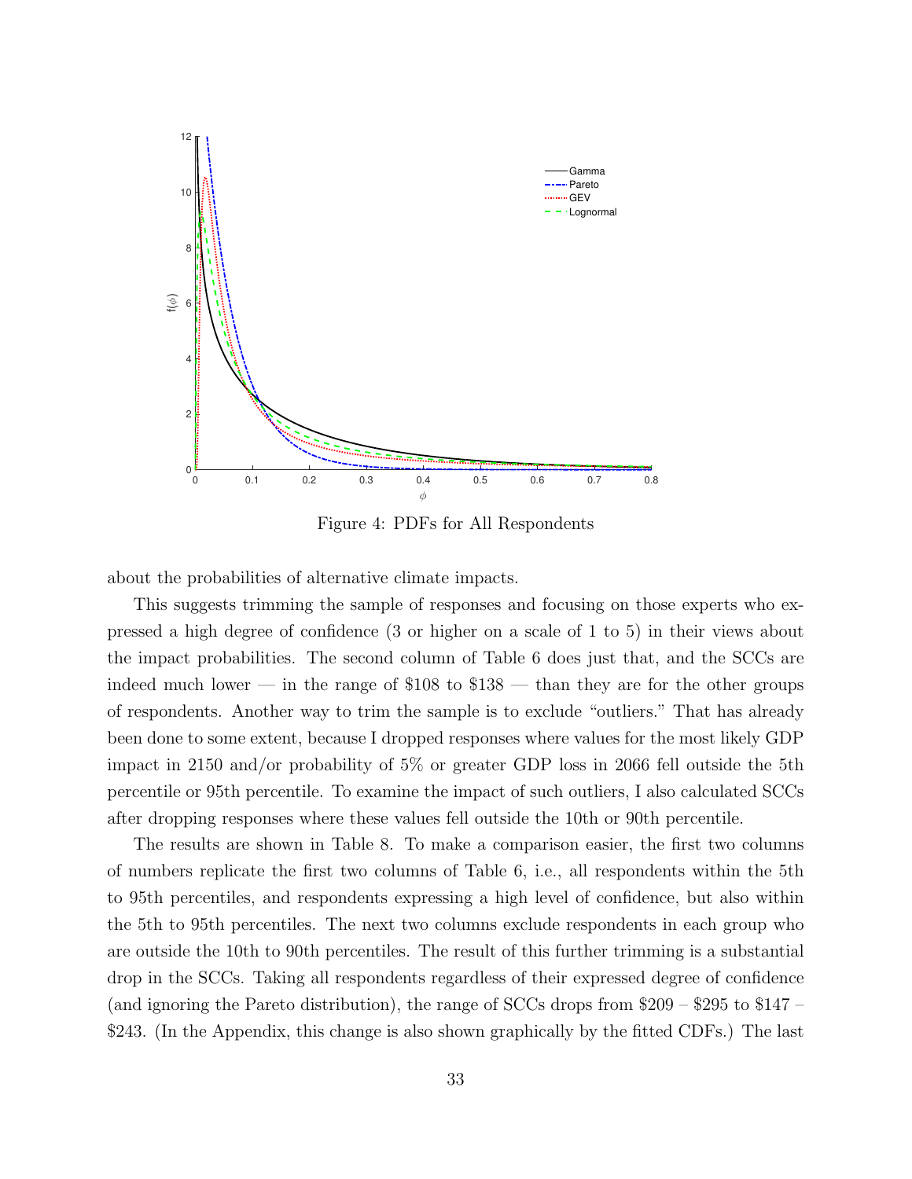Figure 4: PDFs for All Respondents

about the probabilities of alternative climate impacts.

This suggests trimming the sample of responses and focusing on those experts who expressed a high degree of confidence (3 or higher on a scale of 1 to 5) in their views about the impact probabilities. The second column of Table 6 does just that, and the SCCs are indeed much lower — in the range of \$108 to \$138 — than they are for the other groups of respondents. Another way to trim the sample is to exclude "outliers." That has already been done to some extent, because I dropped responses where values for the most likely GDP impact in 2150 and/or probability of 5% or greater GDP loss in 2066 fell outside the 5th percentile or 95th percentile. To examine the impact of such outliers, I also calculated SCCs after dropping responses where these values fell outside the 10th or 90th percentile.

The results are shown in Table 8. To make a comparison easier, the first two columns of numbers replicate the first two columns of Table 6, i.e., all respondents within the 5th to 95th percentiles, and respondents expressing a high level of confidence, but also within the 5th to 95th percentiles. The next two columns exclude respondents in each group who are outside the 10th to 90th percentiles. The result of this further trimming is a substantial drop in the SCCs. Taking all respondents regardless of their expressed degree of confidence (and ignoring the Pareto distribution), the range of SCCs drops from \$209 – \$295 to \$147 – \$243. (In the Appendix, this change is also shown graphically by the fitted CDFs.) The last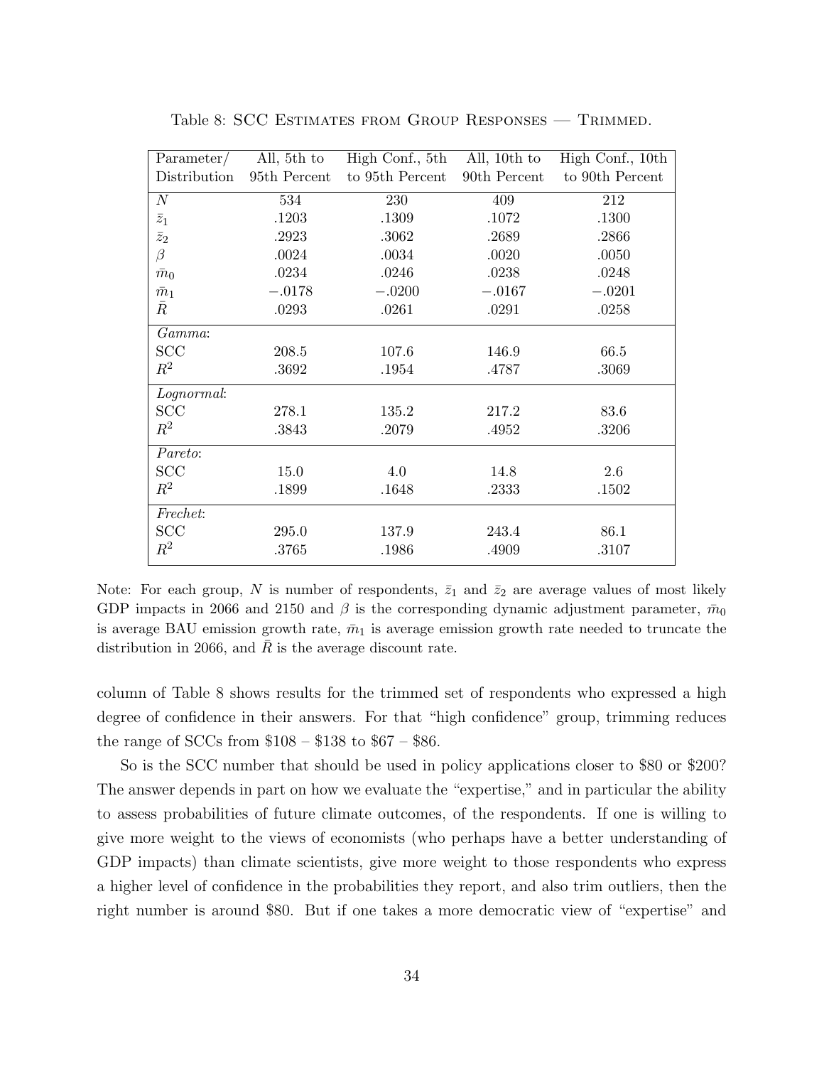Table 8: SCC Estimates from Group Responses — Trimmed.

| Parameter/ Distribution | All, 5th to 95th Percent | High Conf., 5th to 95th Percent | All, 10th to 90th Percent | High Conf., 10th to 90th Percent |
|---|---|---|---|---|
| $N$ | 534 | 230 | 409 | 212 |
| $\bar{z}_1$ | .1203 | .1309 | .1072 | .1300 |
| $\bar{z}_2$ | .2923 | .3062 | .2689 | .2866 |
| $\beta$ | .0024 | .0034 | .0020 | .0050 |
| $\bar{m}_0$ | .0234 | .0246 | .0238 | .0248 |
| $\bar{m}_1$ | $-.0178$ | $-.0200$ | $-.0167$ | $-.0201$ |
| $\bar{R}$ | .0293 | .0261 | .0291 | .0258 |
| *Gamma*: | | | | |
| SCC | 208.5 | 107.6 | 146.9 | 66.5 |
| $R^2$ | .3692 | .1954 | .4787 | .3069 |
| *Lognormal*: | | | | |
| SCC | 278.1 | 135.2 | 217.2 | 83.6 |
| $R^2$ | .3843 | .2079 | .4952 | .3206 |
| *Pareto*: | | | | |
| SCC | 15.0 | 4.0 | 14.8 | 2.6 |
| $R^2$ | .1899 | .1648 | .2333 | .1502 |
| *Frechet*: | | | | |
| SCC | 295.0 | 137.9 | 243.4 | 86.1 |
| $R^2$ | .3765 | .1986 | .4909 | .3107 |

Note: For each group, $N$ is number of respondents, $\bar{z}_1$ and $\bar{z}_2$ are average values of most likely GDP impacts in 2066 and 2150 and $\beta$ is the corresponding dynamic adjustment parameter, $\bar{m}_0$ is average BAU emission growth rate, $\bar{m}_1$ is average emission growth rate needed to truncate the distribution in 2066, and $\bar{R}$ is the average discount rate.

column of Table 8 shows results for the trimmed set of respondents who expressed a high degree of confidence in their answers. For that "high confidence" group, trimming reduces the range of SCCs from \$108 – \$138 to \$67 – \$86.

So is the SCC number that should be used in policy applications closer to \$80 or \$200? The answer depends in part on how we evaluate the "expertise," and in particular the ability to assess probabilities of future climate outcomes, of the respondents. If one is willing to give more weight to the views of economists (who perhaps have a better understanding of GDP impacts) than climate scientists, give more weight to those respondents who express a higher level of confidence in the probabilities they report, and also trim outliers, then the right number is around \$80. But if one takes a more democratic view of "expertise" and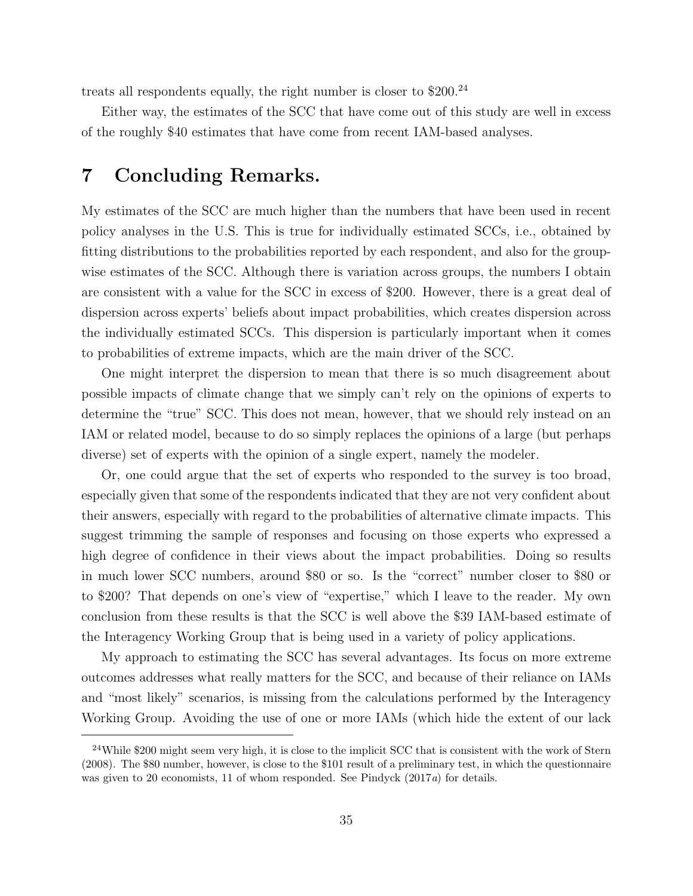treats all respondents equally, the right number is closer to \$200.[24]

Either way, the estimates of the SCC that have come out of this study are well in excess of the roughly \$40 estimates that have come from recent IAM-based analyses.

# 7 Concluding Remarks.

My estimates of the SCC are much higher than the numbers that have been used in recent policy analyses in the U.S. This is true for individually estimated SCCs, i.e., obtained by fitting distributions to the probabilities reported by each respondent, and also for the group-wise estimates of the SCC. Although there is variation across groups, the numbers I obtain are consistent with a value for the SCC in excess of \$200. However, there is a great deal of dispersion across experts' beliefs about impact probabilities, which creates dispersion across the individually estimated SCCs. This dispersion is particularly important when it comes to probabilities of extreme impacts, which are the main driver of the SCC.

One might interpret the dispersion to mean that there is so much disagreement about possible impacts of climate change that we simply can't rely on the opinions of experts to determine the "true" SCC. This does not mean, however, that we should rely instead on an IAM or related model, because to do so simply replaces the opinions of a large (but perhaps diverse) set of experts with the opinion of a single expert, namely the modeler.

Or, one could argue that the set of experts who responded to the survey is too broad, especially given that some of the respondents indicated that they are not very confident about their answers, especially with regard to the probabilities of alternative climate impacts. This suggest trimming the sample of responses and focusing on those experts who expressed a high degree of confidence in their views about the impact probabilities. Doing so results in much lower SCC numbers, around \$80 or so. Is the "correct" number closer to \$80 or to \$200? That depends on one's view of "expertise," which I leave to the reader. My own conclusion from these results is that the SCC is well above the \$39 IAM-based estimate of the Interagency Working Group that is being used in a variety of policy applications.

My approach to estimating the SCC has several advantages. Its focus on more extreme outcomes addresses what really matters for the SCC, and because of their reliance on IAMs and "most likely" scenarios, is missing from the calculations performed by the Interagency Working Group. Avoiding the use of one or more IAMs (which hide the extent of our lack

[24] While \$200 might seem very high, it is close to the implicit SCC that is consistent with the work of Stern (2008). The \$80 number, however, is close to the \$101 result of a preliminary test, in which the questionnaire was given to 20 economists, 11 of whom responded. See Pindyck (2017*a*) for details.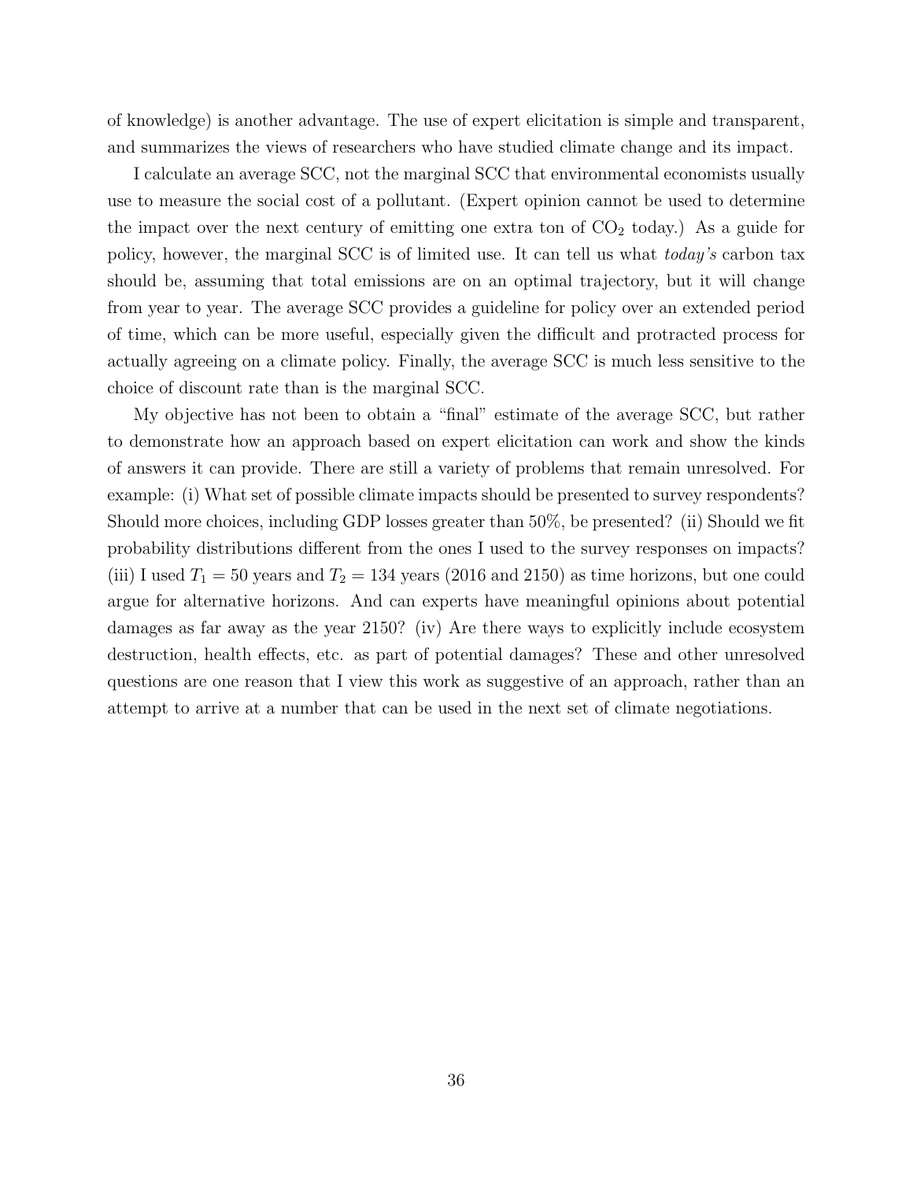of knowledge) is another advantage. The use of expert elicitation is simple and transparent, and summarizes the views of researchers who have studied climate change and its impact.

I calculate an average SCC, not the marginal SCC that environmental economists usually use to measure the social cost of a pollutant. (Expert opinion cannot be used to determine the impact over the next century of emitting one extra ton of $CO_2$ today.) As a guide for policy, however, the marginal SCC is of limited use. It can tell us what *today's* carbon tax should be, assuming that total emissions are on an optimal trajectory, but it will change from year to year. The average SCC provides a guideline for policy over an extended period of time, which can be more useful, especially given the difficult and protracted process for actually agreeing on a climate policy. Finally, the average SCC is much less sensitive to the choice of discount rate than is the marginal SCC.

My objective has not been to obtain a "final" estimate of the average SCC, but rather to demonstrate how an approach based on expert elicitation can work and show the kinds of answers it can provide. There are still a variety of problems that remain unresolved. For example: (i) What set of possible climate impacts should be presented to survey respondents? Should more choices, including GDP losses greater than 50%, be presented? (ii) Should we fit probability distributions different from the ones I used to the survey responses on impacts? (iii) I used $T_1 = 50$ years and $T_2 = 134$ years (2016 and 2150) as time horizons, but one could argue for alternative horizons. And can experts have meaningful opinions about potential damages as far away as the year 2150? (iv) Are there ways to explicitly include ecosystem destruction, health effects, etc. as part of potential damages? These and other unresolved questions are one reason that I view this work as suggestive of an approach, rather than an attempt to arrive at a number that can be used in the next set of climate negotiations.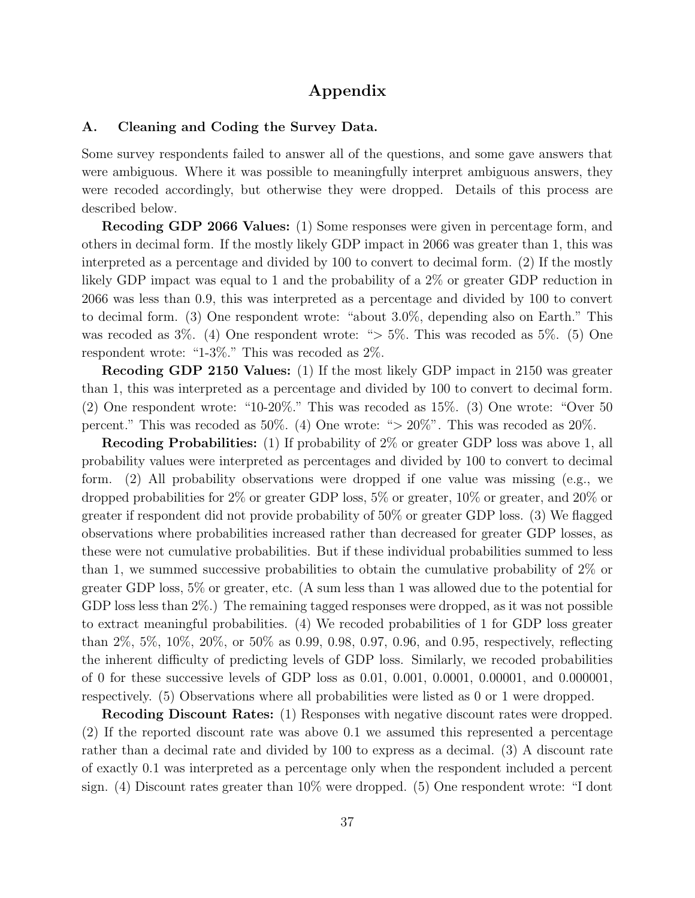# Appendix

## A. Cleaning and Coding the Survey Data.

Some survey respondents failed to answer all of the questions, and some gave answers that were ambiguous. Where it was possible to meaningfully interpret ambiguous answers, they were recoded accordingly, but otherwise they were dropped. Details of this process are described below.

**Recoding GDP 2066 Values:** (1) Some responses were given in percentage form, and others in decimal form. If the mostly likely GDP impact in 2066 was greater than 1, this was interpreted as a percentage and divided by 100 to convert to decimal form. (2) If the mostly likely GDP impact was equal to 1 and the probability of a 2% or greater GDP reduction in 2066 was less than 0.9, this was interpreted as a percentage and divided by 100 to convert to decimal form. (3) One respondent wrote: "about 3.0%, depending also on Earth." This was recoded as 3%. (4) One respondent wrote: "> 5%. This was recoded as 5%. (5) One respondent wrote: "1-3%." This was recoded as 2%.

**Recoding GDP 2150 Values:** (1) If the most likely GDP impact in 2150 was greater than 1, this was interpreted as a percentage and divided by 100 to convert to decimal form. (2) One respondent wrote: "10-20%." This was recoded as 15%. (3) One wrote: "Over 50 percent." This was recoded as 50%. (4) One wrote: "> 20%". This was recoded as 20%.

**Recoding Probabilities:** (1) If probability of 2% or greater GDP loss was above 1, all probability values were interpreted as percentages and divided by 100 to convert to decimal form. (2) All probability observations were dropped if one value was missing (e.g., we dropped probabilities for 2% or greater GDP loss, 5% or greater, 10% or greater, and 20% or greater if respondent did not provide probability of 50% or greater GDP loss. (3) We flagged observations where probabilities increased rather than decreased for greater GDP losses, as these were not cumulative probabilities. But if these individual probabilities summed to less than 1, we summed successive probabilities to obtain the cumulative probability of 2% or greater GDP loss, 5% or greater, etc. (A sum less than 1 was allowed due to the potential for GDP loss less than 2%.) The remaining tagged responses were dropped, as it was not possible to extract meaningful probabilities. (4) We recoded probabilities of 1 for GDP loss greater than 2%, 5%, 10%, 20%, or 50% as 0.99, 0.98, 0.97, 0.96, and 0.95, respectively, reflecting the inherent difficulty of predicting levels of GDP loss. Similarly, we recoded probabilities of 0 for these successive levels of GDP loss as 0.01, 0.001, 0.0001, 0.00001, and 0.000001, respectively. (5) Observations where all probabilities were listed as 0 or 1 were dropped.

**Recoding Discount Rates:** (1) Responses with negative discount rates were dropped. (2) If the reported discount rate was above 0.1 we assumed this represented a percentage rather than a decimal rate and divided by 100 to express as a decimal. (3) A discount rate of exactly 0.1 was interpreted as a percentage only when the respondent included a percent sign. (4) Discount rates greater than 10% were dropped. (5) One respondent wrote: "I dont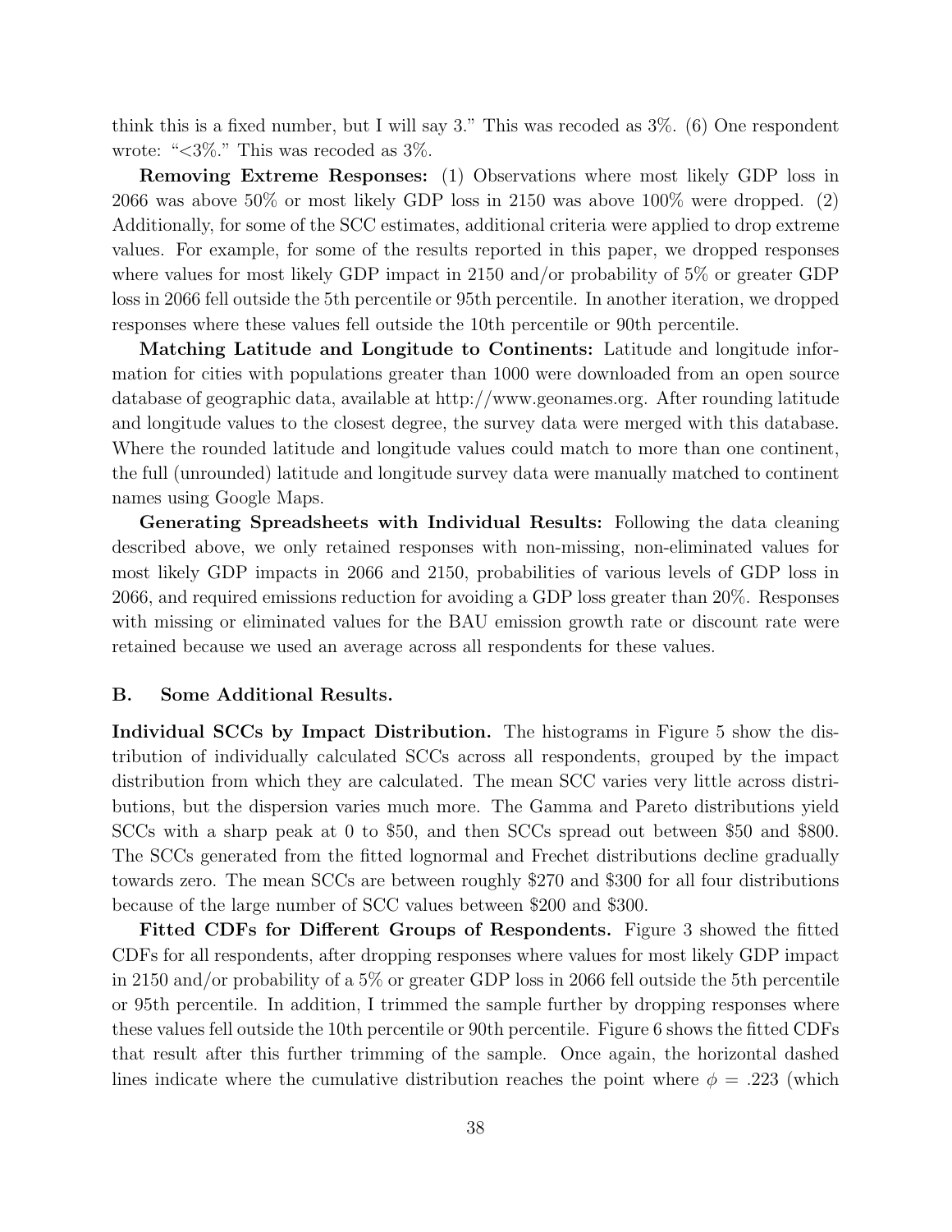think this is a fixed number, but I will say 3." This was recoded as 3%. (6) One respondent wrote: "<3%." This was recoded as 3%.

**Removing Extreme Responses:** (1) Observations where most likely GDP loss in 2066 was above 50% or most likely GDP loss in 2150 was above 100% were dropped. (2) Additionally, for some of the SCC estimates, additional criteria were applied to drop extreme values. For example, for some of the results reported in this paper, we dropped responses where values for most likely GDP impact in 2150 and/or probability of 5% or greater GDP loss in 2066 fell outside the 5th percentile or 95th percentile. In another iteration, we dropped responses where these values fell outside the 10th percentile or 90th percentile.

**Matching Latitude and Longitude to Continents:** Latitude and longitude information for cities with populations greater than 1000 were downloaded from an open source database of geographic data, available at http://www.geonames.org. After rounding latitude and longitude values to the closest degree, the survey data were merged with this database. Where the rounded latitude and longitude values could match to more than one continent, the full (unrounded) latitude and longitude survey data were manually matched to continent names using Google Maps.

**Generating Spreadsheets with Individual Results:** Following the data cleaning described above, we only retained responses with non-missing, non-eliminated values for most likely GDP impacts in 2066 and 2150, probabilities of various levels of GDP loss in 2066, and required emissions reduction for avoiding a GDP loss greater than 20%. Responses with missing or eliminated values for the BAU emission growth rate or discount rate were retained because we used an average across all respondents for these values.

## B. Some Additional Results.

**Individual SCCs by Impact Distribution.** The histograms in Figure 5 show the distribution of individually calculated SCCs across all respondents, grouped by the impact distribution from which they are calculated. The mean SCC varies very little across distributions, but the dispersion varies much more. The Gamma and Pareto distributions yield SCCs with a sharp peak at 0 to $50, and then SCCs spread out between $50 and $800. The SCCs generated from the fitted lognormal and Frechet distributions decline gradually towards zero. The mean SCCs are between roughly $270 and $300 for all four distributions because of the large number of SCC values between $200 and $300.

**Fitted CDFs for Different Groups of Respondents.** Figure 3 showed the fitted CDFs for all respondents, after dropping responses where values for most likely GDP impact in 2150 and/or probability of a 5% or greater GDP loss in 2066 fell outside the 5th percentile or 95th percentile. In addition, I trimmed the sample further by dropping responses where these values fell outside the 10th percentile or 90th percentile. Figure 6 shows the fitted CDFs that result after this further trimming of the sample. Once again, the horizontal dashed lines indicate where the cumulative distribution reaches the point where $\phi = .223$ (which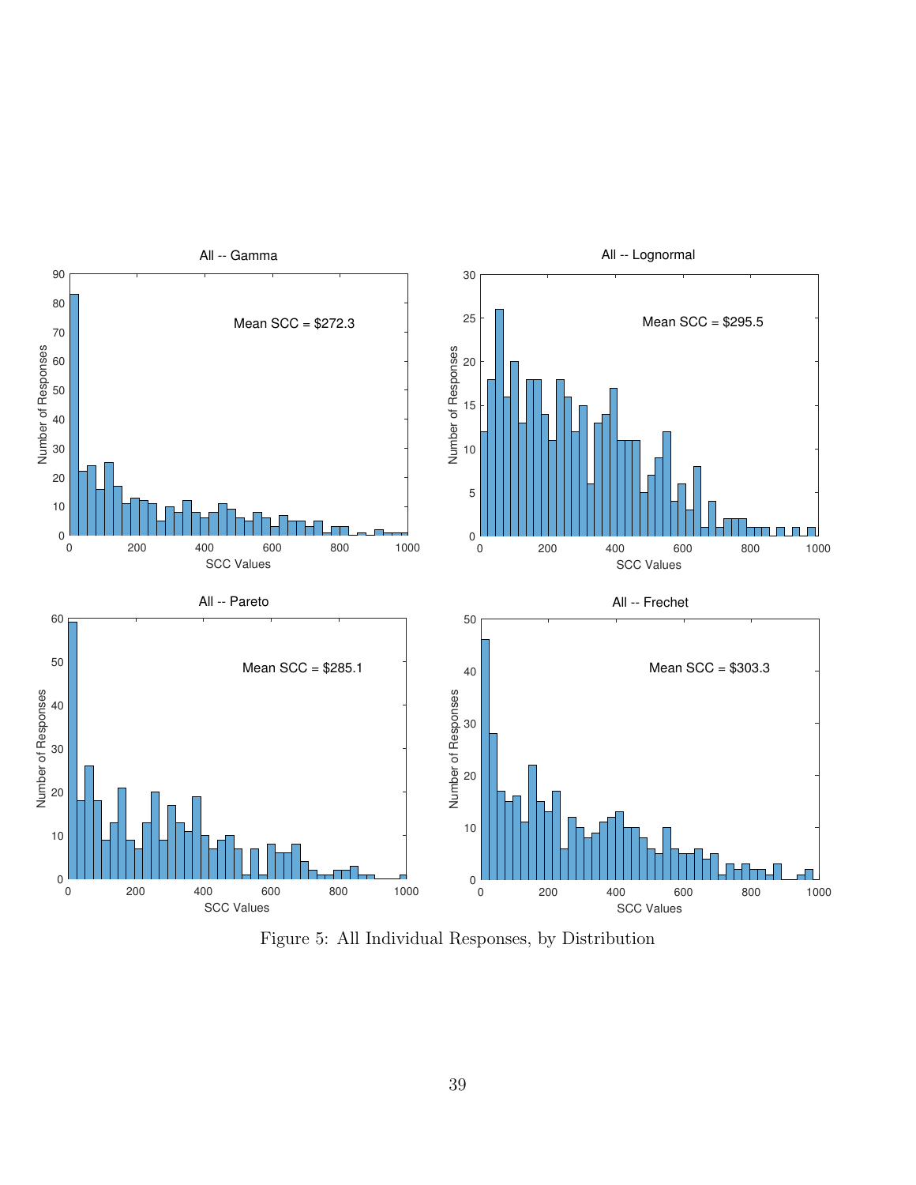Figure 5: All Individual Responses, by Distribution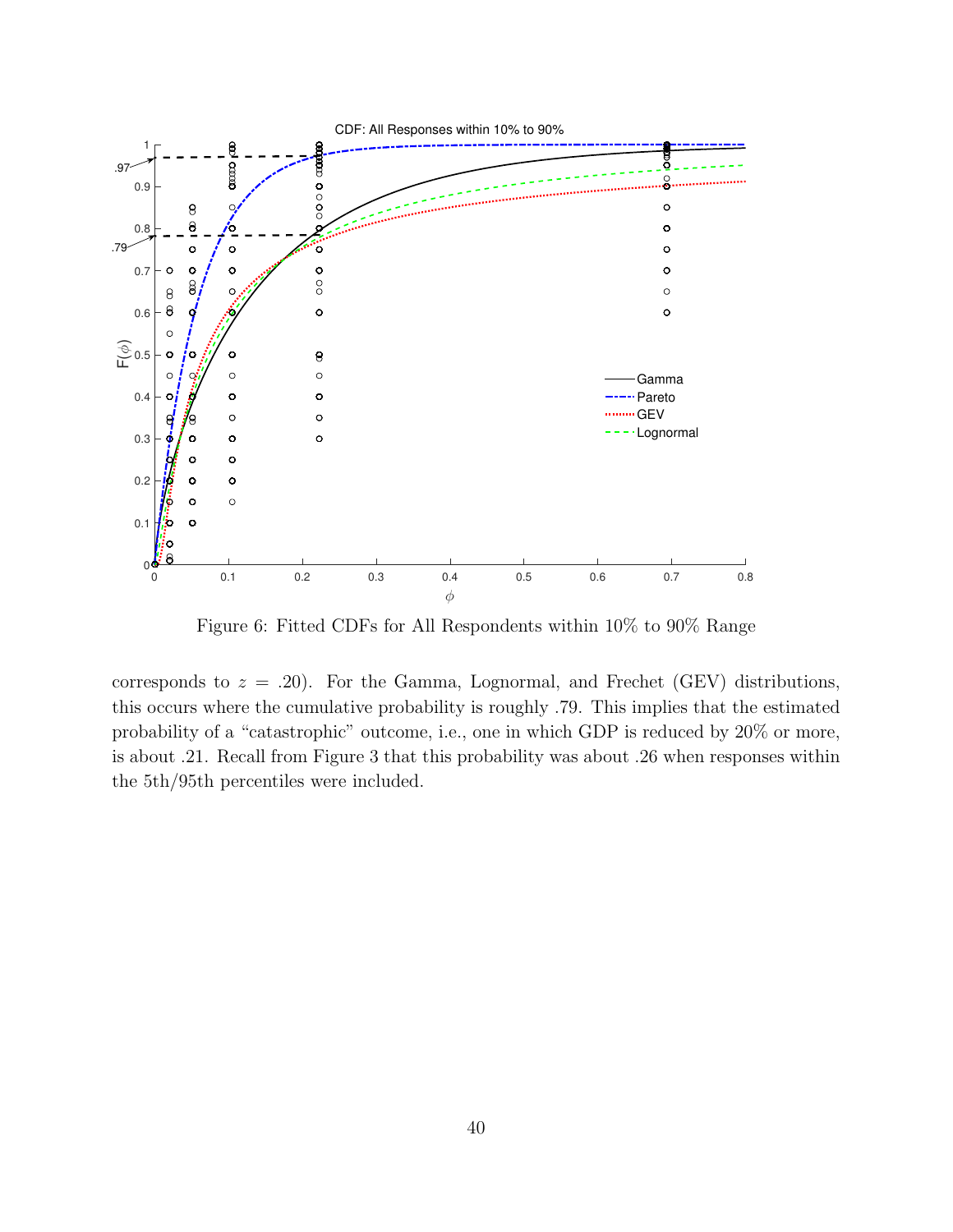Figure 6: Fitted CDFs for All Respondents within 10% to 90% Range

corresponds to $z = .20$). For the Gamma, Lognormal, and Frechet (GEV) distributions, this occurs where the cumulative probability is roughly .79. This implies that the estimated probability of a "catastrophic" outcome, i.e., one in which GDP is reduced by 20% or more, is about .21. Recall from Figure 3 that this probability was about .26 when responses within the 5th/95th percentiles were included.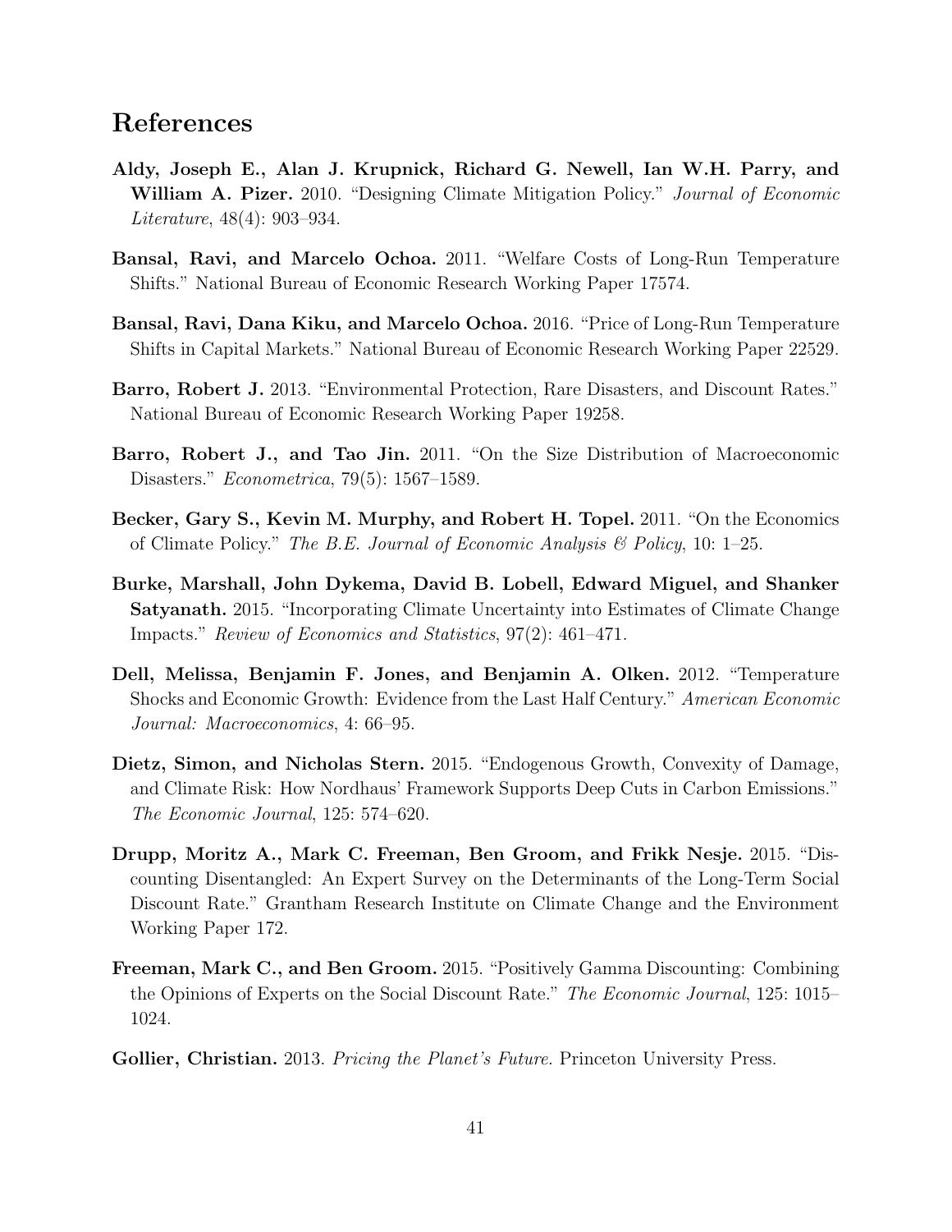## References

**Aldy, Joseph E., Alan J. Krupnick, Richard G. Newell, Ian W.H. Parry, and William A. Pizer.** 2010. "Designing Climate Mitigation Policy." *Journal of Economic Literature*, 48(4): 903–934.

**Bansal, Ravi, and Marcelo Ochoa.** 2011. "Welfare Costs of Long-Run Temperature Shifts." National Bureau of Economic Research Working Paper 17574.

**Bansal, Ravi, Dana Kiku, and Marcelo Ochoa.** 2016. "Price of Long-Run Temperature Shifts in Capital Markets." National Bureau of Economic Research Working Paper 22529.

**Barro, Robert J.** 2013. "Environmental Protection, Rare Disasters, and Discount Rates." National Bureau of Economic Research Working Paper 19258.

**Barro, Robert J., and Tao Jin.** 2011. "On the Size Distribution of Macroeconomic Disasters." *Econometrica*, 79(5): 1567–1589.

**Becker, Gary S., Kevin M. Murphy, and Robert H. Topel.** 2011. "On the Economics of Climate Policy." *The B.E. Journal of Economic Analysis & Policy*, 10: 1–25.

**Burke, Marshall, John Dykema, David B. Lobell, Edward Miguel, and Shanker Satyanath.** 2015. "Incorporating Climate Uncertainty into Estimates of Climate Change Impacts." *Review of Economics and Statistics*, 97(2): 461–471.

**Dell, Melissa, Benjamin F. Jones, and Benjamin A. Olken.** 2012. "Temperature Shocks and Economic Growth: Evidence from the Last Half Century." *American Economic Journal: Macroeconomics*, 4: 66–95.

**Dietz, Simon, and Nicholas Stern.** 2015. "Endogenous Growth, Convexity of Damage, and Climate Risk: How Nordhaus' Framework Supports Deep Cuts in Carbon Emissions." *The Economic Journal*, 125: 574–620.

**Drupp, Moritz A., Mark C. Freeman, Ben Groom, and Frikk Nesje.** 2015. "Discounting Disentangled: An Expert Survey on the Determinants of the Long-Term Social Discount Rate." Grantham Research Institute on Climate Change and the Environment Working Paper 172.

**Freeman, Mark C., and Ben Groom.** 2015. "Positively Gamma Discounting: Combining the Opinions of Experts on the Social Discount Rate." *The Economic Journal*, 125: 1015–1024.

**Gollier, Christian.** 2013. *Pricing the Planet's Future.* Princeton University Press.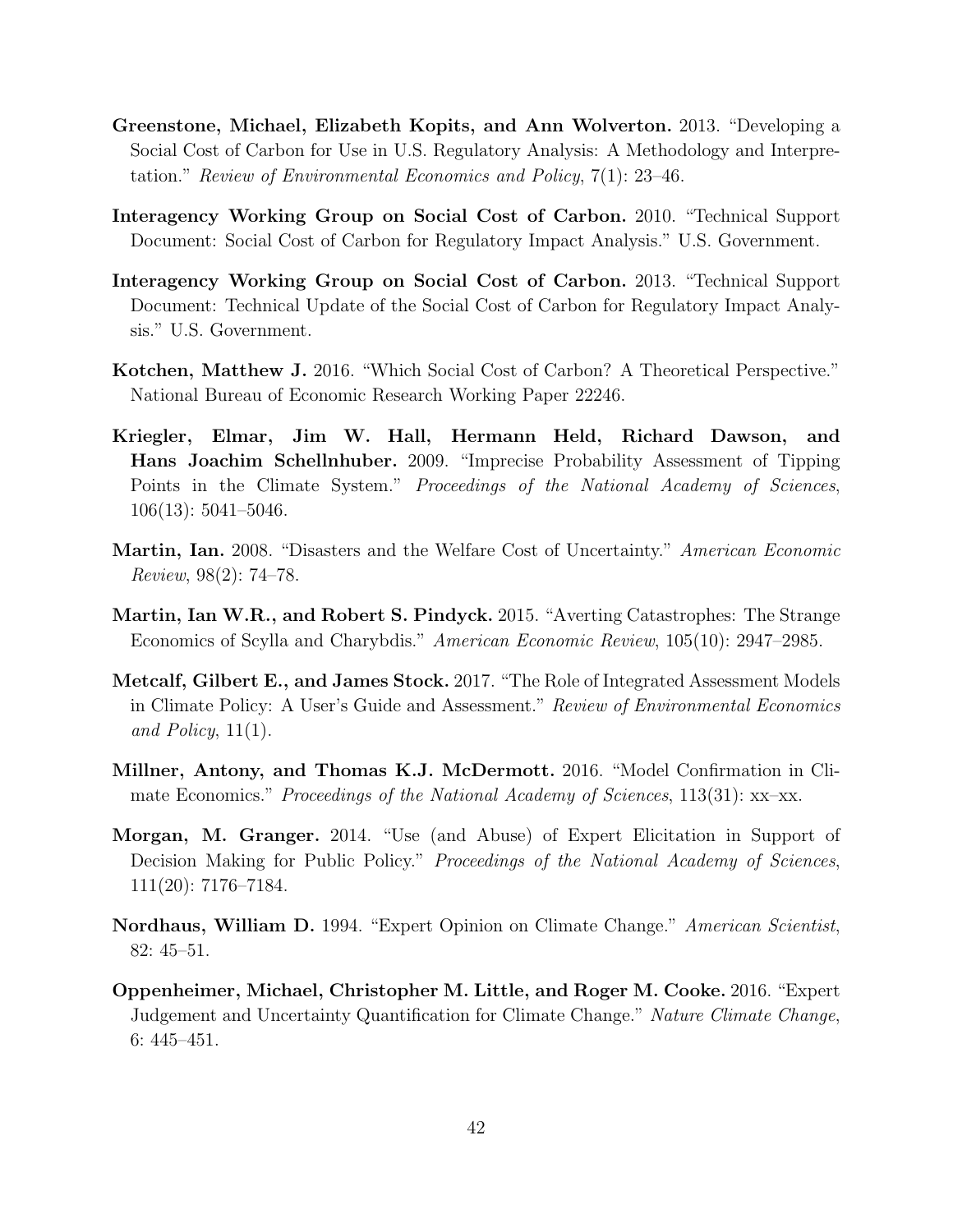**Greenstone, Michael, Elizabeth Kopits, and Ann Wolverton.** 2013. "Developing a Social Cost of Carbon for Use in U.S. Regulatory Analysis: A Methodology and Interpretation." *Review of Environmental Economics and Policy*, 7(1): 23–46.

**Interagency Working Group on Social Cost of Carbon.** 2010. "Technical Support Document: Social Cost of Carbon for Regulatory Impact Analysis." U.S. Government.

**Interagency Working Group on Social Cost of Carbon.** 2013. "Technical Support Document: Technical Update of the Social Cost of Carbon for Regulatory Impact Analysis." U.S. Government.

**Kotchen, Matthew J.** 2016. "Which Social Cost of Carbon? A Theoretical Perspective." National Bureau of Economic Research Working Paper 22246.

**Kriegler, Elmar, Jim W. Hall, Hermann Held, Richard Dawson, and Hans Joachim Schellnhuber.** 2009. "Imprecise Probability Assessment of Tipping Points in the Climate System." *Proceedings of the National Academy of Sciences*, 106(13): 5041–5046.

**Martin, Ian.** 2008. "Disasters and the Welfare Cost of Uncertainty." *American Economic Review*, 98(2): 74–78.

**Martin, Ian W.R., and Robert S. Pindyck.** 2015. "Averting Catastrophes: The Strange Economics of Scylla and Charybdis." *American Economic Review*, 105(10): 2947–2985.

**Metcalf, Gilbert E., and James Stock.** 2017. "The Role of Integrated Assessment Models in Climate Policy: A User's Guide and Assessment." *Review of Environmental Economics and Policy*, 11(1).

**Millner, Antony, and Thomas K.J. McDermott.** 2016. "Model Confirmation in Climate Economics." *Proceedings of the National Academy of Sciences*, 113(31): xx–xx.

**Morgan, M. Granger.** 2014. "Use (and Abuse) of Expert Elicitation in Support of Decision Making for Public Policy." *Proceedings of the National Academy of Sciences*, 111(20): 7176–7184.

**Nordhaus, William D.** 1994. "Expert Opinion on Climate Change." *American Scientist*, 82: 45–51.

**Oppenheimer, Michael, Christopher M. Little, and Roger M. Cooke.** 2016. "Expert Judgement and Uncertainty Quantification for Climate Change." *Nature Climate Change*, 6: 445–451.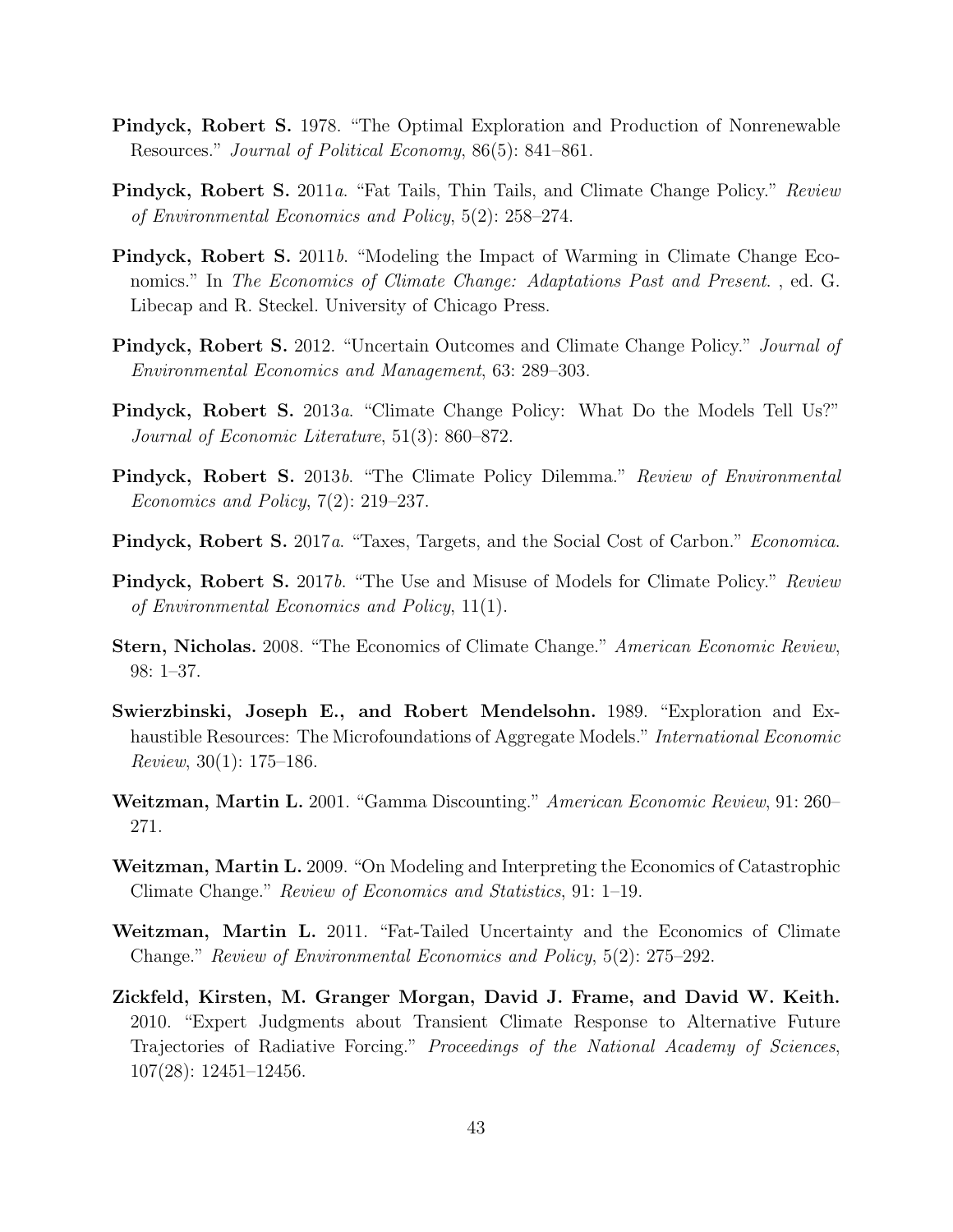**Pindyck, Robert S.** 1978. "The Optimal Exploration and Production of Nonrenewable Resources." *Journal of Political Economy*, 86(5): 841–861.

**Pindyck, Robert S.** 2011*a*. "Fat Tails, Thin Tails, and Climate Change Policy." *Review of Environmental Economics and Policy*, 5(2): 258–274.

**Pindyck, Robert S.** 2011*b*. "Modeling the Impact of Warming in Climate Change Economics." In *The Economics of Climate Change: Adaptations Past and Present.* , ed. G. Libecap and R. Steckel. University of Chicago Press.

**Pindyck, Robert S.** 2012. "Uncertain Outcomes and Climate Change Policy." *Journal of Environmental Economics and Management*, 63: 289–303.

**Pindyck, Robert S.** 2013*a*. "Climate Change Policy: What Do the Models Tell Us?" *Journal of Economic Literature*, 51(3): 860–872.

**Pindyck, Robert S.** 2013*b*. "The Climate Policy Dilemma." *Review of Environmental Economics and Policy*, 7(2): 219–237.

**Pindyck, Robert S.** 2017*a*. "Taxes, Targets, and the Social Cost of Carbon." *Economica.*

**Pindyck, Robert S.** 2017*b*. "The Use and Misuse of Models for Climate Policy." *Review of Environmental Economics and Policy*, 11(1).

**Stern, Nicholas.** 2008. "The Economics of Climate Change." *American Economic Review*, 98: 1–37.

**Swierzbinski, Joseph E., and Robert Mendelsohn.** 1989. "Exploration and Exhaustible Resources: The Microfoundations of Aggregate Models." *International Economic Review*, 30(1): 175–186.

**Weitzman, Martin L.** 2001. "Gamma Discounting." *American Economic Review*, 91: 260–271.

**Weitzman, Martin L.** 2009. "On Modeling and Interpreting the Economics of Catastrophic Climate Change." *Review of Economics and Statistics*, 91: 1–19.

**Weitzman, Martin L.** 2011. "Fat-Tailed Uncertainty and the Economics of Climate Change." *Review of Environmental Economics and Policy*, 5(2): 275–292.

**Zickfeld, Kirsten, M. Granger Morgan, David J. Frame, and David W. Keith.** 2010. "Expert Judgments about Transient Climate Response to Alternative Future Trajectories of Radiative Forcing." *Proceedings of the National Academy of Sciences*, 107(28): 12451–12456.